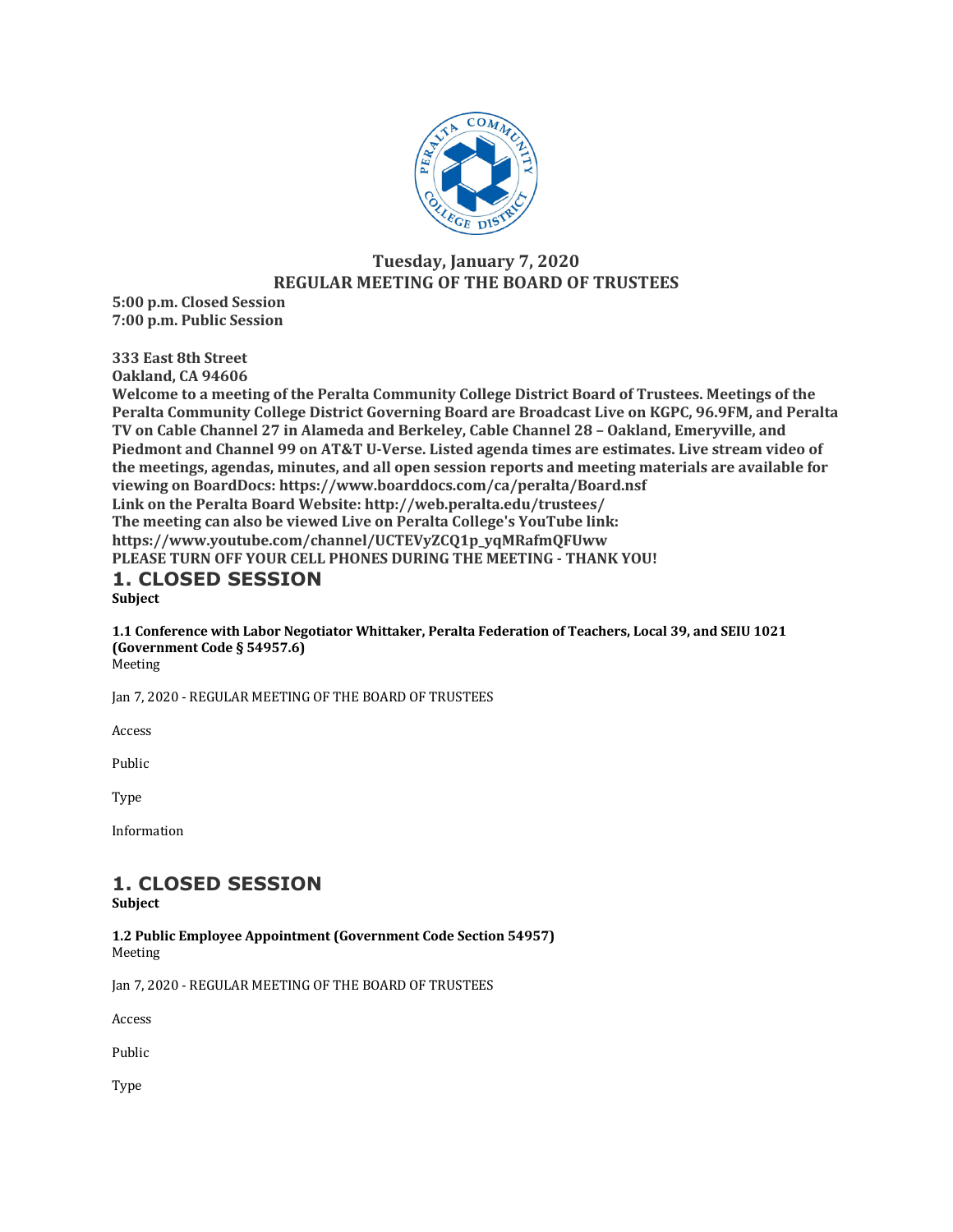# Tuesday, January 7, 2020
# REGULAR MEETING OF THE BOARD OF TRUSTEES

**5:00 p.m. Closed Session**
**7:00 p.m. Public Session**

**333 East 8th Street**
**Oakland, CA 94606**
**Welcome to a meeting of the Peralta Community College District Board of Trustees. Meetings of the Peralta Community College District Governing Board are Broadcast Live on KGPC, 96.9FM, and Peralta TV on Cable Channel 27 in Alameda and Berkeley, Cable Channel 28 – Oakland, Emeryville, and Piedmont and Channel 99 on AT&T U-Verse. Listed agenda times are estimates. Live stream video of the meetings, agendas, minutes, and all open session reports and meeting materials are available for viewing on BoardDocs: https://www.boarddocs.com/ca/peralta/Board.nsf**
**Link on the Peralta Board Website: http://web.peralta.edu/trustees/**
**The meeting can also be viewed Live on Peralta College's YouTube link: https://www.youtube.com/channel/UCTEVyZCQ1p_yqMRafmQFUww**
**PLEASE TURN OFF YOUR CELL PHONES DURING THE MEETING - THANK YOU!**

## 1. CLOSED SESSION

**Subject**

**1.1 Conference with Labor Negotiator Whittaker, Peralta Federation of Teachers, Local 39, and SEIU 1021 (Government Code § 54957.6)**

Meeting

Jan 7, 2020 - REGULAR MEETING OF THE BOARD OF TRUSTEES

Access

Public

Type

Information

## 1. CLOSED SESSION

**Subject**

**1.2 Public Employee Appointment (Government Code Section 54957)**

Meeting

Jan 7, 2020 - REGULAR MEETING OF THE BOARD OF TRUSTEES

Access

Public

Type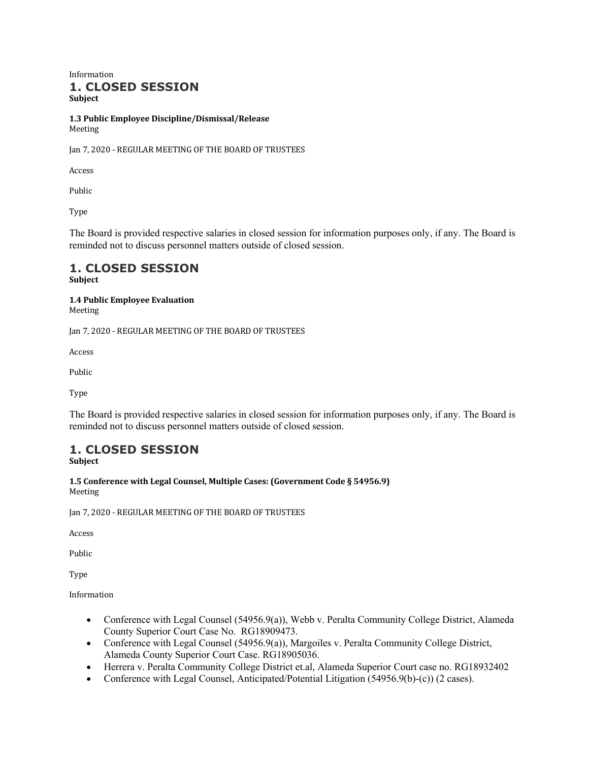Information

# 1. CLOSED SESSION

**Subject**

**1.3 Public Employee Discipline/Dismissal/Release**

Meeting

Jan 7, 2020 - REGULAR MEETING OF THE BOARD OF TRUSTEES

Access

Public

Type

The Board is provided respective salaries in closed session for information purposes only, if any. The Board is reminded not to discuss personnel matters outside of closed session.

# 1. CLOSED SESSION

**Subject**

**1.4 Public Employee Evaluation**

Meeting

Jan 7, 2020 - REGULAR MEETING OF THE BOARD OF TRUSTEES

Access

Public

Type

The Board is provided respective salaries in closed session for information purposes only, if any. The Board is reminded not to discuss personnel matters outside of closed session.

# 1. CLOSED SESSION

**Subject**

**1.5 Conference with Legal Counsel, Multiple Cases: (Government Code § 54956.9)**

Meeting

Jan 7, 2020 - REGULAR MEETING OF THE BOARD OF TRUSTEES

Access

Public

Type

Information

- Conference with Legal Counsel (54956.9(a)), Webb v. Peralta Community College District, Alameda County Superior Court Case No. RG18909473.
- Conference with Legal Counsel (54956.9(a)), Margoiles v. Peralta Community College District, Alameda County Superior Court Case. RG18905036.
- Herrera v. Peralta Community College District et.al, Alameda Superior Court case no. RG18932402
- Conference with Legal Counsel, Anticipated/Potential Litigation (54956.9(b)-(c)) (2 cases).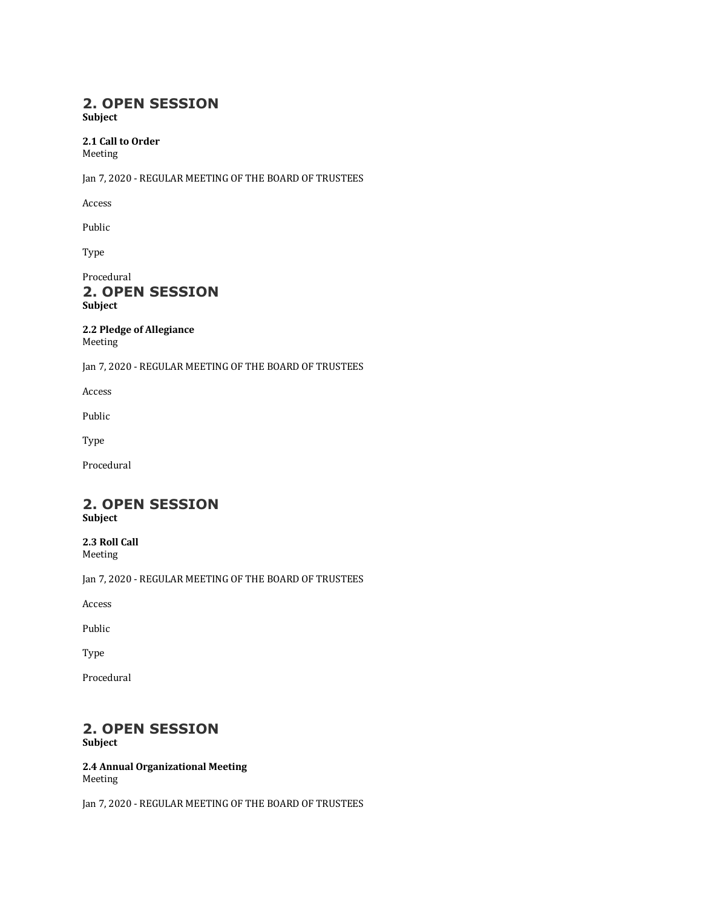## 2. OPEN SESSION

**Subject**

**2.1 Call to Order**

Meeting

Jan 7, 2020 - REGULAR MEETING OF THE BOARD OF TRUSTEES

Access

Public

Type

Procedural

## 2. OPEN SESSION

**Subject**

**2.2 Pledge of Allegiance**

Meeting

Jan 7, 2020 - REGULAR MEETING OF THE BOARD OF TRUSTEES

Access

Public

Type

Procedural

## 2. OPEN SESSION

**Subject**

**2.3 Roll Call**

Meeting

Jan 7, 2020 - REGULAR MEETING OF THE BOARD OF TRUSTEES

Access

Public

Type

Procedural

## 2. OPEN SESSION

**Subject**

**2.4 Annual Organizational Meeting**

Meeting

Jan 7, 2020 - REGULAR MEETING OF THE BOARD OF TRUSTEES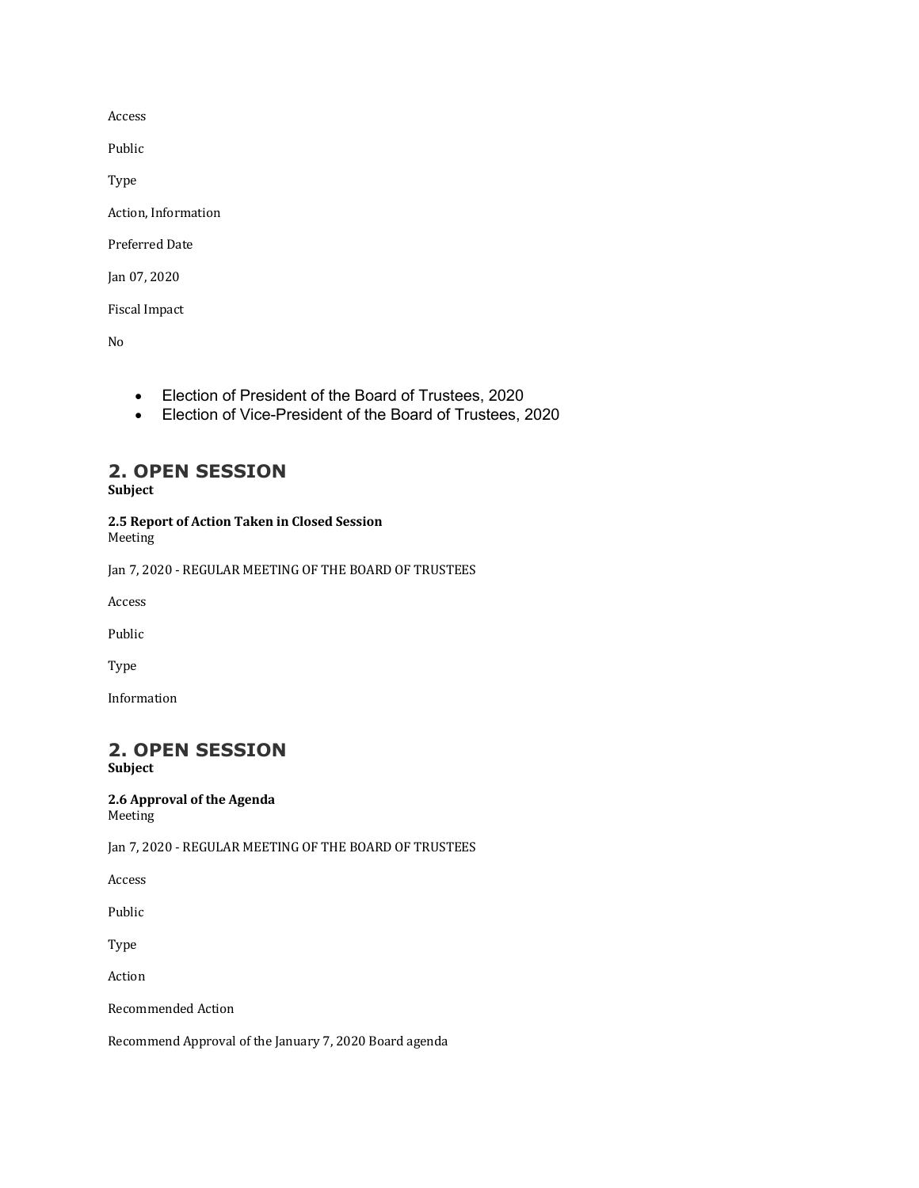Access

Public

Type

Action, Information

Preferred Date

Jan 07, 2020

Fiscal Impact

No

- Election of President of the Board of Trustees, 2020
- Election of Vice-President of the Board of Trustees, 2020

## 2. OPEN SESSION

**Subject**

**2.5 Report of Action Taken in Closed Session**

Meeting

Jan 7, 2020 - REGULAR MEETING OF THE BOARD OF TRUSTEES

Access

Public

Type

Information

## 2. OPEN SESSION

**Subject**

**2.6 Approval of the Agenda**

Meeting

Jan 7, 2020 - REGULAR MEETING OF THE BOARD OF TRUSTEES

Access

Public

Type

Action

Recommended Action

Recommend Approval of the January 7, 2020 Board agenda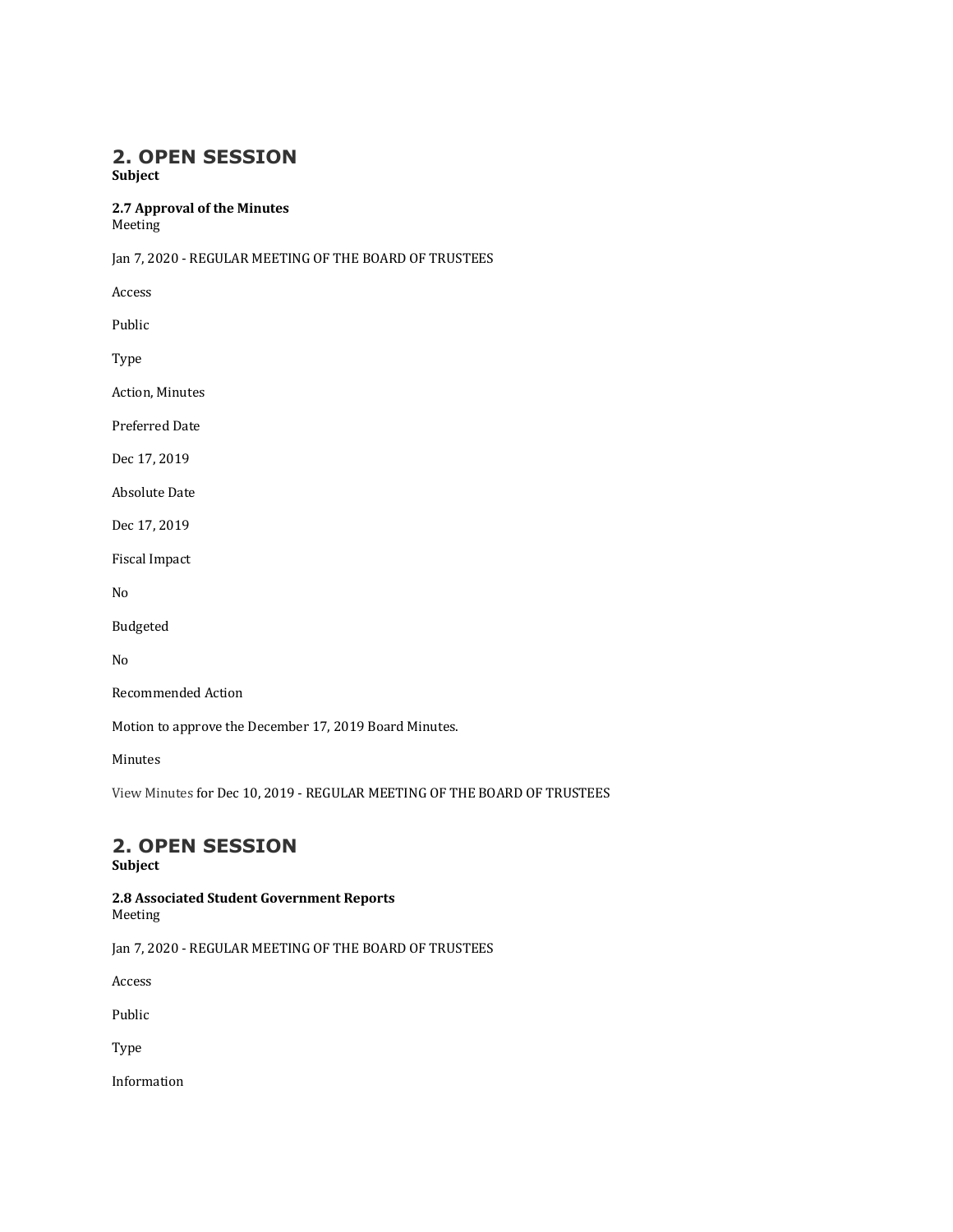## 2. OPEN SESSION

**Subject**

**2.7 Approval of the Minutes**

Meeting

Jan 7, 2020 - REGULAR MEETING OF THE BOARD OF TRUSTEES

Access

Public

Type

Action, Minutes

Preferred Date

Dec 17, 2019

Absolute Date

Dec 17, 2019

Fiscal Impact

No

Budgeted

No

Recommended Action

Motion to approve the December 17, 2019 Board Minutes.

Minutes

View Minutes for Dec 10, 2019 - REGULAR MEETING OF THE BOARD OF TRUSTEES

## 2. OPEN SESSION

**Subject**

**2.8 Associated Student Government Reports**

Meeting

Jan 7, 2020 - REGULAR MEETING OF THE BOARD OF TRUSTEES

Access

Public

Type

Information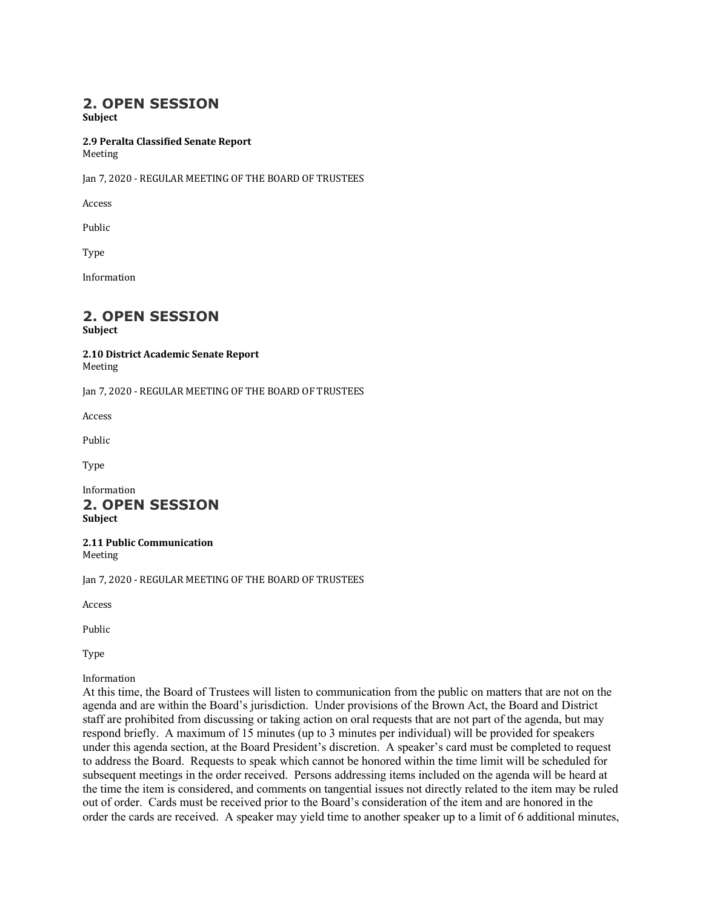## 2. OPEN SESSION

**Subject**

**2.9 Peralta Classified Senate Report**

Meeting

Jan 7, 2020 - REGULAR MEETING OF THE BOARD OF TRUSTEES

Access

Public

Type

Information

## 2. OPEN SESSION

**Subject**

**2.10 District Academic Senate Report**

Meeting

Jan 7, 2020 - REGULAR MEETING OF THE BOARD OF TRUSTEES

Access

Public

Type

Information

## 2. OPEN SESSION

**Subject**

**2.11 Public Communication**

Meeting

Jan 7, 2020 - REGULAR MEETING OF THE BOARD OF TRUSTEES

Access

Public

Type

Information

At this time, the Board of Trustees will listen to communication from the public on matters that are not on the agenda and are within the Board's jurisdiction. Under provisions of the Brown Act, the Board and District staff are prohibited from discussing or taking action on oral requests that are not part of the agenda, but may respond briefly. A maximum of 15 minutes (up to 3 minutes per individual) will be provided for speakers under this agenda section, at the Board President's discretion. A speaker's card must be completed to request to address the Board. Requests to speak which cannot be honored within the time limit will be scheduled for subsequent meetings in the order received. Persons addressing items included on the agenda will be heard at the time the item is considered, and comments on tangential issues not directly related to the item may be ruled out of order. Cards must be received prior to the Board's consideration of the item and are honored in the order the cards are received. A speaker may yield time to another speaker up to a limit of 6 additional minutes,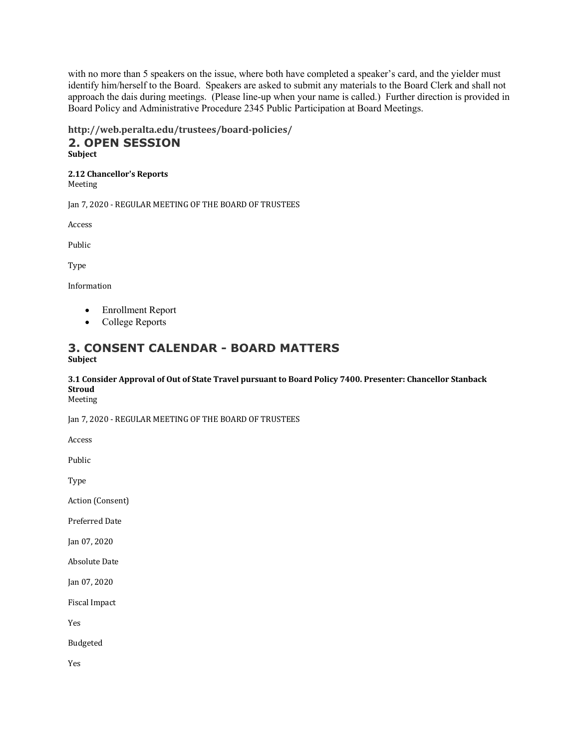with no more than 5 speakers on the issue, where both have completed a speaker's card, and the yielder must identify him/herself to the Board. Speakers are asked to submit any materials to the Board Clerk and shall not approach the dais during meetings. (Please line-up when your name is called.) Further direction is provided in Board Policy and Administrative Procedure 2345 Public Participation at Board Meetings.

**http://web.peralta.edu/trustees/board-policies/**

## 2. OPEN SESSION

**Subject**

**2.12 Chancellor's Reports**

Meeting

Jan 7, 2020 - REGULAR MEETING OF THE BOARD OF TRUSTEES

Access

Public

Type

Information

- Enrollment Report
- College Reports

## 3. CONSENT CALENDAR - BOARD MATTERS

**Subject**

**3.1 Consider Approval of Out of State Travel pursuant to Board Policy 7400. Presenter: Chancellor Stanback Stroud**

Meeting

Jan 7, 2020 - REGULAR MEETING OF THE BOARD OF TRUSTEES

Access

Public

Type

Action (Consent)

Preferred Date

Jan 07, 2020

Absolute Date

Jan 07, 2020

Fiscal Impact

Yes

Budgeted

Yes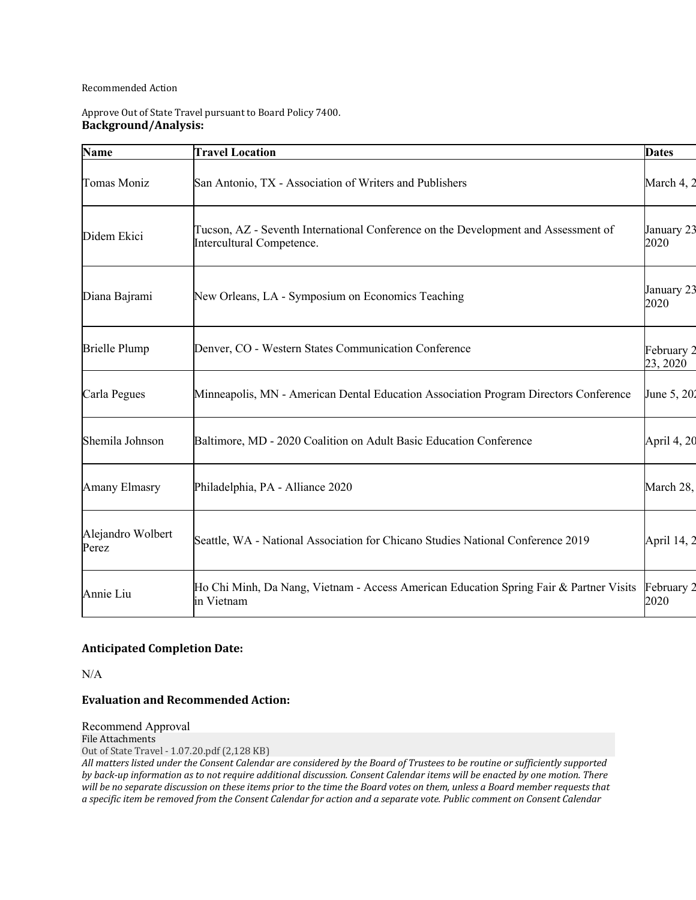Recommended Action

Approve Out of State Travel pursuant to Board Policy 7400.

**Background/Analysis:**

| Name | Travel Location | Dates |
|---|---|---|
| Tomas Moniz | San Antonio, TX - Association of Writers and Publishers | March 4, 2 |
| Didem Ekici | Tucson, AZ - Seventh International Conference on the Development and Assessment of Intercultural Competence. | January 23 2020 |
| Diana Bajrami | New Orleans, LA - Symposium on Economics Teaching | January 23 2020 |
| Brielle Plump | Denver, CO - Western States Communication Conference | February 2 23, 2020 |
| Carla Pegues | Minneapolis, MN - American Dental Education Association Program Directors Conference | June 5, 202 |
| Shemila Johnson | Baltimore, MD - 2020 Coalition on Adult Basic Education Conference | April 4, 20 |
| Amany Elmasry | Philadelphia, PA - Alliance 2020 | March 28, |
| Alejandro Wolbert Perez | Seattle, WA - National Association for Chicano Studies National Conference 2019 | April 14, 2 |
| Annie Liu | Ho Chi Minh, Da Nang, Vietnam - Access American Education Spring Fair & Partner Visits in Vietnam | February 2 2020 |

**Anticipated Completion Date:**

N/A

**Evaluation and Recommended Action:**

Recommend Approval

File Attachments

Out of State Travel - 1.07.20.pdf (2,128 KB)

*All matters listed under the Consent Calendar are considered by the Board of Trustees to be routine or sufficiently supported by back-up information as to not require additional discussion. Consent Calendar items will be enacted by one motion. There will be no separate discussion on these items prior to the time the Board votes on them, unless a Board member requests that a specific item be removed from the Consent Calendar for action and a separate vote. Public comment on Consent Calendar*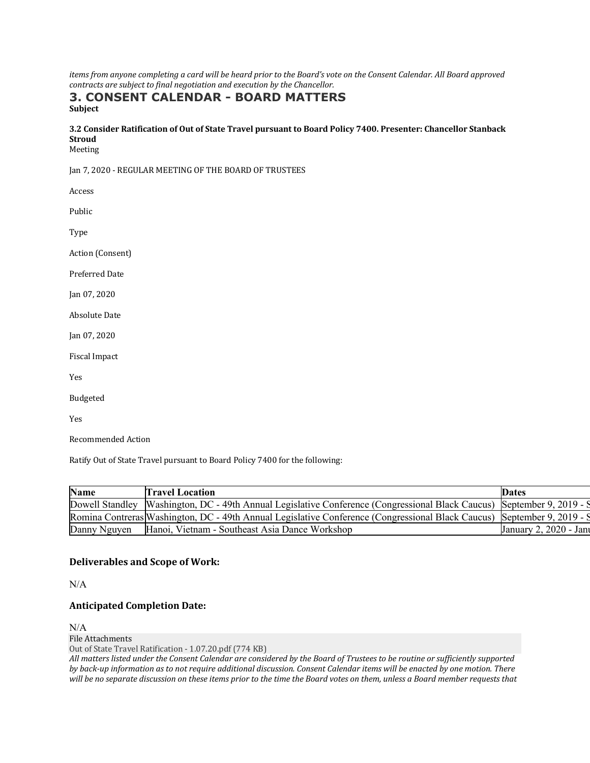*items from anyone completing a card will be heard prior to the Board's vote on the Consent Calendar. All Board approved contracts are subject to final negotiation and execution by the Chancellor.*

## 3. CONSENT CALENDAR - BOARD MATTERS

**Subject**

**3.2 Consider Ratification of Out of State Travel pursuant to Board Policy 7400. Presenter: Chancellor Stanback Stroud**

Meeting

Jan 7, 2020 - REGULAR MEETING OF THE BOARD OF TRUSTEES

Access

Public

Type

Action (Consent)

Preferred Date

Jan 07, 2020

Absolute Date

Jan 07, 2020

Fiscal Impact

Yes

Budgeted

Yes

Recommended Action

Ratify Out of State Travel pursuant to Board Policy 7400 for the following:

| Name | Travel Location | Dates |
|---|---|---|
| Dowell Standley | Washington, DC - 49th Annual Legislative Conference (Congressional Black Caucus) | September 9, 2019 - S |
| Romina Contreras | Washington, DC - 49th Annual Legislative Conference (Congressional Black Caucus) | September 9, 2019 - S |
| Danny Nguyen | Hanoi, Vietnam - Southeast Asia Dance Workshop | January 2, 2020 - Janu |

### Deliverables and Scope of Work:

N/A

### Anticipated Completion Date:

N/A

File Attachments

Out of State Travel Ratification - 1.07.20.pdf (774 KB)

*All matters listed under the Consent Calendar are considered by the Board of Trustees to be routine or sufficiently supported by back-up information as to not require additional discussion. Consent Calendar items will be enacted by one motion. There will be no separate discussion on these items prior to the time the Board votes on them, unless a Board member requests that*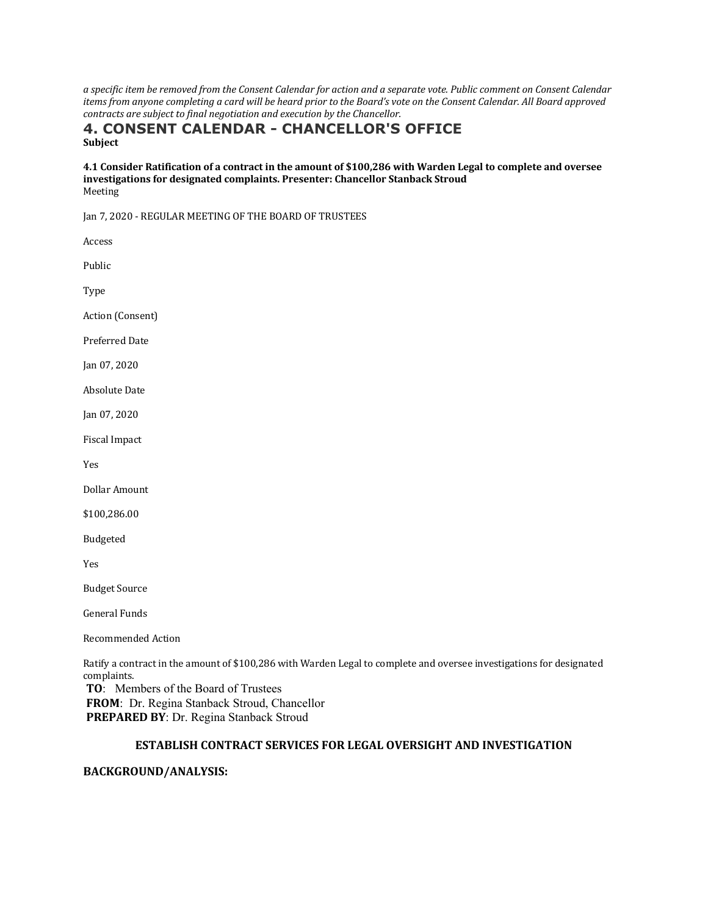*a specific item be removed from the Consent Calendar for action and a separate vote. Public comment on Consent Calendar items from anyone completing a card will be heard prior to the Board's vote on the Consent Calendar. All Board approved contracts are subject to final negotiation and execution by the Chancellor.*

## 4. CONSENT CALENDAR - CHANCELLOR'S OFFICE

**Subject**

**4.1 Consider Ratification of a contract in the amount of $100,286 with Warden Legal to complete and oversee investigations for designated complaints. Presenter: Chancellor Stanback Stroud**

Meeting

Jan 7, 2020 - REGULAR MEETING OF THE BOARD OF TRUSTEES

Access

Public

Type

Action (Consent)

Preferred Date

Jan 07, 2020

Absolute Date

Jan 07, 2020

Fiscal Impact

Yes

Dollar Amount

$100,286.00

Budgeted

Yes

Budget Source

General Funds

Recommended Action

Ratify a contract in the amount of $100,286 with Warden Legal to complete and oversee investigations for designated complaints.

**TO**: Members of the Board of Trustees
**FROM**: Dr. Regina Stanback Stroud, Chancellor
**PREPARED BY**: Dr. Regina Stanback Stroud

### ESTABLISH CONTRACT SERVICES FOR LEGAL OVERSIGHT AND INVESTIGATION

**BACKGROUND/ANALYSIS:**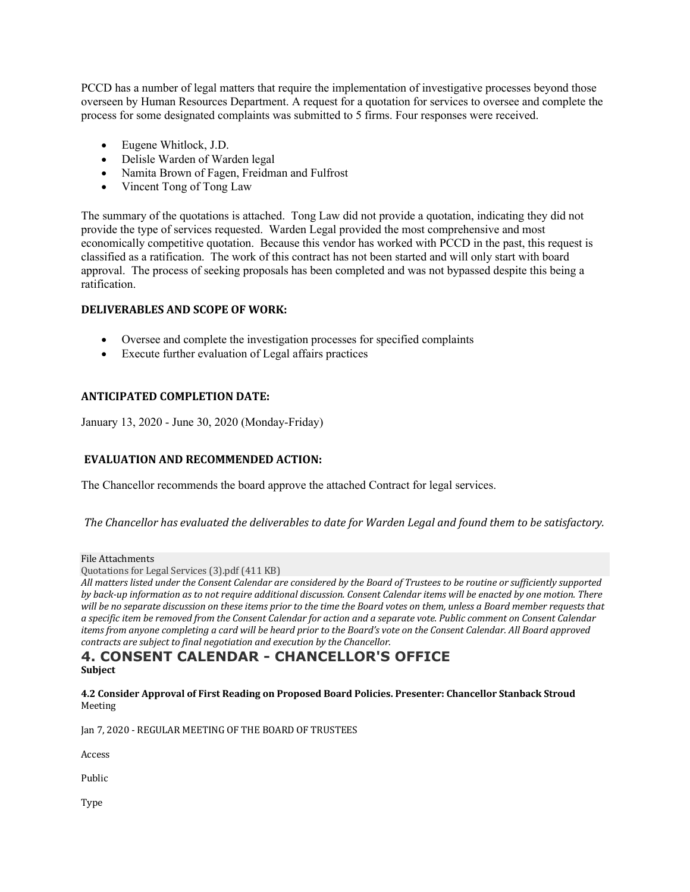PCCD has a number of legal matters that require the implementation of investigative processes beyond those overseen by Human Resources Department. A request for a quotation for services to oversee and complete the process for some designated complaints was submitted to 5 firms. Four responses were received.

- Eugene Whitlock, J.D.
- Delisle Warden of Warden legal
- Namita Brown of Fagen, Freidman and Fulfrost
- Vincent Tong of Tong Law

The summary of the quotations is attached. Tong Law did not provide a quotation, indicating they did not provide the type of services requested. Warden Legal provided the most comprehensive and most economically competitive quotation. Because this vendor has worked with PCCD in the past, this request is classified as a ratification. The work of this contract has not been started and will only start with board approval. The process of seeking proposals has been completed and was not bypassed despite this being a ratification.

**DELIVERABLES AND SCOPE OF WORK:**

- Oversee and complete the investigation processes for specified complaints
- Execute further evaluation of Legal affairs practices

**ANTICIPATED COMPLETION DATE:**

January 13, 2020 - June 30, 2020 (Monday-Friday)

**EVALUATION AND RECOMMENDED ACTION:**

The Chancellor recommends the board approve the attached Contract for legal services.

*The Chancellor has evaluated the deliverables to date for Warden Legal and found them to be satisfactory.*

File Attachments

Quotations for Legal Services (3).pdf (411 KB)

*All matters listed under the Consent Calendar are considered by the Board of Trustees to be routine or sufficiently supported by back-up information as to not require additional discussion. Consent Calendar items will be enacted by one motion. There will be no separate discussion on these items prior to the time the Board votes on them, unless a Board member requests that a specific item be removed from the Consent Calendar for action and a separate vote. Public comment on Consent Calendar items from anyone completing a card will be heard prior to the Board's vote on the Consent Calendar. All Board approved contracts are subject to final negotiation and execution by the Chancellor.*

## 4. CONSENT CALENDAR - CHANCELLOR'S OFFICE

**Subject**

**4.2 Consider Approval of First Reading on Proposed Board Policies. Presenter: Chancellor Stanback Stroud**

Meeting

Jan 7, 2020 - REGULAR MEETING OF THE BOARD OF TRUSTEES

Access

Public

Type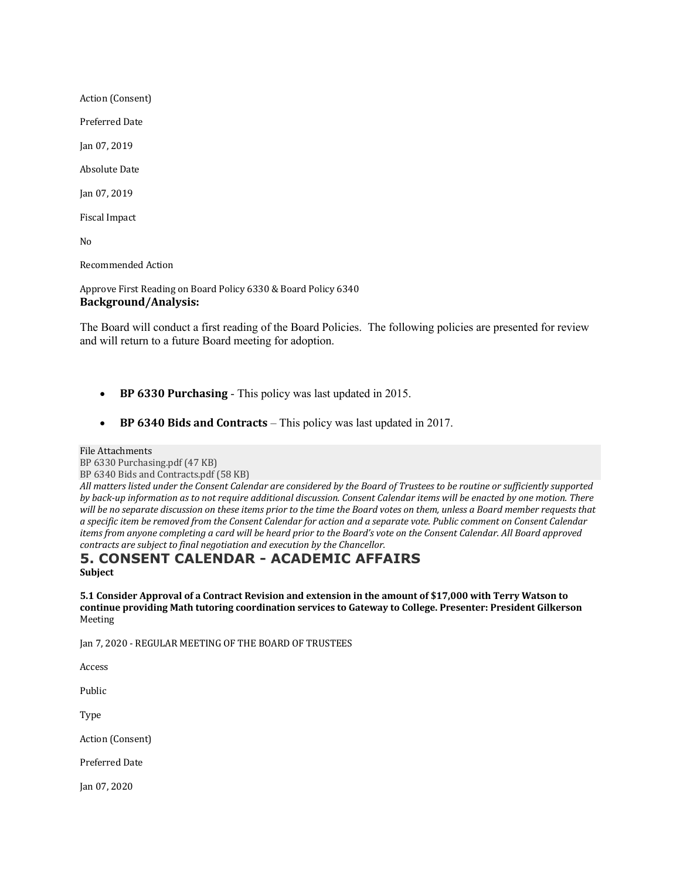Action (Consent)

Preferred Date

Jan 07, 2019

Absolute Date

Jan 07, 2019

Fiscal Impact

No

Recommended Action

Approve First Reading on Board Policy 6330 & Board Policy 6340

**Background/Analysis:**

The Board will conduct a first reading of the Board Policies. The following policies are presented for review and will return to a future Board meeting for adoption.

- **BP 6330 Purchasing** - This policy was last updated in 2015.
- **BP 6340 Bids and Contracts** – This policy was last updated in 2017.

File Attachments
BP 6330 Purchasing.pdf (47 KB)
BP 6340 Bids and Contracts.pdf (58 KB)

*All matters listed under the Consent Calendar are considered by the Board of Trustees to be routine or sufficiently supported by back-up information as to not require additional discussion. Consent Calendar items will be enacted by one motion. There will be no separate discussion on these items prior to the time the Board votes on them, unless a Board member requests that a specific item be removed from the Consent Calendar for action and a separate vote. Public comment on Consent Calendar items from anyone completing a card will be heard prior to the Board's vote on the Consent Calendar. All Board approved contracts are subject to final negotiation and execution by the Chancellor.*

## 5. CONSENT CALENDAR - ACADEMIC AFFAIRS

**Subject**

**5.1 Consider Approval of a Contract Revision and extension in the amount of $17,000 with Terry Watson to continue providing Math tutoring coordination services to Gateway to College. Presenter: President Gilkerson**

Meeting

Jan 7, 2020 - REGULAR MEETING OF THE BOARD OF TRUSTEES

Access

Public

Type

Action (Consent)

Preferred Date

Jan 07, 2020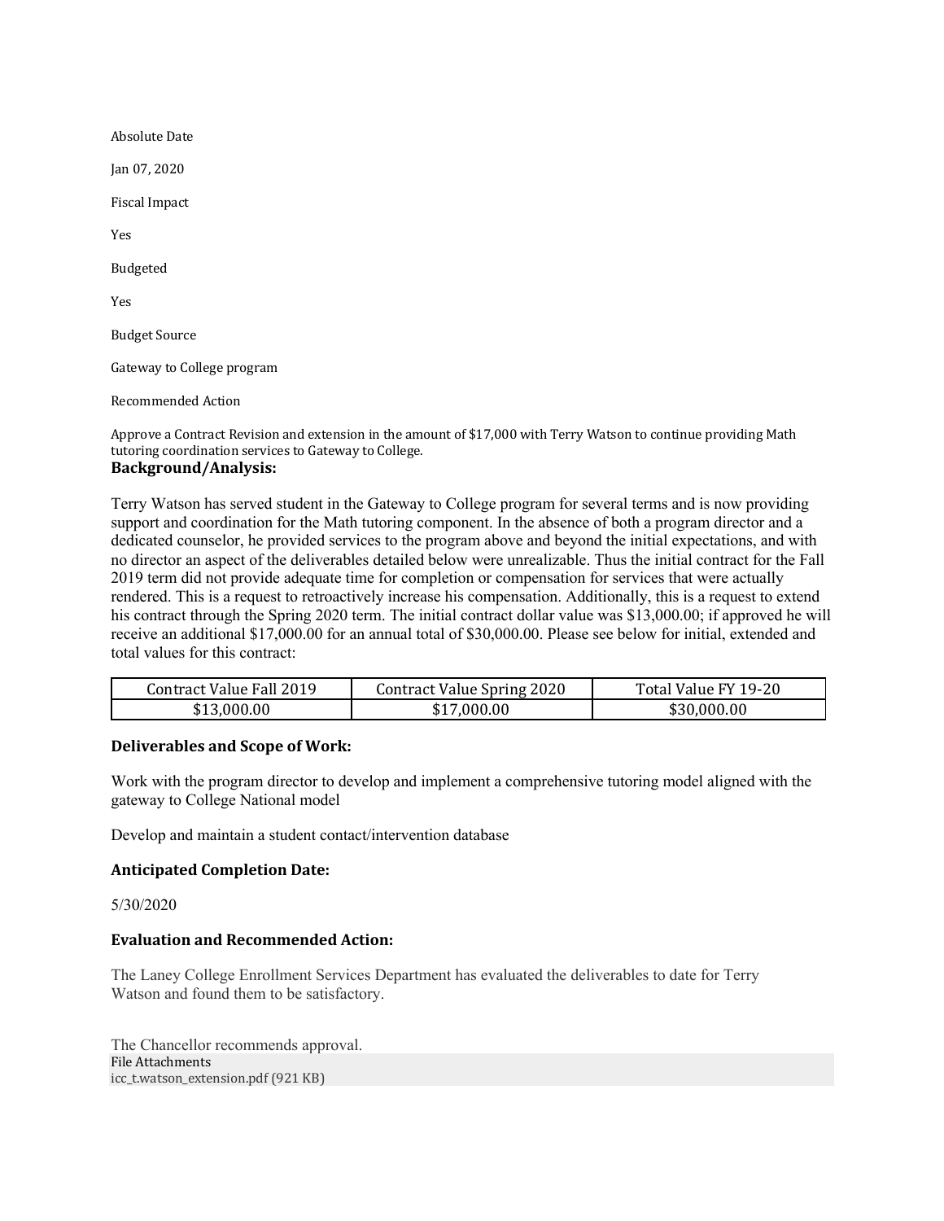Absolute Date

Jan 07, 2020

Fiscal Impact

Yes

Budgeted

Yes

Budget Source

Gateway to College program

Recommended Action

Approve a Contract Revision and extension in the amount of $17,000 with Terry Watson to continue providing Math tutoring coordination services to Gateway to College.

**Background/Analysis:**

Terry Watson has served student in the Gateway to College program for several terms and is now providing support and coordination for the Math tutoring component. In the absence of both a program director and a dedicated counselor, he provided services to the program above and beyond the initial expectations, and with no director an aspect of the deliverables detailed below were unrealizable. Thus the initial contract for the Fall 2019 term did not provide adequate time for completion or compensation for services that were actually rendered. This is a request to retroactively increase his compensation. Additionally, this is a request to extend his contract through the Spring 2020 term. The initial contract dollar value was $13,000.00; if approved he will receive an additional $17,000.00 for an annual total of $30,000.00. Please see below for initial, extended and total values for this contract:

| Contract Value Fall 2019 | Contract Value Spring 2020 | Total Value FY 19-20 |
|---|---|---|
| $13,000.00 | $17,000.00 | $30,000.00 |

**Deliverables and Scope of Work:**

Work with the program director to develop and implement a comprehensive tutoring model aligned with the gateway to College National model

Develop and maintain a student contact/intervention database

**Anticipated Completion Date:**

5/30/2020

**Evaluation and Recommended Action:**

The Laney College Enrollment Services Department has evaluated the deliverables to date for Terry Watson and found them to be satisfactory.

The Chancellor recommends approval.

File Attachments

icc_t.watson_extension.pdf (921 KB)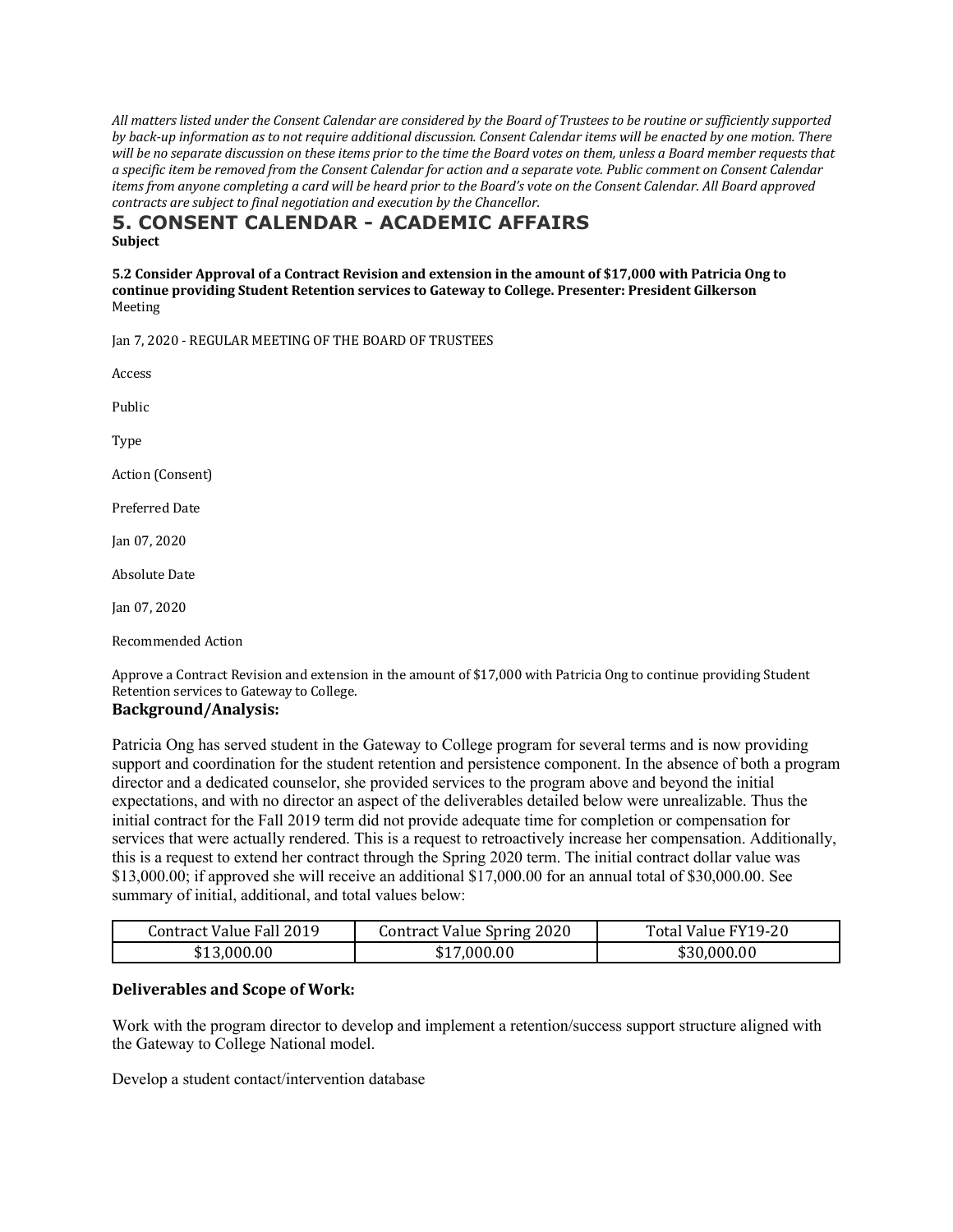*All matters listed under the Consent Calendar are considered by the Board of Trustees to be routine or sufficiently supported by back-up information as to not require additional discussion. Consent Calendar items will be enacted by one motion. There will be no separate discussion on these items prior to the time the Board votes on them, unless a Board member requests that a specific item be removed from the Consent Calendar for action and a separate vote. Public comment on Consent Calendar items from anyone completing a card will be heard prior to the Board's vote on the Consent Calendar. All Board approved contracts are subject to final negotiation and execution by the Chancellor.*

## 5. CONSENT CALENDAR - ACADEMIC AFFAIRS

**Subject**

**5.2 Consider Approval of a Contract Revision and extension in the amount of $17,000 with Patricia Ong to continue providing Student Retention services to Gateway to College. Presenter: President Gilkerson**

Meeting

Jan 7, 2020 - REGULAR MEETING OF THE BOARD OF TRUSTEES

Access

Public

Type

Action (Consent)

Preferred Date

Jan 07, 2020

Absolute Date

Jan 07, 2020

Recommended Action

Approve a Contract Revision and extension in the amount of $17,000 with Patricia Ong to continue providing Student Retention services to Gateway to College.

### Background/Analysis:

Patricia Ong has served student in the Gateway to College program for several terms and is now providing support and coordination for the student retention and persistence component. In the absence of both a program director and a dedicated counselor, she provided services to the program above and beyond the initial expectations, and with no director an aspect of the deliverables detailed below were unrealizable. Thus the initial contract for the Fall 2019 term did not provide adequate time for completion or compensation for services that were actually rendered. This is a request to retroactively increase her compensation. Additionally, this is a request to extend her contract through the Spring 2020 term. The initial contract dollar value was $13,000.00; if approved she will receive an additional $17,000.00 for an annual total of $30,000.00. See summary of initial, additional, and total values below:

| Contract Value Fall 2019 | Contract Value Spring 2020 | Total Value FY19-20 |
| --- | --- | --- |
| $13,000.00 | $17,000.00 | $30,000.00 |

### Deliverables and Scope of Work:

Work with the program director to develop and implement a retention/success support structure aligned with the Gateway to College National model.

Develop a student contact/intervention database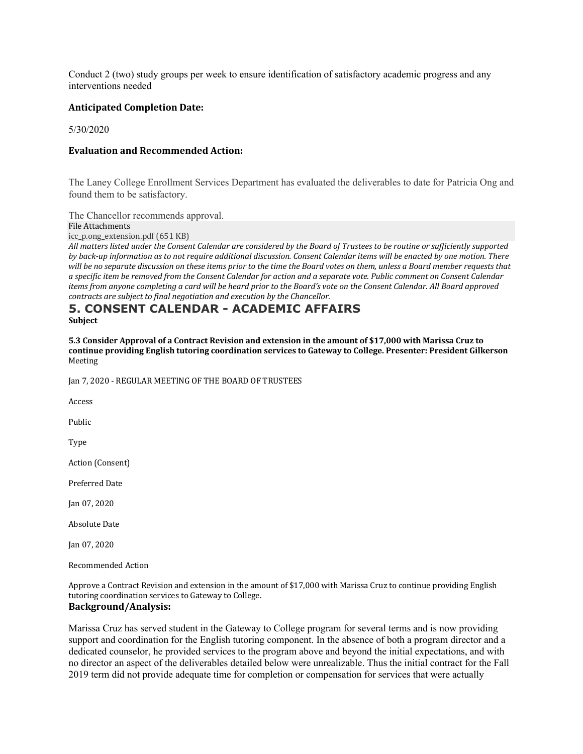Conduct 2 (two) study groups per week to ensure identification of satisfactory academic progress and any interventions needed

**Anticipated Completion Date:**

5/30/2020

**Evaluation and Recommended Action:**

The Laney College Enrollment Services Department has evaluated the deliverables to date for Patricia Ong and found them to be satisfactory.

The Chancellor recommends approval.

File Attachments

icc_p.ong_extension.pdf (651 KB)

*All matters listed under the Consent Calendar are considered by the Board of Trustees to be routine or sufficiently supported by back-up information as to not require additional discussion. Consent Calendar items will be enacted by one motion. There will be no separate discussion on these items prior to the time the Board votes on them, unless a Board member requests that a specific item be removed from the Consent Calendar for action and a separate vote. Public comment on Consent Calendar items from anyone completing a card will be heard prior to the Board's vote on the Consent Calendar. All Board approved contracts are subject to final negotiation and execution by the Chancellor.*

# 5. CONSENT CALENDAR - ACADEMIC AFFAIRS

**Subject**

**5.3 Consider Approval of a Contract Revision and extension in the amount of $17,000 with Marissa Cruz to continue providing English tutoring coordination services to Gateway to College. Presenter: President Gilkerson**

Meeting

Jan 7, 2020 - REGULAR MEETING OF THE BOARD OF TRUSTEES

Access

Public

Type

Action (Consent)

Preferred Date

Jan 07, 2020

Absolute Date

Jan 07, 2020

Recommended Action

Approve a Contract Revision and extension in the amount of $17,000 with Marissa Cruz to continue providing English tutoring coordination services to Gateway to College.

**Background/Analysis:**

Marissa Cruz has served student in the Gateway to College program for several terms and is now providing support and coordination for the English tutoring component. In the absence of both a program director and a dedicated counselor, he provided services to the program above and beyond the initial expectations, and with no director an aspect of the deliverables detailed below were unrealizable. Thus the initial contract for the Fall 2019 term did not provide adequate time for completion or compensation for services that were actually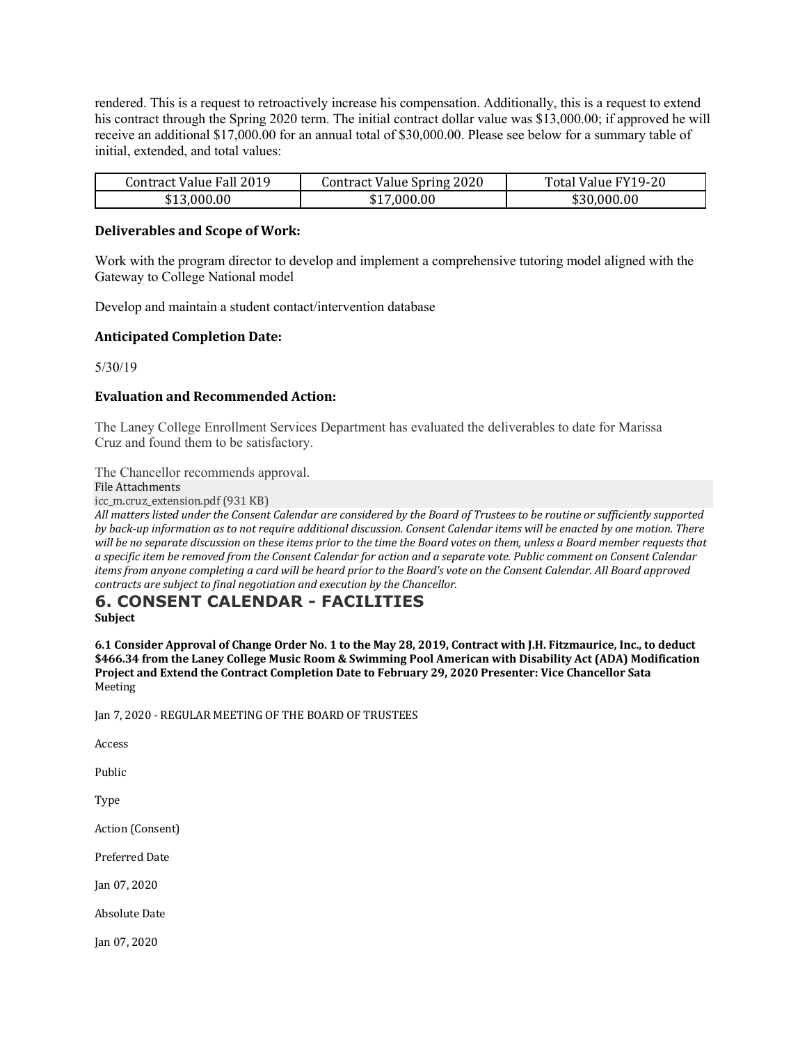rendered. This is a request to retroactively increase his compensation. Additionally, this is a request to extend his contract through the Spring 2020 term. The initial contract dollar value was $13,000.00; if approved he will receive an additional $17,000.00 for an annual total of $30,000.00. Please see below for a summary table of initial, extended, and total values:

| Contract Value Fall 2019 | Contract Value Spring 2020 | Total Value FY19-20 |
| --- | --- | --- |
| $13,000.00 | $17,000.00 | $30,000.00 |

### Deliverables and Scope of Work:

Work with the program director to develop and implement a comprehensive tutoring model aligned with the Gateway to College National model

Develop and maintain a student contact/intervention database

### Anticipated Completion Date:

5/30/19

### Evaluation and Recommended Action:

The Laney College Enrollment Services Department has evaluated the deliverables to date for Marissa Cruz and found them to be satisfactory.

The Chancellor recommends approval.

File Attachments

icc_m.cruz_extension.pdf (931 KB)

*All matters listed under the Consent Calendar are considered by the Board of Trustees to be routine or sufficiently supported by back-up information as to not require additional discussion. Consent Calendar items will be enacted by one motion. There will be no separate discussion on these items prior to the time the Board votes on them, unless a Board member requests that a specific item be removed from the Consent Calendar for action and a separate vote. Public comment on Consent Calendar items from anyone completing a card will be heard prior to the Board's vote on the Consent Calendar. All Board approved contracts are subject to final negotiation and execution by the Chancellor.*

## 6. CONSENT CALENDAR - FACILITIES

**Subject**

**6.1 Consider Approval of Change Order No. 1 to the May 28, 2019, Contract with J.H. Fitzmaurice, Inc., to deduct $466.34 from the Laney College Music Room & Swimming Pool American with Disability Act (ADA) Modification Project and Extend the Contract Completion Date to February 29, 2020 Presenter: Vice Chancellor Sata**

Meeting

Jan 7, 2020 - REGULAR MEETING OF THE BOARD OF TRUSTEES

Access

Public

Type

Action (Consent)

Preferred Date

Jan 07, 2020

Absolute Date

Jan 07, 2020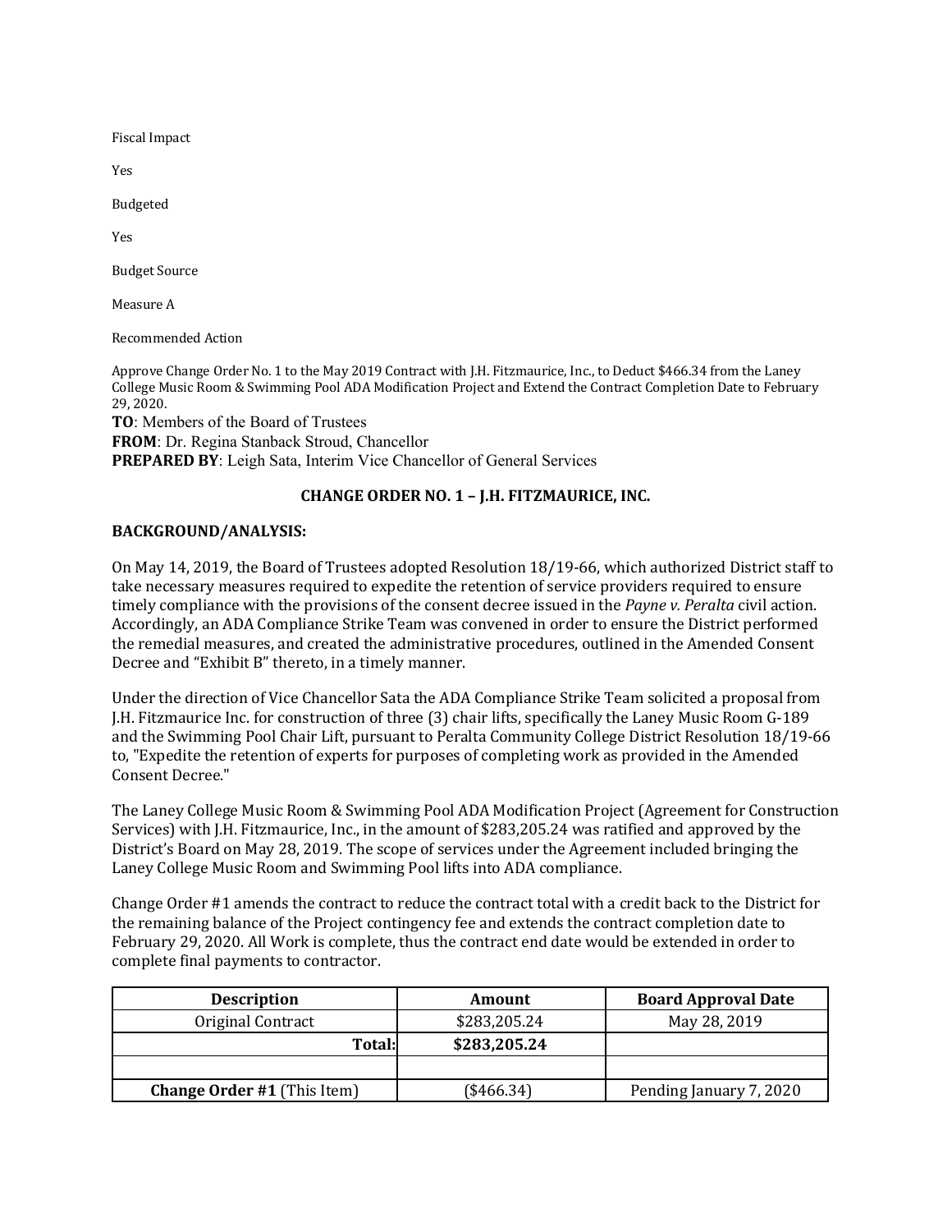Fiscal Impact

Yes

Budgeted

Yes

Budget Source

Measure A

Recommended Action

Approve Change Order No. 1 to the May 2019 Contract with J.H. Fitzmaurice, Inc., to Deduct $466.34 from the Laney College Music Room & Swimming Pool ADA Modification Project and Extend the Contract Completion Date to February 29, 2020.

**TO**: Members of the Board of Trustees
**FROM**: Dr. Regina Stanback Stroud, Chancellor
**PREPARED BY**: Leigh Sata, Interim Vice Chancellor of General Services

**CHANGE ORDER NO. 1 – J.H. FITZMAURICE, INC.**

**BACKGROUND/ANALYSIS:**

On May 14, 2019, the Board of Trustees adopted Resolution 18/19-66, which authorized District staff to take necessary measures required to expedite the retention of service providers required to ensure timely compliance with the provisions of the consent decree issued in the *Payne v. Peralta* civil action. Accordingly, an ADA Compliance Strike Team was convened in order to ensure the District performed the remedial measures, and created the administrative procedures, outlined in the Amended Consent Decree and "Exhibit B" thereto, in a timely manner.

Under the direction of Vice Chancellor Sata the ADA Compliance Strike Team solicited a proposal from J.H. Fitzmaurice Inc. for construction of three (3) chair lifts, specifically the Laney Music Room G-189 and the Swimming Pool Chair Lift, pursuant to Peralta Community College District Resolution 18/19-66 to, "Expedite the retention of experts for purposes of completing work as provided in the Amended Consent Decree."

The Laney College Music Room & Swimming Pool ADA Modification Project (Agreement for Construction Services) with J.H. Fitzmaurice, Inc., in the amount of $283,205.24 was ratified and approved by the District's Board on May 28, 2019. The scope of services under the Agreement included bringing the Laney College Music Room and Swimming Pool lifts into ADA compliance.

Change Order #1 amends the contract to reduce the contract total with a credit back to the District for the remaining balance of the Project contingency fee and extends the contract completion date to February 29, 2020. All Work is complete, thus the contract end date would be extended in order to complete final payments to contractor.

| Description | Amount | Board Approval Date |
|---|---|---|
| Original Contract | $283,205.24 | May 28, 2019 |
| **Total:** | **$283,205.24** | |
| | | |
| **Change Order #1** (This Item) | ($466.34) | Pending January 7, 2020 |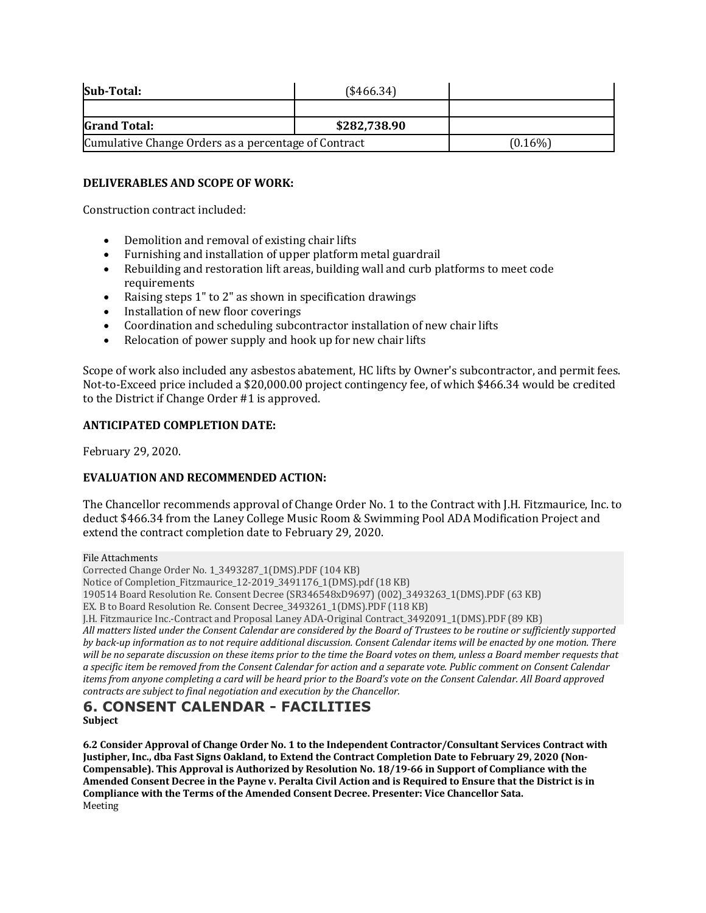| Sub-Total: | ($466.34) | |
| --- | --- | --- |
| | | |
| **Grand Total:** | **$282,738.90** | |
| Cumulative Change Orders as a percentage of Contract | | (0.16%) |

**DELIVERABLES AND SCOPE OF WORK:**

Construction contract included:

- Demolition and removal of existing chair lifts
- Furnishing and installation of upper platform metal guardrail
- Rebuilding and restoration lift areas, building wall and curb platforms to meet code requirements
- Raising steps 1" to 2" as shown in specification drawings
- Installation of new floor coverings
- Coordination and scheduling subcontractor installation of new chair lifts
- Relocation of power supply and hook up for new chair lifts

Scope of work also included any asbestos abatement, HC lifts by Owner's subcontractor, and permit fees. Not-to-Exceed price included a $20,000.00 project contingency fee, of which $466.34 would be credited to the District if Change Order #1 is approved.

**ANTICIPATED COMPLETION DATE:**

February 29, 2020.

**EVALUATION AND RECOMMENDED ACTION:**

The Chancellor recommends approval of Change Order No. 1 to the Contract with J.H. Fitzmaurice, Inc. to deduct $466.34 from the Laney College Music Room & Swimming Pool ADA Modification Project and extend the contract completion date to February 29, 2020.

File Attachments
Corrected Change Order No. 1_3493287_1(DMS).PDF (104 KB)
Notice of Completion_Fitzmaurice_12-2019_3491176_1(DMS).pdf (18 KB)
190514 Board Resolution Re. Consent Decree (SR346548xD9697) (002)_3493263_1(DMS).PDF (63 KB)
EX. B to Board Resolution Re. Consent Decree_3493261_1(DMS).PDF (118 KB)
J.H. Fitzmaurice Inc.-Contract and Proposal Laney ADA-Original Contract_3492091_1(DMS).PDF (89 KB)

*All matters listed under the Consent Calendar are considered by the Board of Trustees to be routine or sufficiently supported by back-up information as to not require additional discussion. Consent Calendar items will be enacted by one motion. There will be no separate discussion on these items prior to the time the Board votes on them, unless a Board member requests that a specific item be removed from the Consent Calendar for action and a separate vote. Public comment on Consent Calendar items from anyone completing a card will be heard prior to the Board's vote on the Consent Calendar. All Board approved contracts are subject to final negotiation and execution by the Chancellor.*

## 6. CONSENT CALENDAR - FACILITIES

**Subject**

**6.2 Consider Approval of Change Order No. 1 to the Independent Contractor/Consultant Services Contract with Justipher, Inc., dba Fast Signs Oakland, to Extend the Contract Completion Date to February 29, 2020 (Non-Compensable). This Approval is Authorized by Resolution No. 18/19-66 in Support of Compliance with the Amended Consent Decree in the Payne v. Peralta Civil Action and is Required to Ensure that the District is in Compliance with the Terms of the Amended Consent Decree. Presenter: Vice Chancellor Sata.**

Meeting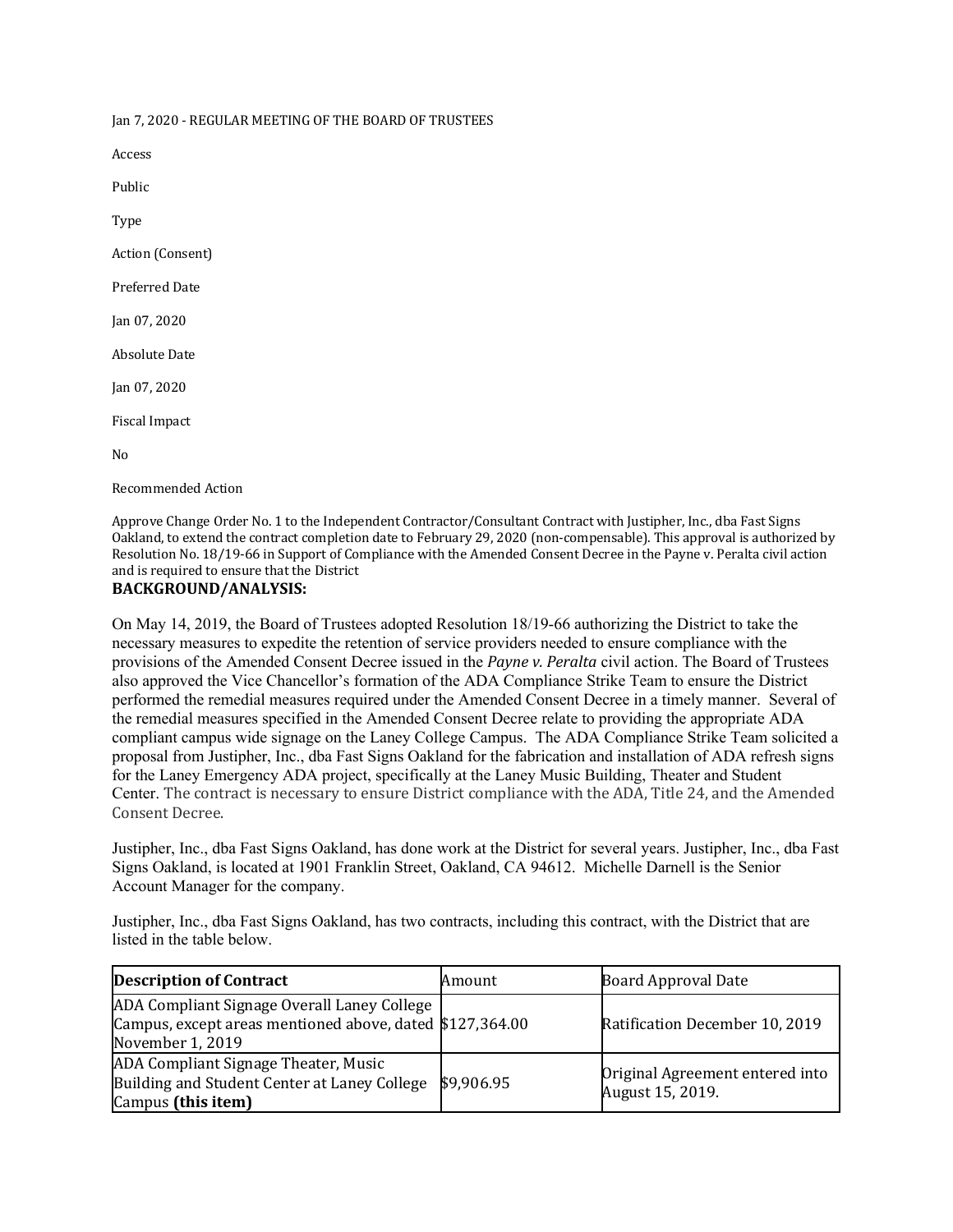Jan 7, 2020 - REGULAR MEETING OF THE BOARD OF TRUSTEES

Access

Public

Type

Action (Consent)

Preferred Date

Jan 07, 2020

Absolute Date

Jan 07, 2020

Fiscal Impact

No

Recommended Action

Approve Change Order No. 1 to the Independent Contractor/Consultant Contract with Justipher, Inc., dba Fast Signs Oakland, to extend the contract completion date to February 29, 2020 (non-compensable). This approval is authorized by Resolution No. 18/19-66 in Support of Compliance with the Amended Consent Decree in the Payne v. Peralta civil action and is required to ensure that the District

**BACKGROUND/ANALYSIS:**

On May 14, 2019, the Board of Trustees adopted Resolution 18/19-66 authorizing the District to take the necessary measures to expedite the retention of service providers needed to ensure compliance with the provisions of the Amended Consent Decree issued in the *Payne v. Peralta* civil action. The Board of Trustees also approved the Vice Chancellor's formation of the ADA Compliance Strike Team to ensure the District performed the remedial measures required under the Amended Consent Decree in a timely manner. Several of the remedial measures specified in the Amended Consent Decree relate to providing the appropriate ADA compliant campus wide signage on the Laney College Campus. The ADA Compliance Strike Team solicited a proposal from Justipher, Inc., dba Fast Signs Oakland for the fabrication and installation of ADA refresh signs for the Laney Emergency ADA project, specifically at the Laney Music Building, Theater and Student Center. The contract is necessary to ensure District compliance with the ADA, Title 24, and the Amended Consent Decree.

Justipher, Inc., dba Fast Signs Oakland, has done work at the District for several years. Justipher, Inc., dba Fast Signs Oakland, is located at 1901 Franklin Street, Oakland, CA 94612. Michelle Darnell is the Senior Account Manager for the company.

Justipher, Inc., dba Fast Signs Oakland, has two contracts, including this contract, with the District that are listed in the table below.

| **Description of Contract** | Amount | Board Approval Date |
|---|---|---|
| ADA Compliant Signage Overall Laney College Campus, except areas mentioned above, dated November 1, 2019 | $127,364.00 | Ratification December 10, 2019 |
| ADA Compliant Signage Theater, Music Building and Student Center at Laney College Campus **(this item)** | $9,906.95 | Original Agreement entered into August 15, 2019. |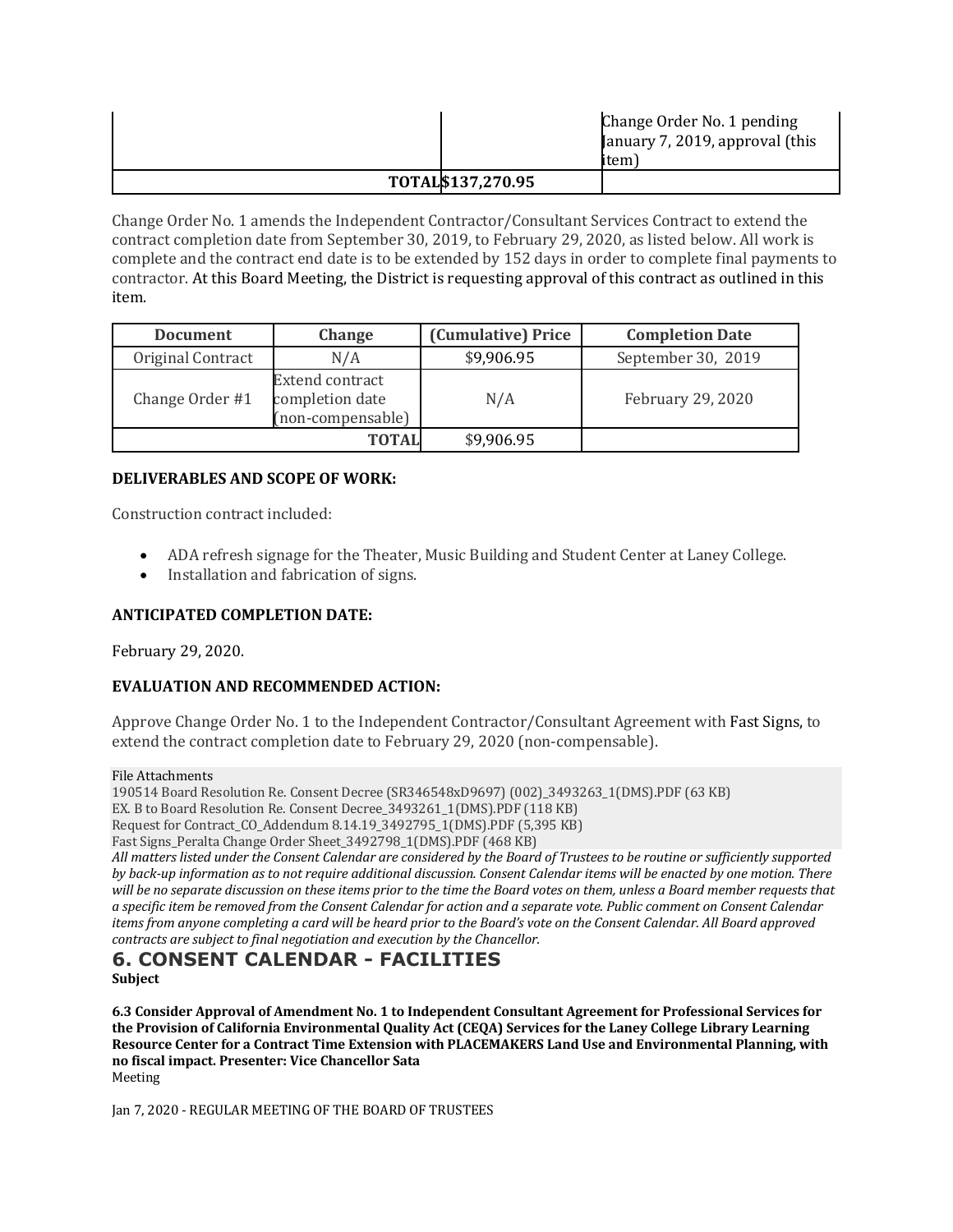| | | Change Order No. 1 pending January 7, 2019, approval (this item) |
|---|---|---|
| TOTAL | $137,270.95 | |

Change Order No. 1 amends the Independent Contractor/Consultant Services Contract to extend the contract completion date from September 30, 2019, to February 29, 2020, as listed below. All work is complete and the contract end date is to be extended by 152 days in order to complete final payments to contractor. At this Board Meeting, the District is requesting approval of this contract as outlined in this item.

| Document | Change | (Cumulative) Price | Completion Date |
|---|---|---|---|
| Original Contract | N/A | $9,906.95 | September 30, 2019 |
| Change Order #1 | Extend contract completion date (non-compensable) | N/A | February 29, 2020 |
| | TOTAL | $9,906.95 | |

**DELIVERABLES AND SCOPE OF WORK:**

Construction contract included:

- ADA refresh signage for the Theater, Music Building and Student Center at Laney College.
- Installation and fabrication of signs.

**ANTICIPATED COMPLETION DATE:**

February 29, 2020.

**EVALUATION AND RECOMMENDED ACTION:**

Approve Change Order No. 1 to the Independent Contractor/Consultant Agreement with Fast Signs, to extend the contract completion date to February 29, 2020 (non-compensable).

File Attachments
190514 Board Resolution Re. Consent Decree (SR346548xD9697) (002)_3493263_1(DMS).PDF (63 KB)
EX. B to Board Resolution Re. Consent Decree_3493261_1(DMS).PDF (118 KB)
Request for Contract_CO_Addendum 8.14.19_3492795_1(DMS).PDF (5,395 KB)
Fast Signs_Peralta Change Order Sheet_3492798_1(DMS).PDF (468 KB)

*All matters listed under the Consent Calendar are considered by the Board of Trustees to be routine or sufficiently supported by back-up information as to not require additional discussion. Consent Calendar items will be enacted by one motion. There will be no separate discussion on these items prior to the time the Board votes on them, unless a Board member requests that a specific item be removed from the Consent Calendar for action and a separate vote. Public comment on Consent Calendar items from anyone completing a card will be heard prior to the Board's vote on the Consent Calendar. All Board approved contracts are subject to final negotiation and execution by the Chancellor.*

## 6. CONSENT CALENDAR - FACILITIES

**Subject**

**6.3 Consider Approval of Amendment No. 1 to Independent Consultant Agreement for Professional Services for the Provision of California Environmental Quality Act (CEQA) Services for the Laney College Library Learning Resource Center for a Contract Time Extension with PLACEMAKERS Land Use and Environmental Planning, with no fiscal impact. Presenter: Vice Chancellor Sata**

Meeting

Jan 7, 2020 - REGULAR MEETING OF THE BOARD OF TRUSTEES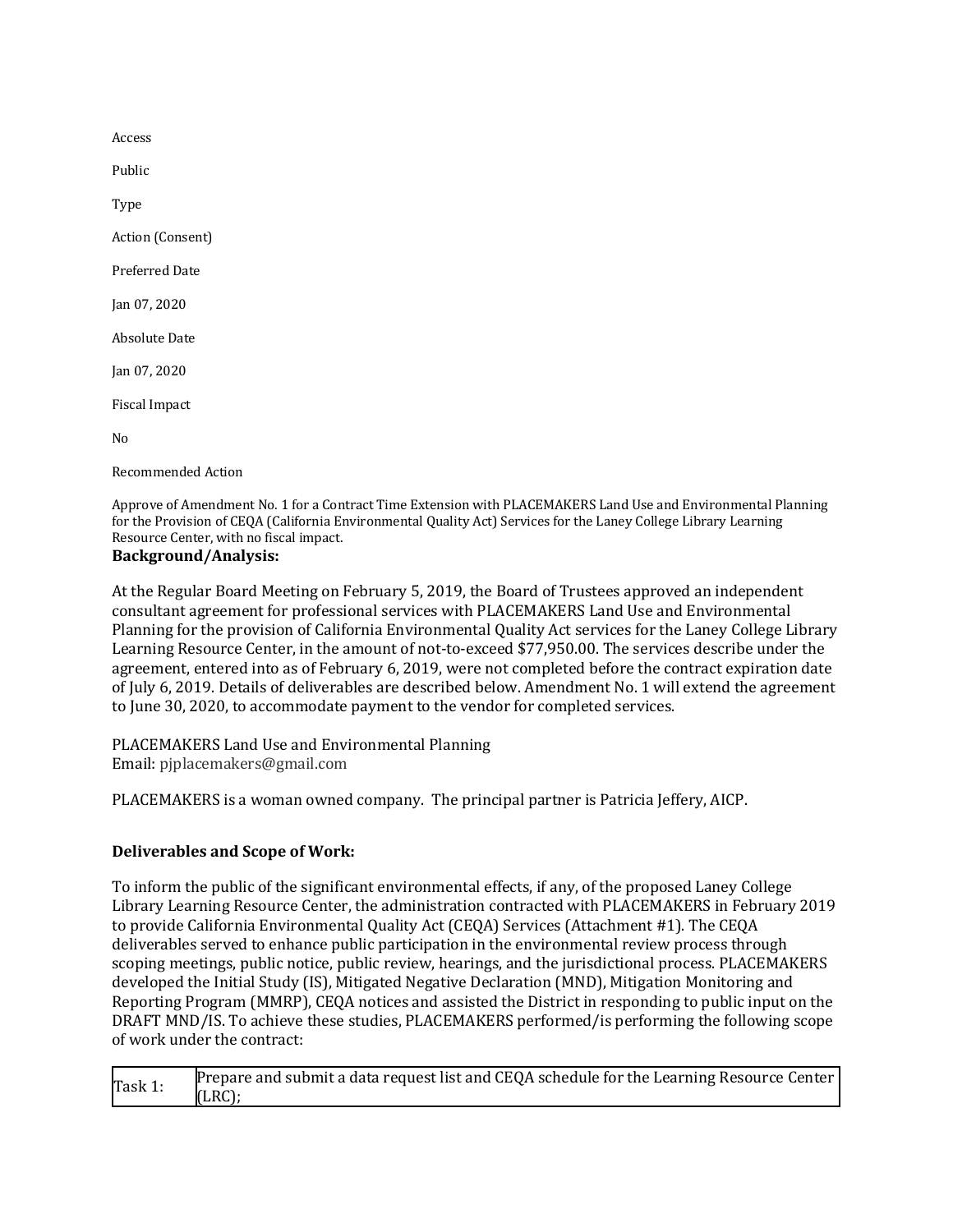Access

Public

Type

Action (Consent)

Preferred Date

Jan 07, 2020

Absolute Date

Jan 07, 2020

Fiscal Impact

No

Recommended Action

Approve of Amendment No. 1 for a Contract Time Extension with PLACEMAKERS Land Use and Environmental Planning for the Provision of CEQA (California Environmental Quality Act) Services for the Laney College Library Learning Resource Center, with no fiscal impact.

**Background/Analysis:**

At the Regular Board Meeting on February 5, 2019, the Board of Trustees approved an independent consultant agreement for professional services with PLACEMAKERS Land Use and Environmental Planning for the provision of California Environmental Quality Act services for the Laney College Library Learning Resource Center, in the amount of not-to-exceed $77,950.00. The services describe under the agreement, entered into as of February 6, 2019, were not completed before the contract expiration date of July 6, 2019. Details of deliverables are described below. Amendment No. 1 will extend the agreement to June 30, 2020, to accommodate payment to the vendor for completed services.

PLACEMAKERS Land Use and Environmental Planning
Email: pjplacemakers@gmail.com

PLACEMAKERS is a woman owned company. The principal partner is Patricia Jeffery, AICP.

**Deliverables and Scope of Work:**

To inform the public of the significant environmental effects, if any, of the proposed Laney College Library Learning Resource Center, the administration contracted with PLACEMAKERS in February 2019 to provide California Environmental Quality Act (CEQA) Services (Attachment #1). The CEQA deliverables served to enhance public participation in the environmental review process through scoping meetings, public notice, public review, hearings, and the jurisdictional process. PLACEMAKERS developed the Initial Study (IS), Mitigated Negative Declaration (MND), Mitigation Monitoring and Reporting Program (MMRP), CEQA notices and assisted the District in responding to public input on the DRAFT MND/IS. To achieve these studies, PLACEMAKERS performed/is performing the following scope of work under the contract:

| | |
|---|---|
| Task 1: | Prepare and submit a data request list and CEQA schedule for the Learning Resource Center (LRC); |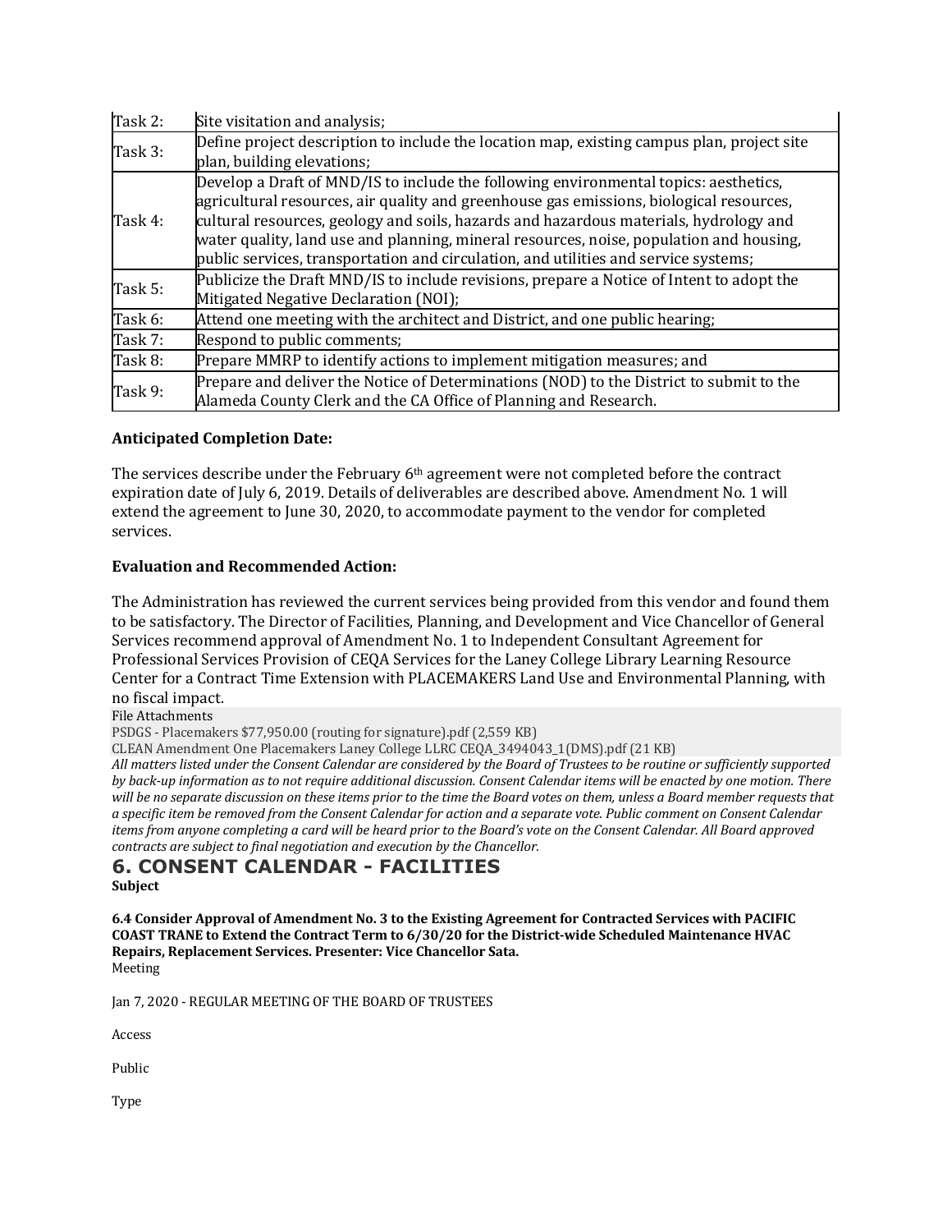| | |
|---|---|
| Task 2: | Site visitation and analysis; |
| Task 3: | Define project description to include the location map, existing campus plan, project site plan, building elevations; |
| Task 4: | Develop a Draft of MND/IS to include the following environmental topics: aesthetics, agricultural resources, air quality and greenhouse gas emissions, biological resources, cultural resources, geology and soils, hazards and hazardous materials, hydrology and water quality, land use and planning, mineral resources, noise, population and housing, public services, transportation and circulation, and utilities and service systems; |
| Task 5: | Publicize the Draft MND/IS to include revisions, prepare a Notice of Intent to adopt the Mitigated Negative Declaration (NOI); |
| Task 6: | Attend one meeting with the architect and District, and one public hearing; |
| Task 7: | Respond to public comments; |
| Task 8: | Prepare MMRP to identify actions to implement mitigation measures; and |
| Task 9: | Prepare and deliver the Notice of Determinations (NOD) to the District to submit to the Alameda County Clerk and the CA Office of Planning and Research. |

**Anticipated Completion Date:**

The services describe under the February 6th agreement were not completed before the contract expiration date of July 6, 2019. Details of deliverables are described above. Amendment No. 1 will extend the agreement to June 30, 2020, to accommodate payment to the vendor for completed services.

**Evaluation and Recommended Action:**

The Administration has reviewed the current services being provided from this vendor and found them to be satisfactory. The Director of Facilities, Planning, and Development and Vice Chancellor of General Services recommend approval of Amendment No. 1 to Independent Consultant Agreement for Professional Services Provision of CEQA Services for the Laney College Library Learning Resource Center for a Contract Time Extension with PLACEMAKERS Land Use and Environmental Planning, with no fiscal impact.

File Attachments

PSDGS - Placemakers $77,950.00 (routing for signature).pdf (2,559 KB)

CLEAN Amendment One Placemakers Laney College LLRC CEQA_3494043_1(DMS).pdf (21 KB)

*All matters listed under the Consent Calendar are considered by the Board of Trustees to be routine or sufficiently supported by back-up information as to not require additional discussion. Consent Calendar items will be enacted by one motion. There will be no separate discussion on these items prior to the time the Board votes on them, unless a Board member requests that a specific item be removed from the Consent Calendar for action and a separate vote. Public comment on Consent Calendar items from anyone completing a card will be heard prior to the Board's vote on the Consent Calendar. All Board approved contracts are subject to final negotiation and execution by the Chancellor.*

## 6. CONSENT CALENDAR - FACILITIES

**Subject**

**6.4 Consider Approval of Amendment No. 3 to the Existing Agreement for Contracted Services with PACIFIC COAST TRANE to Extend the Contract Term to 6/30/20 for the District-wide Scheduled Maintenance HVAC Repairs, Replacement Services. Presenter: Vice Chancellor Sata.**

Meeting

Jan 7, 2020 - REGULAR MEETING OF THE BOARD OF TRUSTEES

Access

Public

Type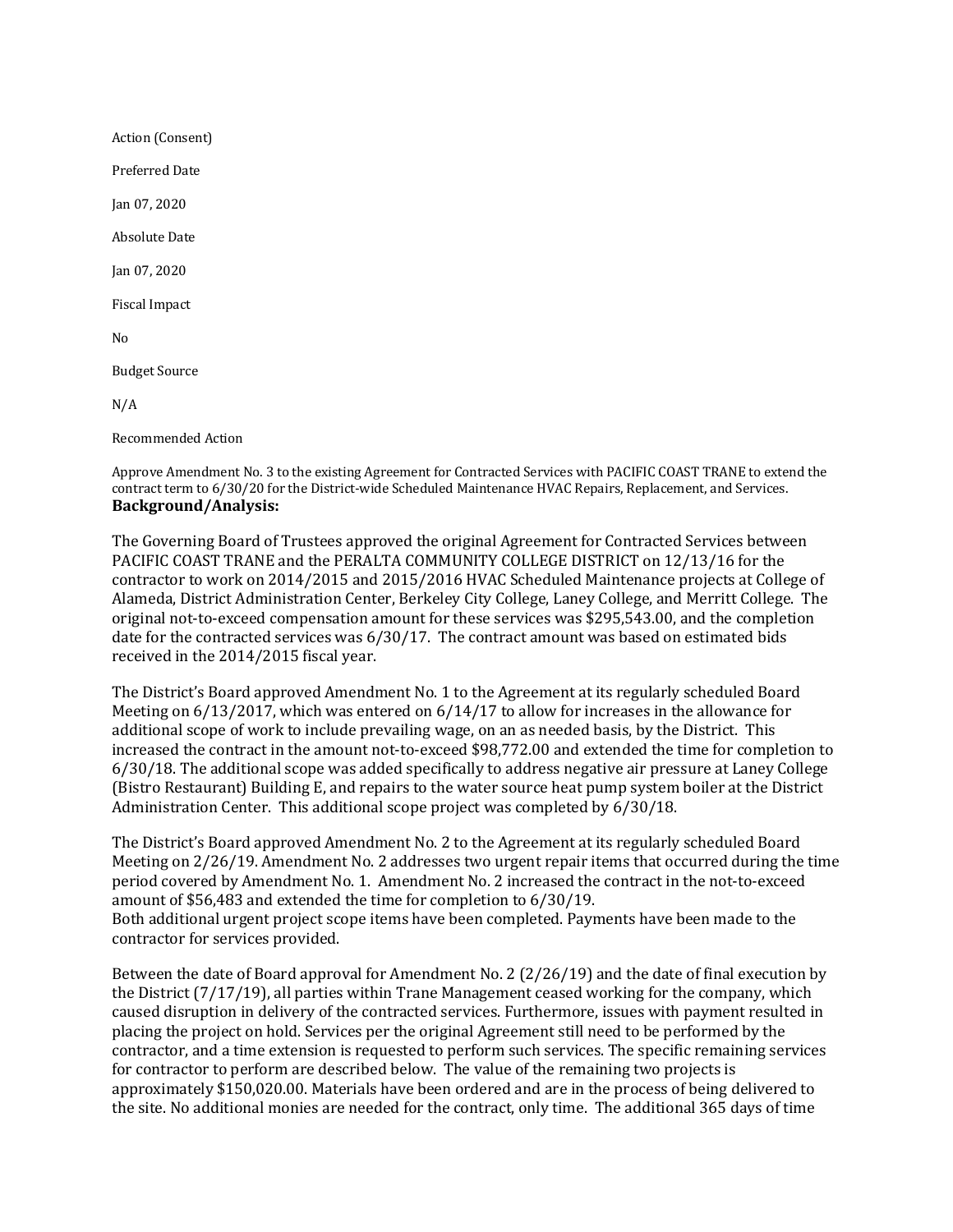Action (Consent)

Preferred Date

Jan 07, 2020

Absolute Date

Jan 07, 2020

Fiscal Impact

No

Budget Source

N/A

Recommended Action

Approve Amendment No. 3 to the existing Agreement for Contracted Services with PACIFIC COAST TRANE to extend the contract term to 6/30/20 for the District-wide Scheduled Maintenance HVAC Repairs, Replacement, and Services.

**Background/Analysis:**

The Governing Board of Trustees approved the original Agreement for Contracted Services between PACIFIC COAST TRANE and the PERALTA COMMUNITY COLLEGE DISTRICT on 12/13/16 for the contractor to work on 2014/2015 and 2015/2016 HVAC Scheduled Maintenance projects at College of Alameda, District Administration Center, Berkeley City College, Laney College, and Merritt College. The original not-to-exceed compensation amount for these services was $295,543.00, and the completion date for the contracted services was 6/30/17. The contract amount was based on estimated bids received in the 2014/2015 fiscal year.

The District's Board approved Amendment No. 1 to the Agreement at its regularly scheduled Board Meeting on 6/13/2017, which was entered on 6/14/17 to allow for increases in the allowance for additional scope of work to include prevailing wage, on an as needed basis, by the District. This increased the contract in the amount not-to-exceed $98,772.00 and extended the time for completion to 6/30/18. The additional scope was added specifically to address negative air pressure at Laney College (Bistro Restaurant) Building E, and repairs to the water source heat pump system boiler at the District Administration Center. This additional scope project was completed by 6/30/18.

The District's Board approved Amendment No. 2 to the Agreement at its regularly scheduled Board Meeting on 2/26/19. Amendment No. 2 addresses two urgent repair items that occurred during the time period covered by Amendment No. 1. Amendment No. 2 increased the contract in the not-to-exceed amount of $56,483 and extended the time for completion to 6/30/19.
Both additional urgent project scope items have been completed. Payments have been made to the contractor for services provided.

Between the date of Board approval for Amendment No. 2 (2/26/19) and the date of final execution by the District (7/17/19), all parties within Trane Management ceased working for the company, which caused disruption in delivery of the contracted services. Furthermore, issues with payment resulted in placing the project on hold. Services per the original Agreement still need to be performed by the contractor, and a time extension is requested to perform such services. The specific remaining services for contractor to perform are described below. The value of the remaining two projects is approximately $150,020.00. Materials have been ordered and are in the process of being delivered to the site. No additional monies are needed for the contract, only time. The additional 365 days of time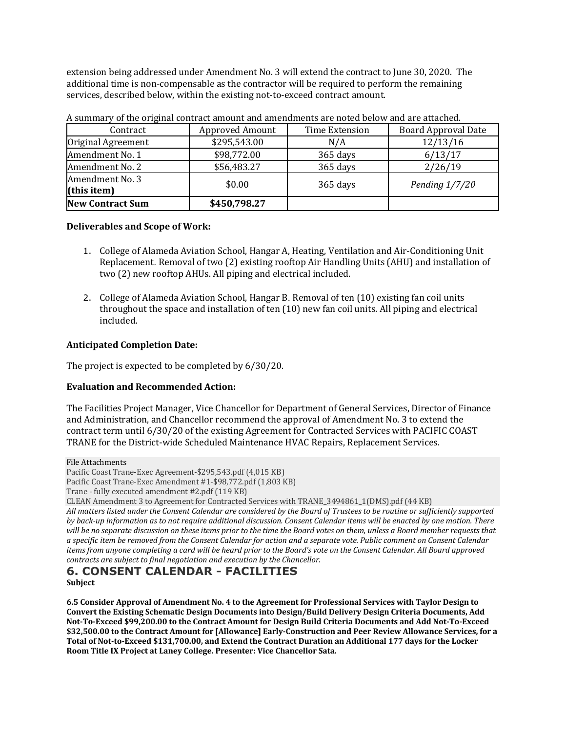extension being addressed under Amendment No. 3 will extend the contract to June 30, 2020. The additional time is non-compensable as the contractor will be required to perform the remaining services, described below, within the existing not-to-exceed contract amount.

A summary of the original contract amount and amendments are noted below and are attached.

| Contract | Approved Amount | Time Extension | Board Approval Date |
|---|---|---|---|
| Original Agreement | $295,543.00 | N/A | 12/13/16 |
| Amendment No. 1 | $98,772.00 | 365 days | 6/13/17 |
| Amendment No. 2 | $56,483.27 | 365 days | 2/26/19 |
| Amendment No. 3 **(this item)** | $0.00 | 365 days | *Pending 1/7/20* |
| **New Contract Sum** | **$450,798.27** | | |

**Deliverables and Scope of Work:**

1. College of Alameda Aviation School, Hangar A, Heating, Ventilation and Air-Conditioning Unit Replacement. Removal of two (2) existing rooftop Air Handling Units (AHU) and installation of two (2) new rooftop AHUs. All piping and electrical included.

2. College of Alameda Aviation School, Hangar B. Removal of ten (10) existing fan coil units throughout the space and installation of ten (10) new fan coil units. All piping and electrical included.

**Anticipated Completion Date:**

The project is expected to be completed by 6/30/20.

**Evaluation and Recommended Action:**

The Facilities Project Manager, Vice Chancellor for Department of General Services, Director of Finance and Administration, and Chancellor recommend the approval of Amendment No. 3 to extend the contract term until 6/30/20 of the existing Agreement for Contracted Services with PACIFIC COAST TRANE for the District-wide Scheduled Maintenance HVAC Repairs, Replacement Services.

File Attachments
Pacific Coast Trane-Exec Agreement-$295,543.pdf (4,015 KB)
Pacific Coast Trane-Exec Amendment #1-$98,772.pdf (1,803 KB)
Trane - fully executed amendment #2.pdf (119 KB)
CLEAN Amendment 3 to Agreement for Contracted Services with TRANE_3494861_1(DMS).pdf (44 KB)

*All matters listed under the Consent Calendar are considered by the Board of Trustees to be routine or sufficiently supported by back-up information as to not require additional discussion. Consent Calendar items will be enacted by one motion. There will be no separate discussion on these items prior to the time the Board votes on them, unless a Board member requests that a specific item be removed from the Consent Calendar for action and a separate vote. Public comment on Consent Calendar items from anyone completing a card will be heard prior to the Board's vote on the Consent Calendar. All Board approved contracts are subject to final negotiation and execution by the Chancellor.*

## 6. CONSENT CALENDAR - FACILITIES

**Subject**

**6.5 Consider Approval of Amendment No. 4 to the Agreement for Professional Services with Taylor Design to Convert the Existing Schematic Design Documents into Design/Build Delivery Design Criteria Documents, Add Not-To-Exceed $99,200.00 to the Contract Amount for Design Build Criteria Documents and Add Not-To-Exceed $32,500.00 to the Contract Amount for [Allowance] Early-Construction and Peer Review Allowance Services, for a Total of Not-to-Exceed $131,700.00, and Extend the Contract Duration an Additional 177 days for the Locker Room Title IX Project at Laney College. Presenter: Vice Chancellor Sata.**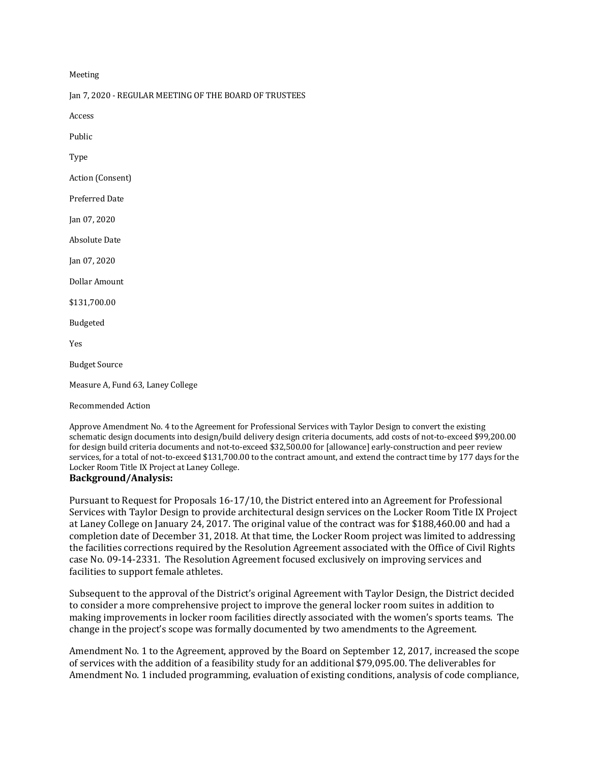Meeting

Jan 7, 2020 - REGULAR MEETING OF THE BOARD OF TRUSTEES

Access

Public

Type

Action (Consent)

Preferred Date

Jan 07, 2020

Absolute Date

Jan 07, 2020

Dollar Amount

$131,700.00

Budgeted

Yes

Budget Source

Measure A, Fund 63, Laney College

Recommended Action

Approve Amendment No. 4 to the Agreement for Professional Services with Taylor Design to convert the existing schematic design documents into design/build delivery design criteria documents, add costs of not-to-exceed $99,200.00 for design build criteria documents and not-to-exceed $32,500.00 for [allowance] early-construction and peer review services, for a total of not-to-exceed $131,700.00 to the contract amount, and extend the contract time by 177 days for the Locker Room Title IX Project at Laney College.

**Background/Analysis:**

Pursuant to Request for Proposals 16-17/10, the District entered into an Agreement for Professional Services with Taylor Design to provide architectural design services on the Locker Room Title IX Project at Laney College on January 24, 2017. The original value of the contract was for $188,460.00 and had a completion date of December 31, 2018. At that time, the Locker Room project was limited to addressing the facilities corrections required by the Resolution Agreement associated with the Office of Civil Rights case No. 09-14-2331. The Resolution Agreement focused exclusively on improving services and facilities to support female athletes.

Subsequent to the approval of the District's original Agreement with Taylor Design, the District decided to consider a more comprehensive project to improve the general locker room suites in addition to making improvements in locker room facilities directly associated with the women's sports teams. The change in the project's scope was formally documented by two amendments to the Agreement.

Amendment No. 1 to the Agreement, approved by the Board on September 12, 2017, increased the scope of services with the addition of a feasibility study for an additional $79,095.00. The deliverables for Amendment No. 1 included programming, evaluation of existing conditions, analysis of code compliance,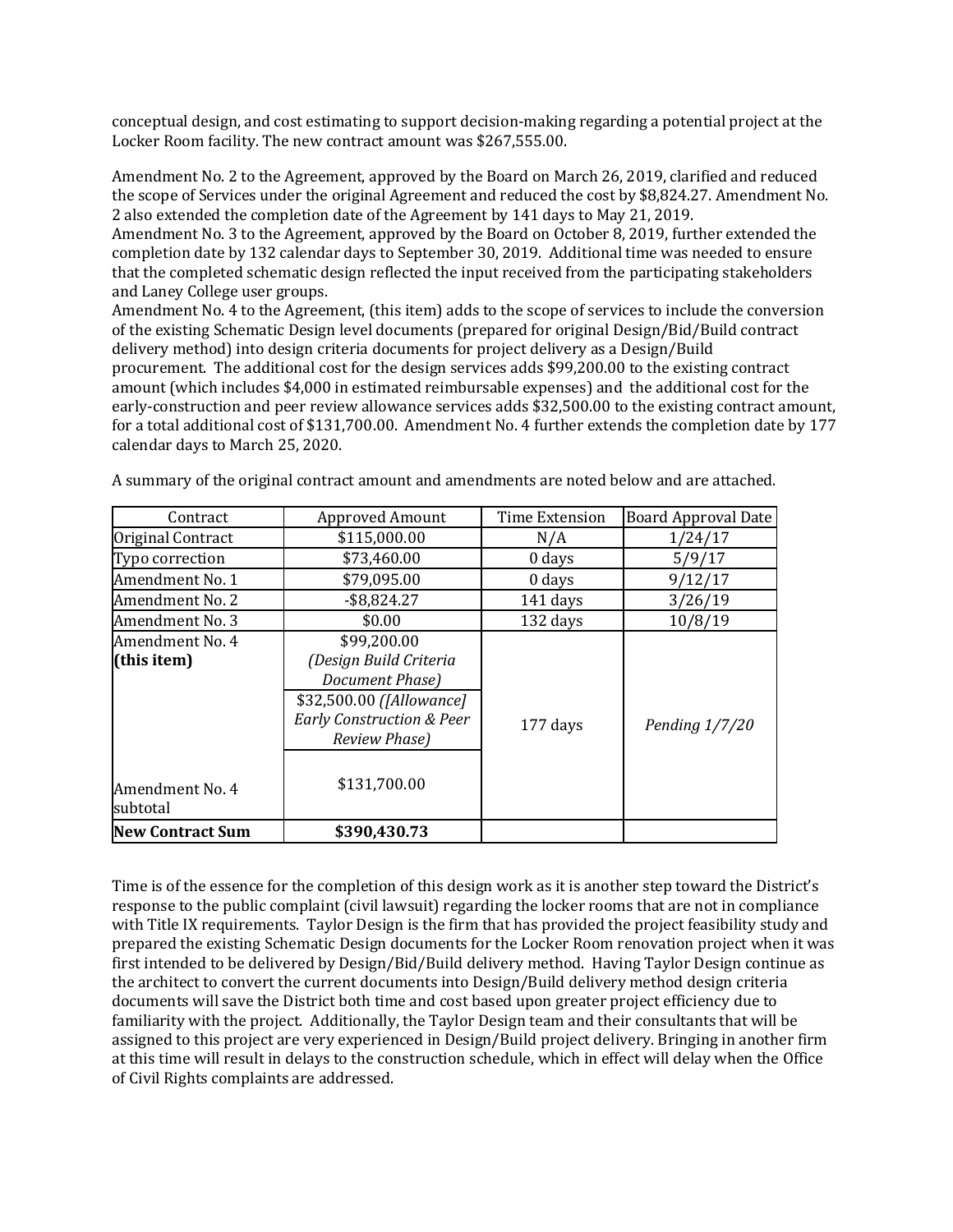conceptual design, and cost estimating to support decision-making regarding a potential project at the Locker Room facility. The new contract amount was $267,555.00.

Amendment No. 2 to the Agreement, approved by the Board on March 26, 2019, clarified and reduced the scope of Services under the original Agreement and reduced the cost by $8,824.27. Amendment No. 2 also extended the completion date of the Agreement by 141 days to May 21, 2019.
Amendment No. 3 to the Agreement, approved by the Board on October 8, 2019, further extended the completion date by 132 calendar days to September 30, 2019. Additional time was needed to ensure that the completed schematic design reflected the input received from the participating stakeholders and Laney College user groups.
Amendment No. 4 to the Agreement, (this item) adds to the scope of services to include the conversion of the existing Schematic Design level documents (prepared for original Design/Bid/Build contract delivery method) into design criteria documents for project delivery as a Design/Build procurement. The additional cost for the design services adds $99,200.00 to the existing contract amount (which includes $4,000 in estimated reimbursable expenses) and the additional cost for the early-construction and peer review allowance services adds $32,500.00 to the existing contract amount, for a total additional cost of $131,700.00. Amendment No. 4 further extends the completion date by 177 calendar days to March 25, 2020.

A summary of the original contract amount and amendments are noted below and are attached.

| Contract | Approved Amount | Time Extension | Board Approval Date |
|---|---|---|---|
| Original Contract | $115,000.00 | N/A | 1/24/17 |
| Typo correction | $73,460.00 | 0 days | 5/9/17 |
| Amendment No. 1 | $79,095.00 | 0 days | 9/12/17 |
| Amendment No. 2 | -$8,824.27 | 141 days | 3/26/19 |
| Amendment No. 3 | $0.00 | 132 days | 10/8/19 |
| Amendment No. 4 **(this item)** | $99,200.00 *(Design Build Criteria Document Phase)* | 177 days | *Pending 1/7/20* |
| | $32,500.00 *([Allowance] Early Construction & Peer Review Phase)* | | |
| Amendment No. 4 subtotal | $131,700.00 | | |
| **New Contract Sum** | **$390,430.73** | | |

Time is of the essence for the completion of this design work as it is another step toward the District's response to the public complaint (civil lawsuit) regarding the locker rooms that are not in compliance with Title IX requirements. Taylor Design is the firm that has provided the project feasibility study and prepared the existing Schematic Design documents for the Locker Room renovation project when it was first intended to be delivered by Design/Bid/Build delivery method. Having Taylor Design continue as the architect to convert the current documents into Design/Build delivery method design criteria documents will save the District both time and cost based upon greater project efficiency due to familiarity with the project. Additionally, the Taylor Design team and their consultants that will be assigned to this project are very experienced in Design/Build project delivery. Bringing in another firm at this time will result in delays to the construction schedule, which in effect will delay when the Office of Civil Rights complaints are addressed.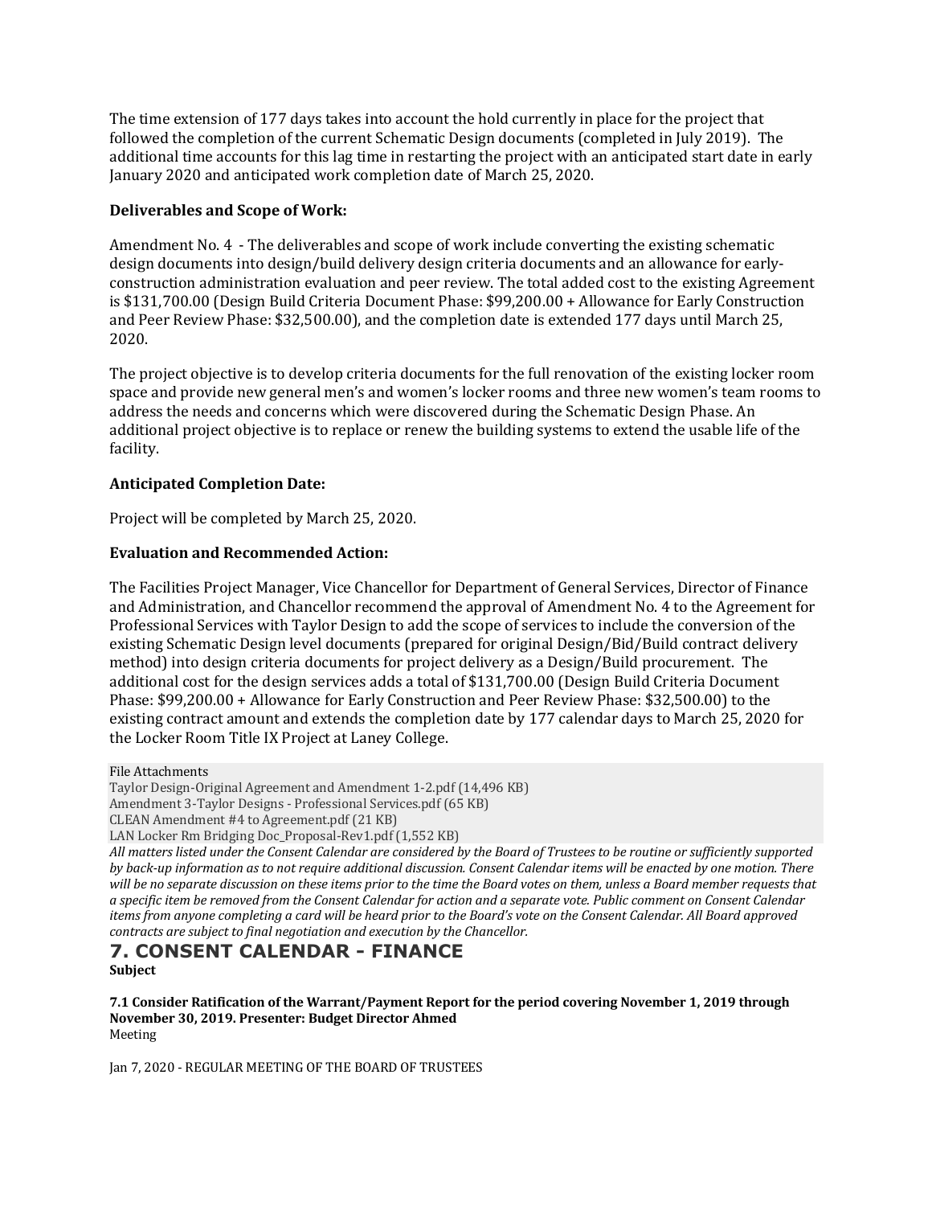The time extension of 177 days takes into account the hold currently in place for the project that followed the completion of the current Schematic Design documents (completed in July 2019). The additional time accounts for this lag time in restarting the project with an anticipated start date in early January 2020 and anticipated work completion date of March 25, 2020.

**Deliverables and Scope of Work:**

Amendment No. 4 - The deliverables and scope of work include converting the existing schematic design documents into design/build delivery design criteria documents and an allowance for early-construction administration evaluation and peer review. The total added cost to the existing Agreement is $131,700.00 (Design Build Criteria Document Phase: $99,200.00 + Allowance for Early Construction and Peer Review Phase: $32,500.00), and the completion date is extended 177 days until March 25, 2020.

The project objective is to develop criteria documents for the full renovation of the existing locker room space and provide new general men's and women's locker rooms and three new women's team rooms to address the needs and concerns which were discovered during the Schematic Design Phase. An additional project objective is to replace or renew the building systems to extend the usable life of the facility.

**Anticipated Completion Date:**

Project will be completed by March 25, 2020.

**Evaluation and Recommended Action:**

The Facilities Project Manager, Vice Chancellor for Department of General Services, Director of Finance and Administration, and Chancellor recommend the approval of Amendment No. 4 to the Agreement for Professional Services with Taylor Design to add the scope of services to include the conversion of the existing Schematic Design level documents (prepared for original Design/Bid/Build contract delivery method) into design criteria documents for project delivery as a Design/Build procurement. The additional cost for the design services adds a total of $131,700.00 (Design Build Criteria Document Phase: $99,200.00 + Allowance for Early Construction and Peer Review Phase: $32,500.00) to the existing contract amount and extends the completion date by 177 calendar days to March 25, 2020 for the Locker Room Title IX Project at Laney College.

File Attachments
Taylor Design-Original Agreement and Amendment 1-2.pdf (14,496 KB)
Amendment 3-Taylor Designs - Professional Services.pdf (65 KB)
CLEAN Amendment #4 to Agreement.pdf (21 KB)
LAN Locker Rm Bridging Doc_Proposal-Rev1.pdf (1,552 KB)

*All matters listed under the Consent Calendar are considered by the Board of Trustees to be routine or sufficiently supported by back-up information as to not require additional discussion. Consent Calendar items will be enacted by one motion. There will be no separate discussion on these items prior to the time the Board votes on them, unless a Board member requests that a specific item be removed from the Consent Calendar for action and a separate vote. Public comment on Consent Calendar items from anyone completing a card will be heard prior to the Board's vote on the Consent Calendar. All Board approved contracts are subject to final negotiation and execution by the Chancellor.*

## 7. CONSENT CALENDAR - FINANCE

**Subject**

**7.1 Consider Ratification of the Warrant/Payment Report for the period covering November 1, 2019 through November 30, 2019. Presenter: Budget Director Ahmed**

Meeting

Jan 7, 2020 - REGULAR MEETING OF THE BOARD OF TRUSTEES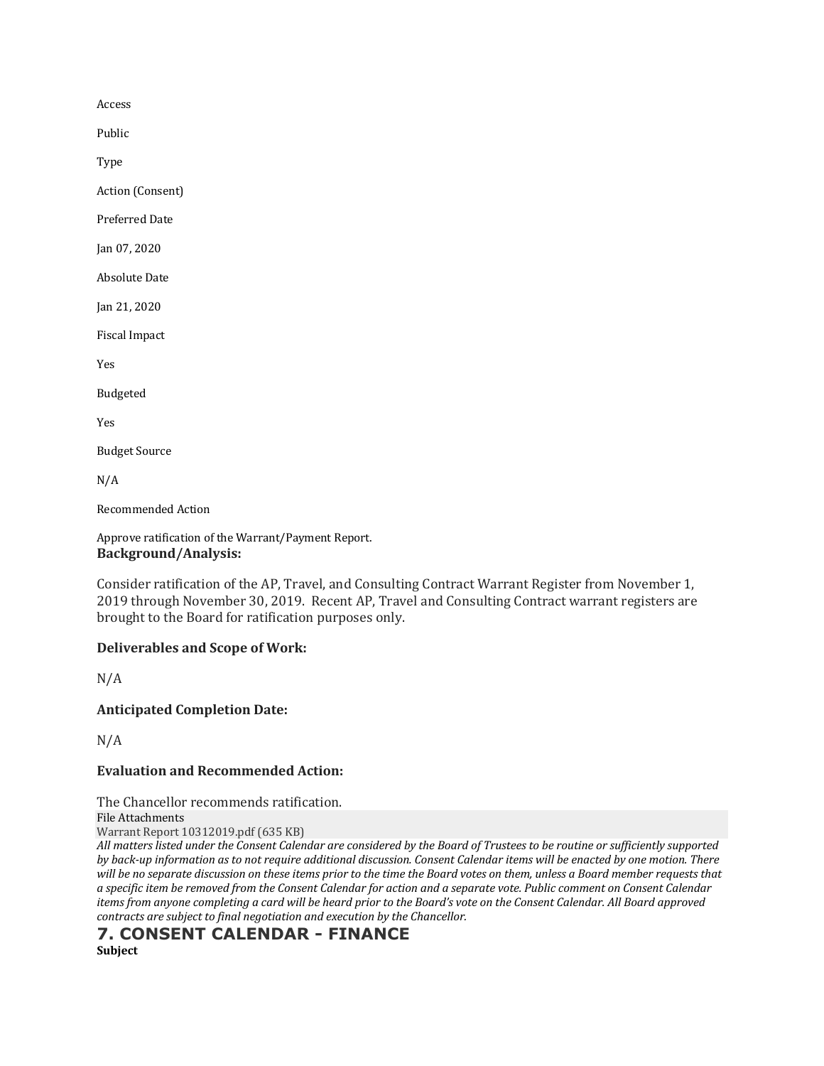Access

Public

Type

Action (Consent)

Preferred Date

Jan 07, 2020

Absolute Date

Jan 21, 2020

Fiscal Impact

Yes

Budgeted

Yes

Budget Source

N/A

Recommended Action

Approve ratification of the Warrant/Payment Report.

**Background/Analysis:**

Consider ratification of the AP, Travel, and Consulting Contract Warrant Register from November 1, 2019 through November 30, 2019. Recent AP, Travel and Consulting Contract warrant registers are brought to the Board for ratification purposes only.

**Deliverables and Scope of Work:**

N/A

**Anticipated Completion Date:**

N/A

**Evaluation and Recommended Action:**

The Chancellor recommends ratification.

File Attachments

Warrant Report 10312019.pdf (635 KB)

*All matters listed under the Consent Calendar are considered by the Board of Trustees to be routine or sufficiently supported by back-up information as to not require additional discussion. Consent Calendar items will be enacted by one motion. There will be no separate discussion on these items prior to the time the Board votes on them, unless a Board member requests that a specific item be removed from the Consent Calendar for action and a separate vote. Public comment on Consent Calendar items from anyone completing a card will be heard prior to the Board's vote on the Consent Calendar. All Board approved contracts are subject to final negotiation and execution by the Chancellor.*

## 7. CONSENT CALENDAR - FINANCE

**Subject**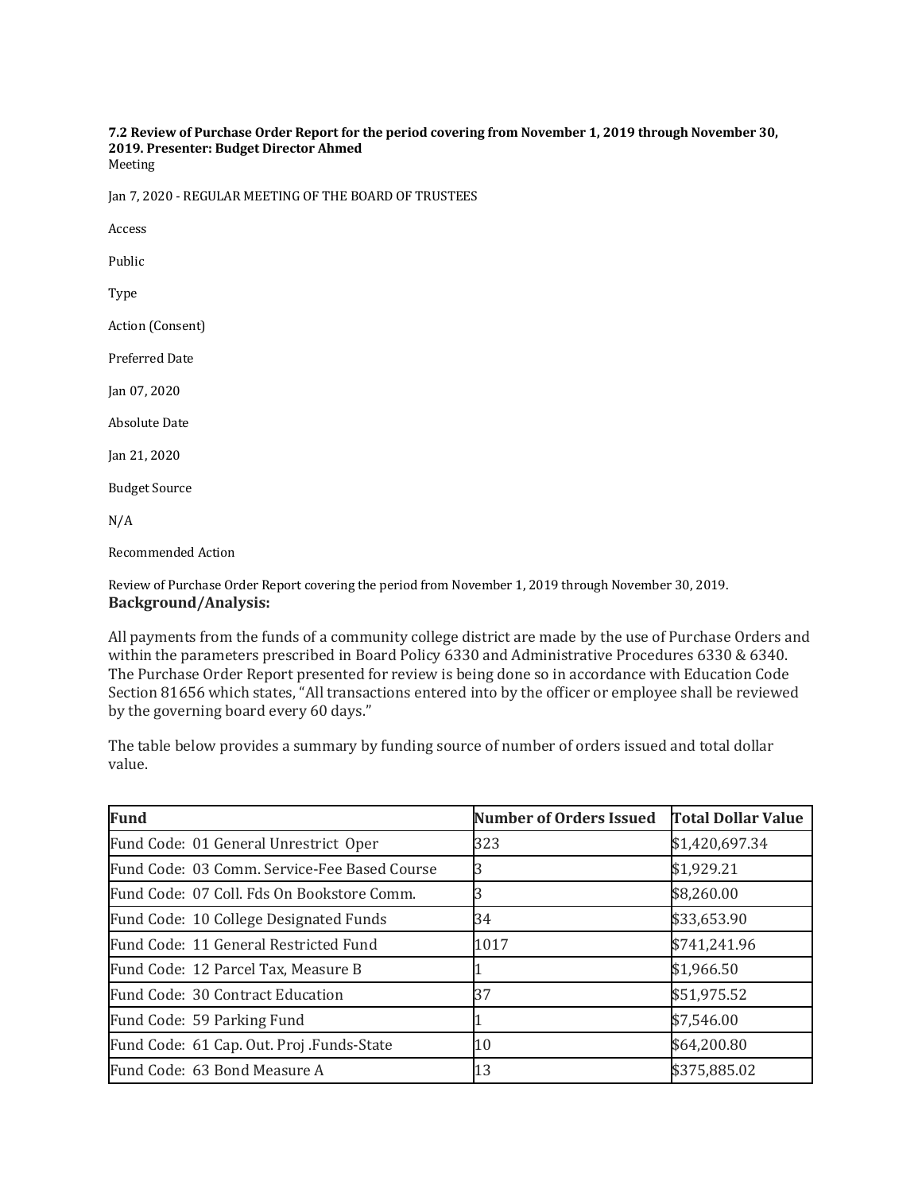**7.2 Review of Purchase Order Report for the period covering from November 1, 2019 through November 30, 2019. Presenter: Budget Director Ahmed**

Meeting

Jan 7, 2020 - REGULAR MEETING OF THE BOARD OF TRUSTEES

Access

Public

Type

Action (Consent)

Preferred Date

Jan 07, 2020

Absolute Date

Jan 21, 2020

Budget Source

N/A

Recommended Action

Review of Purchase Order Report covering the period from November 1, 2019 through November 30, 2019.

**Background/Analysis:**

All payments from the funds of a community college district are made by the use of Purchase Orders and within the parameters prescribed in Board Policy 6330 and Administrative Procedures 6330 & 6340. The Purchase Order Report presented for review is being done so in accordance with Education Code Section 81656 which states, "All transactions entered into by the officer or employee shall be reviewed by the governing board every 60 days."

The table below provides a summary by funding source of number of orders issued and total dollar value.

| Fund | Number of Orders Issued | Total Dollar Value |
|---|---|---|
| Fund Code: 01 General Unrestrict Oper | 323 | $1,420,697.34 |
| Fund Code: 03 Comm. Service-Fee Based Course | 3 | $1,929.21 |
| Fund Code: 07 Coll. Fds On Bookstore Comm. | 3 | $8,260.00 |
| Fund Code: 10 College Designated Funds | 34 | $33,653.90 |
| Fund Code: 11 General Restricted Fund | 1017 | $741,241.96 |
| Fund Code: 12 Parcel Tax, Measure B | 1 | $1,966.50 |
| Fund Code: 30 Contract Education | 37 | $51,975.52 |
| Fund Code: 59 Parking Fund | 1 | $7,546.00 |
| Fund Code: 61 Cap. Out. Proj .Funds-State | 10 | $64,200.80 |
| Fund Code: 63 Bond Measure A | 13 | $375,885.02 |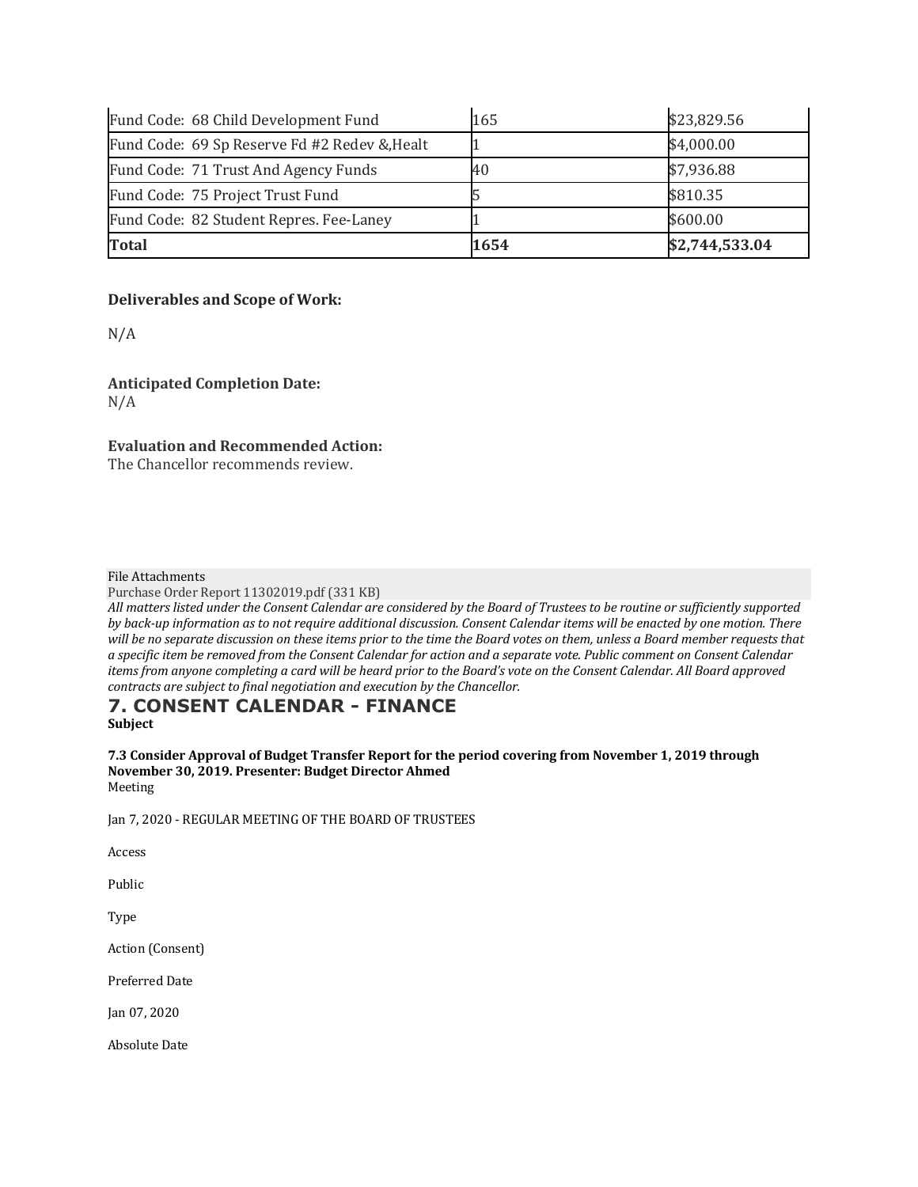| Fund Code: 68 Child Development Fund | 165 | $23,829.56 |
| --- | --- | --- |
| Fund Code: 69 Sp Reserve Fd #2 Redev &,Healt | 1 | $4,000.00 |
| Fund Code: 71 Trust And Agency Funds | 40 | $7,936.88 |
| Fund Code: 75 Project Trust Fund | 5 | $810.35 |
| Fund Code: 82 Student Repres. Fee-Laney | 1 | $600.00 |
| **Total** | **1654** | **$2,744,533.04** |

**Deliverables and Scope of Work:**

N/A

**Anticipated Completion Date:**
N/A

**Evaluation and Recommended Action:**
The Chancellor recommends review.

File Attachments
Purchase Order Report 11302019.pdf (331 KB)

*All matters listed under the Consent Calendar are considered by the Board of Trustees to be routine or sufficiently supported by back-up information as to not require additional discussion. Consent Calendar items will be enacted by one motion. There will be no separate discussion on these items prior to the time the Board votes on them, unless a Board member requests that a specific item be removed from the Consent Calendar for action and a separate vote. Public comment on Consent Calendar items from anyone completing a card will be heard prior to the Board's vote on the Consent Calendar. All Board approved contracts are subject to final negotiation and execution by the Chancellor.*

## 7. CONSENT CALENDAR - FINANCE

**Subject**

**7.3 Consider Approval of Budget Transfer Report for the period covering from November 1, 2019 through November 30, 2019. Presenter: Budget Director Ahmed**

Meeting

Jan 7, 2020 - REGULAR MEETING OF THE BOARD OF TRUSTEES

Access

Public

Type

Action (Consent)

Preferred Date

Jan 07, 2020

Absolute Date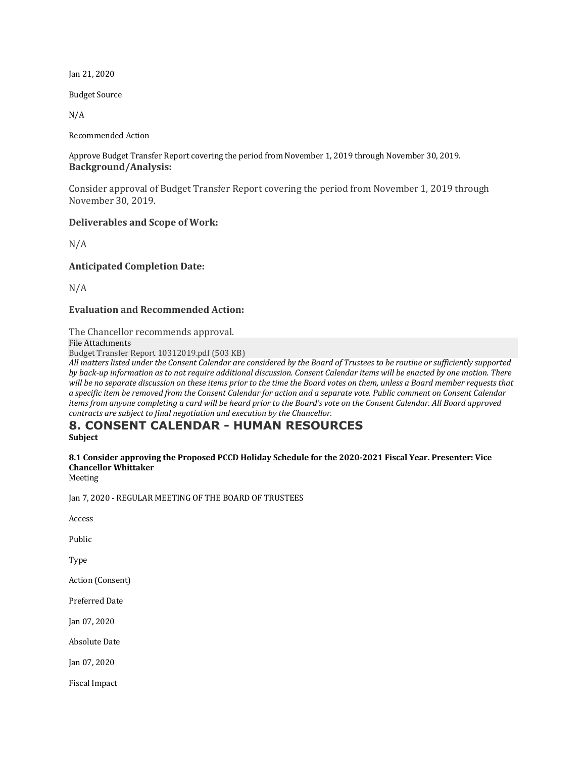Jan 21, 2020

Budget Source

N/A

Recommended Action

Approve Budget Transfer Report covering the period from November 1, 2019 through November 30, 2019.

**Background/Analysis:**

Consider approval of Budget Transfer Report covering the period from November 1, 2019 through November 30, 2019.

### Deliverables and Scope of Work:

N/A

### Anticipated Completion Date:

N/A

### Evaluation and Recommended Action:

The Chancellor recommends approval.

File Attachments

Budget Transfer Report 10312019.pdf (503 KB)

*All matters listed under the Consent Calendar are considered by the Board of Trustees to be routine or sufficiently supported by back-up information as to not require additional discussion. Consent Calendar items will be enacted by one motion. There will be no separate discussion on these items prior to the time the Board votes on them, unless a Board member requests that a specific item be removed from the Consent Calendar for action and a separate vote. Public comment on Consent Calendar items from anyone completing a card will be heard prior to the Board's vote on the Consent Calendar. All Board approved contracts are subject to final negotiation and execution by the Chancellor.*

## 8. CONSENT CALENDAR - HUMAN RESOURCES

**Subject**

**8.1 Consider approving the Proposed PCCD Holiday Schedule for the 2020-2021 Fiscal Year. Presenter: Vice Chancellor Whittaker**

Meeting

Jan 7, 2020 - REGULAR MEETING OF THE BOARD OF TRUSTEES

Access

Public

Type

Action (Consent)

Preferred Date

Jan 07, 2020

Absolute Date

Jan 07, 2020

Fiscal Impact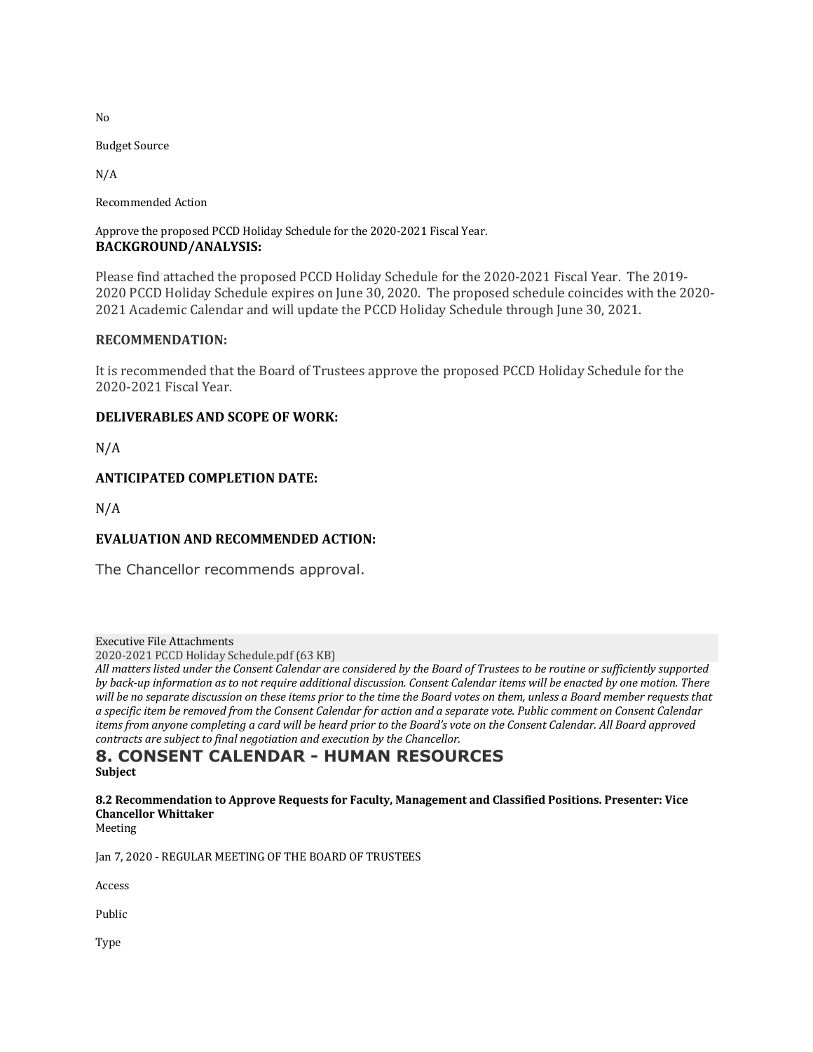No

Budget Source

N/A

Recommended Action

Approve the proposed PCCD Holiday Schedule for the 2020-2021 Fiscal Year.

**BACKGROUND/ANALYSIS:**

Please find attached the proposed PCCD Holiday Schedule for the 2020-2021 Fiscal Year. The 2019-2020 PCCD Holiday Schedule expires on June 30, 2020. The proposed schedule coincides with the 2020-2021 Academic Calendar and will update the PCCD Holiday Schedule through June 30, 2021.

**RECOMMENDATION:**

It is recommended that the Board of Trustees approve the proposed PCCD Holiday Schedule for the 2020-2021 Fiscal Year.

**DELIVERABLES AND SCOPE OF WORK:**

N/A

**ANTICIPATED COMPLETION DATE:**

N/A

**EVALUATION AND RECOMMENDED ACTION:**

The Chancellor recommends approval.

Executive File Attachments

2020-2021 PCCD Holiday Schedule.pdf (63 KB)

*All matters listed under the Consent Calendar are considered by the Board of Trustees to be routine or sufficiently supported by back-up information as to not require additional discussion. Consent Calendar items will be enacted by one motion. There will be no separate discussion on these items prior to the time the Board votes on them, unless a Board member requests that a specific item be removed from the Consent Calendar for action and a separate vote. Public comment on Consent Calendar items from anyone completing a card will be heard prior to the Board's vote on the Consent Calendar. All Board approved contracts are subject to final negotiation and execution by the Chancellor.*

## 8. CONSENT CALENDAR - HUMAN RESOURCES

**Subject**

**8.2 Recommendation to Approve Requests for Faculty, Management and Classified Positions. Presenter: Vice Chancellor Whittaker**

Meeting

Jan 7, 2020 - REGULAR MEETING OF THE BOARD OF TRUSTEES

Access

Public

Type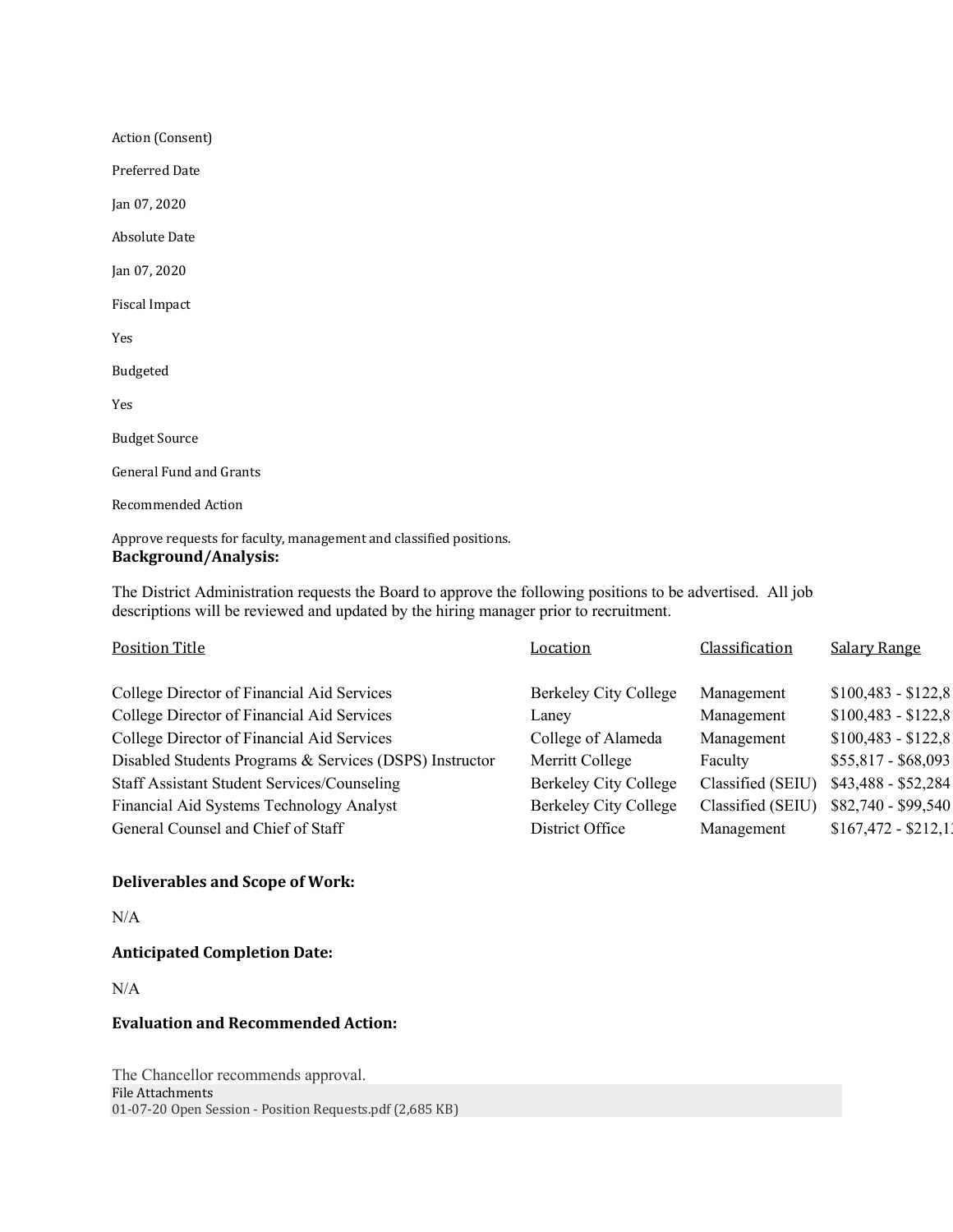Action (Consent)

Preferred Date

Jan 07, 2020

Absolute Date

Jan 07, 2020

Fiscal Impact

Yes

Budgeted

Yes

Budget Source

General Fund and Grants

Recommended Action

Approve requests for faculty, management and classified positions.

**Background/Analysis:**

The District Administration requests the Board to approve the following positions to be advertised. All job descriptions will be reviewed and updated by the hiring manager prior to recruitment.

| Position Title | Location | Classification | Salary Range |
|---|---|---|---|
| College Director of Financial Aid Services | Berkeley City College | Management | $100,483 - $122,8 |
| College Director of Financial Aid Services | Laney | Management | $100,483 - $122,8 |
| College Director of Financial Aid Services | College of Alameda | Management | $100,483 - $122,8 |
| Disabled Students Programs & Services (DSPS) Instructor | Merritt College | Faculty | $55,817 - $68,093 |
| Staff Assistant Student Services/Counseling | Berkeley City College | Classified (SEIU) | $43,488 - $52,284 |
| Financial Aid Systems Technology Analyst | Berkeley City College | Classified (SEIU) | $82,740 - $99,540 |
| General Counsel and Chief of Staff | District Office | Management | $167,472 - $212,1 |

**Deliverables and Scope of Work:**

N/A

**Anticipated Completion Date:**

N/A

**Evaluation and Recommended Action:**

The Chancellor recommends approval.

File Attachments

01-07-20 Open Session - Position Requests.pdf (2,685 KB)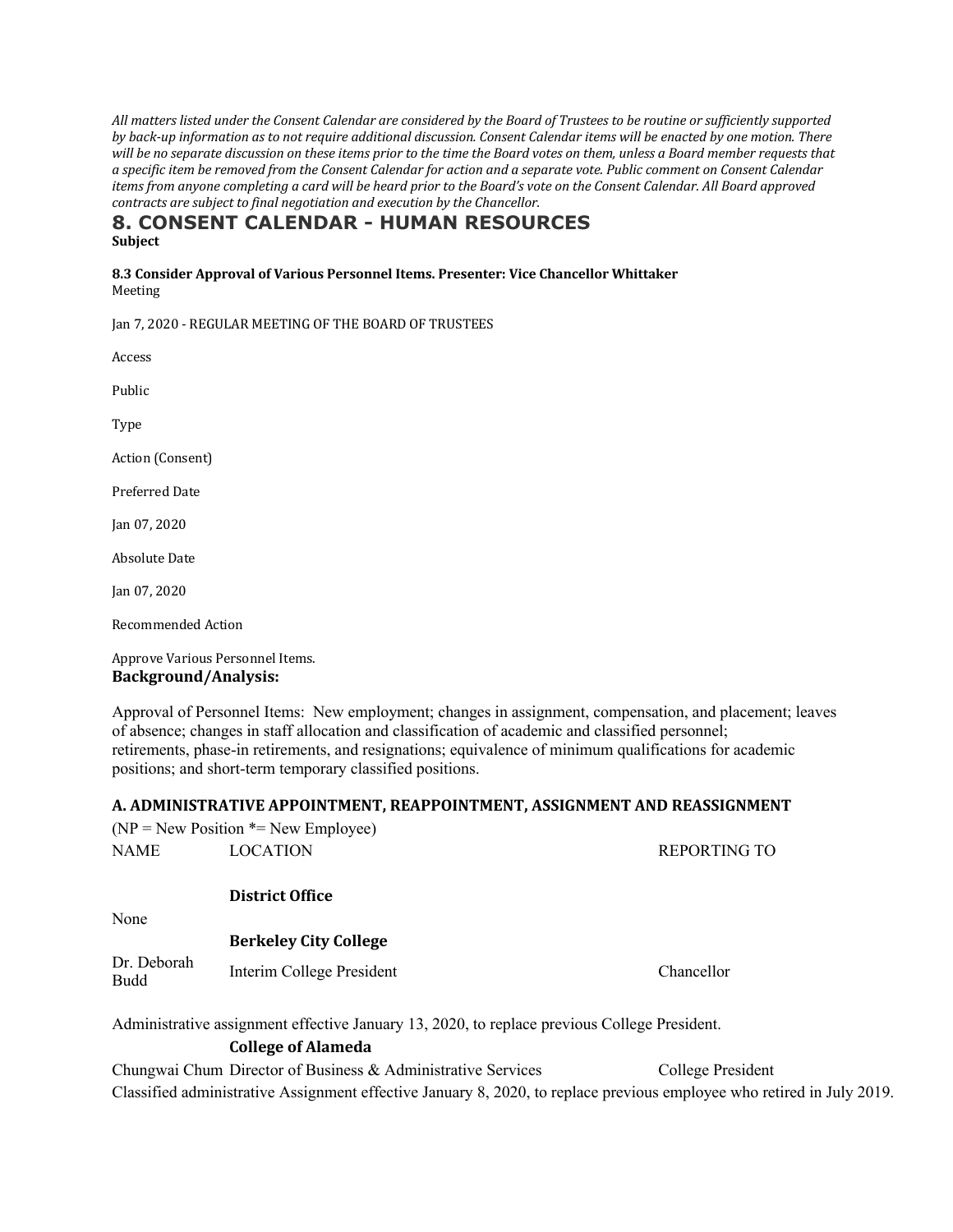*All matters listed under the Consent Calendar are considered by the Board of Trustees to be routine or sufficiently supported by back-up information as to not require additional discussion. Consent Calendar items will be enacted by one motion. There will be no separate discussion on these items prior to the time the Board votes on them, unless a Board member requests that a specific item be removed from the Consent Calendar for action and a separate vote. Public comment on Consent Calendar items from anyone completing a card will be heard prior to the Board's vote on the Consent Calendar. All Board approved contracts are subject to final negotiation and execution by the Chancellor.*

## 8. CONSENT CALENDAR - HUMAN RESOURCES

**Subject**

**8.3 Consider Approval of Various Personnel Items. Presenter: Vice Chancellor Whittaker**

Meeting

Jan 7, 2020 - REGULAR MEETING OF THE BOARD OF TRUSTEES

Access

Public

Type

Action (Consent)

Preferred Date

Jan 07, 2020

Absolute Date

Jan 07, 2020

Recommended Action

Approve Various Personnel Items.

**Background/Analysis:**

Approval of Personnel Items: New employment; changes in assignment, compensation, and placement; leaves of absence; changes in staff allocation and classification of academic and classified personnel; retirements, phase-in retirements, and resignations; equivalence of minimum qualifications for academic positions; and short-term temporary classified positions.

### A. ADMINISTRATIVE APPOINTMENT, REAPPOINTMENT, ASSIGNMENT AND REASSIGNMENT

(NP = New Position *= New Employee)

| NAME | LOCATION | REPORTING TO |
|---|---|---|
| | **District Office** | |
| None | | |
| | **Berkeley City College** | |
| Dr. Deborah Budd | Interim College President | Chancellor |

Administrative assignment effective January 13, 2020, to replace previous College President.

| NAME | LOCATION | REPORTING TO |
|---|---|---|
| | **College of Alameda** | |
| Chungwai Chum | Director of Business & Administrative Services | College President |

Classified administrative Assignment effective January 8, 2020, to replace previous employee who retired in July 2019.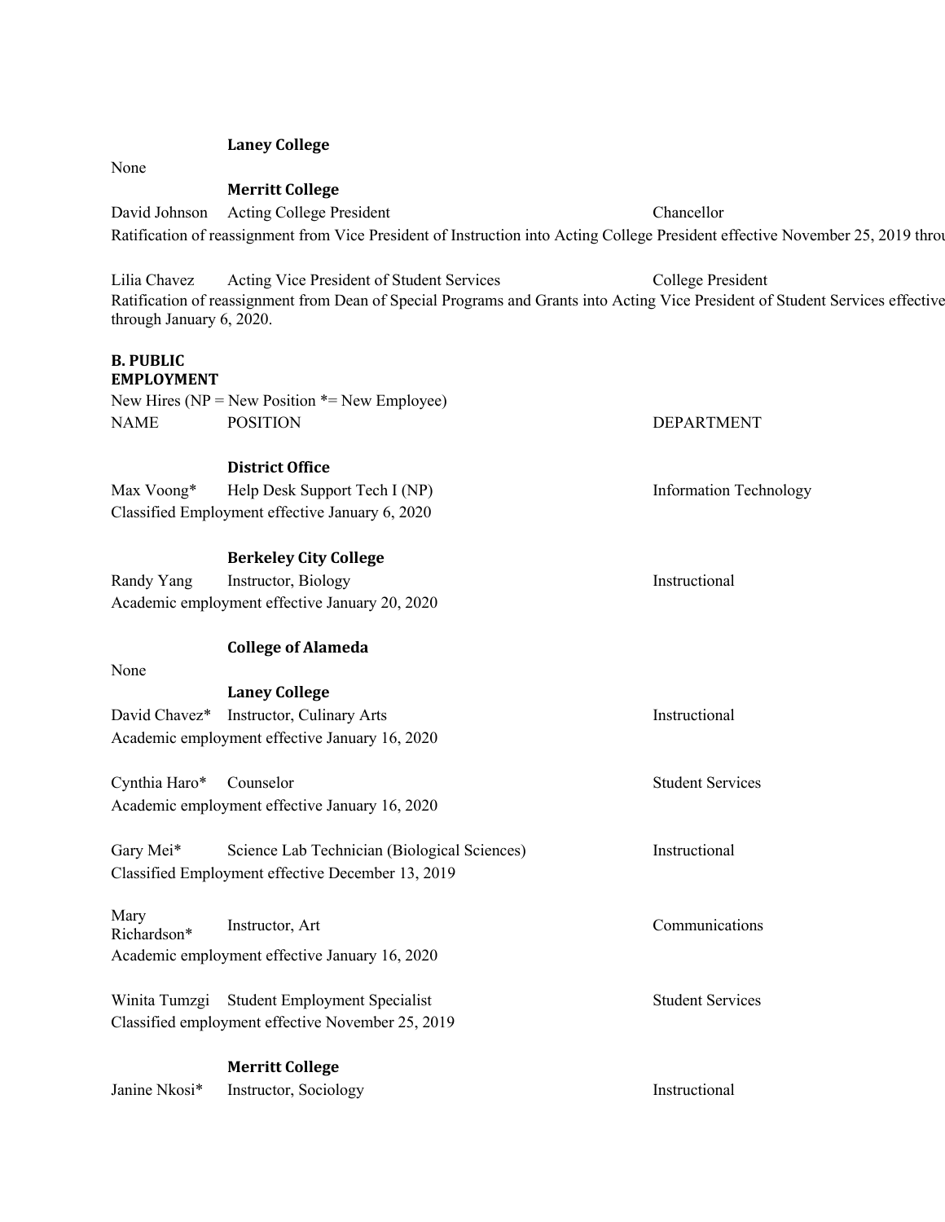**Laney College**

None

**Merritt College**

David Johnson Acting College President Chancellor

Ratification of reassignment from Vice President of Instruction into Acting College President effective November 25, 2019 throu

Lilia Chavez Acting Vice President of Student Services College President

Ratification of reassignment from Dean of Special Programs and Grants into Acting Vice President of Student Services effective through January 6, 2020.

**B. PUBLIC EMPLOYMENT**

New Hires (NP = New Position *= New Employee)

| NAME | POSITION | DEPARTMENT |
|---|---|---|
| | **District Office** | |
| Max Voong* | Help Desk Support Tech I (NP) | Information Technology |
| Classified Employment effective January 6, 2020 | | |
| | **Berkeley City College** | |
| Randy Yang | Instructor, Biology | Instructional |
| Academic employment effective January 20, 2020 | | |
| | **College of Alameda** | |
| None | | |
| | **Laney College** | |
| David Chavez* | Instructor, Culinary Arts | Instructional |
| Academic employment effective January 16, 2020 | | |
| Cynthia Haro* | Counselor | Student Services |
| Academic employment effective January 16, 2020 | | |
| Gary Mei* | Science Lab Technician (Biological Sciences) | Instructional |
| Classified Employment effective December 13, 2019 | | |
| Mary Richardson* | Instructor, Art | Communications |
| Academic employment effective January 16, 2020 | | |
| Winita Tumzgi | Student Employment Specialist | Student Services |
| Classified employment effective November 25, 2019 | | |
| | **Merritt College** | |
| Janine Nkosi* | Instructor, Sociology | Instructional |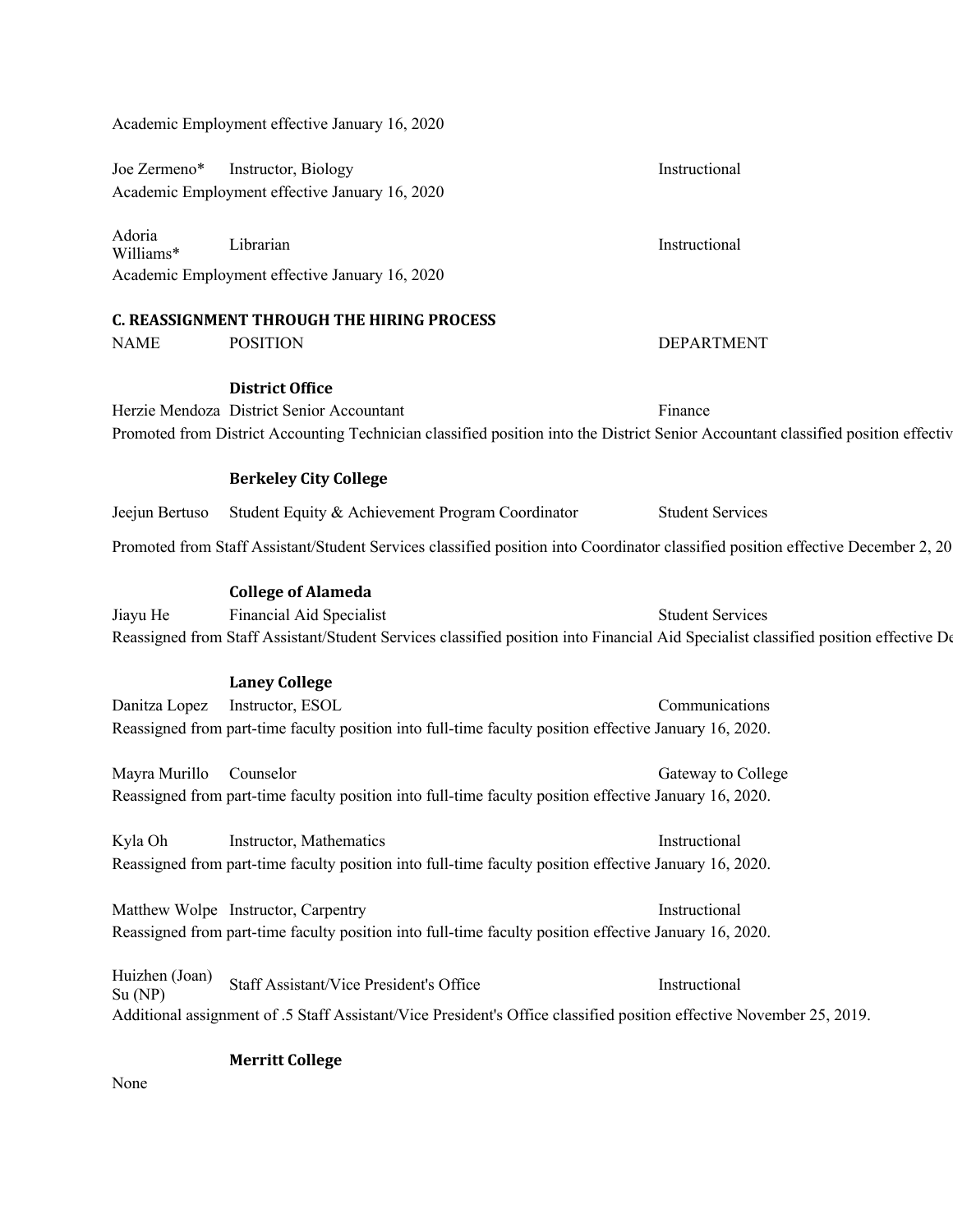Academic Employment effective January 16, 2020

| | | |
|---|---|---|
| Joe Zermeno* | Instructor, Biology | Instructional |

Academic Employment effective January 16, 2020

| | | |
|---|---|---|
| Adoria Williams* | Librarian | Instructional |

Academic Employment effective January 16, 2020

### C. REASSIGNMENT THROUGH THE HIRING PROCESS

| NAME | POSITION | DEPARTMENT |
|---|---|---|
| | **District Office** | |
| Herzie Mendoza | District Senior Accountant | Finance |

Promoted from District Accounting Technician classified position into the District Senior Accountant classified position effectiv

**Berkeley City College**

| | | |
|---|---|---|
| Jeejun Bertuso | Student Equity & Achievement Program Coordinator | Student Services |

Promoted from Staff Assistant/Student Services classified position into Coordinator classified position effective December 2, 20

**College of Alameda**

| | | |
|---|---|---|
| Jiayu He | Financial Aid Specialist | Student Services |

Reassigned from Staff Assistant/Student Services classified position into Financial Aid Specialist classified position effective De

**Laney College**

| | | |
|---|---|---|
| Danitza Lopez | Instructor, ESOL | Communications |

Reassigned from part-time faculty position into full-time faculty position effective January 16, 2020.

| | | |
|---|---|---|
| Mayra Murillo | Counselor | Gateway to College |

Reassigned from part-time faculty position into full-time faculty position effective January 16, 2020.

| | | |
|---|---|---|
| Kyla Oh | Instructor, Mathematics | Instructional |

Reassigned from part-time faculty position into full-time faculty position effective January 16, 2020.

| | | |
|---|---|---|
| Matthew Wolpe | Instructor, Carpentry | Instructional |

Reassigned from part-time faculty position into full-time faculty position effective January 16, 2020.

| | | |
|---|---|---|
| Huizhen (Joan) Su (NP) | Staff Assistant/Vice President's Office | Instructional |

Additional assignment of .5 Staff Assistant/Vice President's Office classified position effective November 25, 2019.

**Merritt College**

None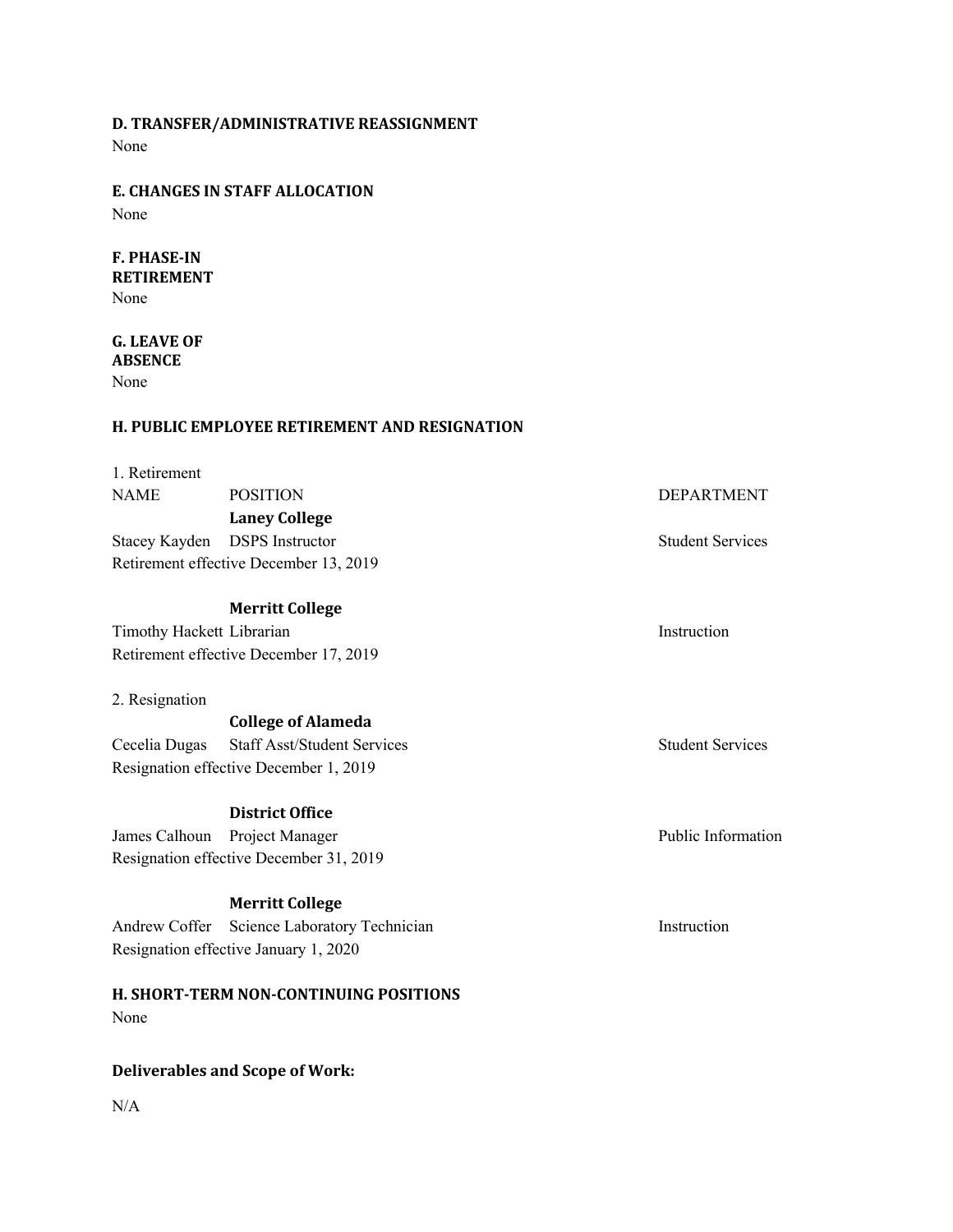**D. TRANSFER/ADMINISTRATIVE REASSIGNMENT**

None

**E. CHANGES IN STAFF ALLOCATION**

None

**F. PHASE-IN RETIREMENT**

None

**G. LEAVE OF ABSENCE**

None

**H. PUBLIC EMPLOYEE RETIREMENT AND RESIGNATION**

1. Retirement

| NAME | POSITION | DEPARTMENT |
|---|---|---|
| | **Laney College** | |
| Stacey Kayden | DSPS Instructor | Student Services |
| Retirement effective December 13, 2019 | | |
| | **Merritt College** | |
| Timothy Hackett | Librarian | Instruction |
| Retirement effective December 17, 2019 | | |

2. Resignation

| NAME | POSITION | DEPARTMENT |
|---|---|---|
| | **College of Alameda** | |
| Cecelia Dugas | Staff Asst/Student Services | Student Services |
| Resignation effective December 1, 2019 | | |
| | **District Office** | |
| James Calhoun | Project Manager | Public Information |
| Resignation effective December 31, 2019 | | |
| | **Merritt College** | |
| Andrew Coffer | Science Laboratory Technician | Instruction |
| Resignation effective January 1, 2020 | | |

**H. SHORT-TERM NON-CONTINUING POSITIONS**

None

**Deliverables and Scope of Work:**

N/A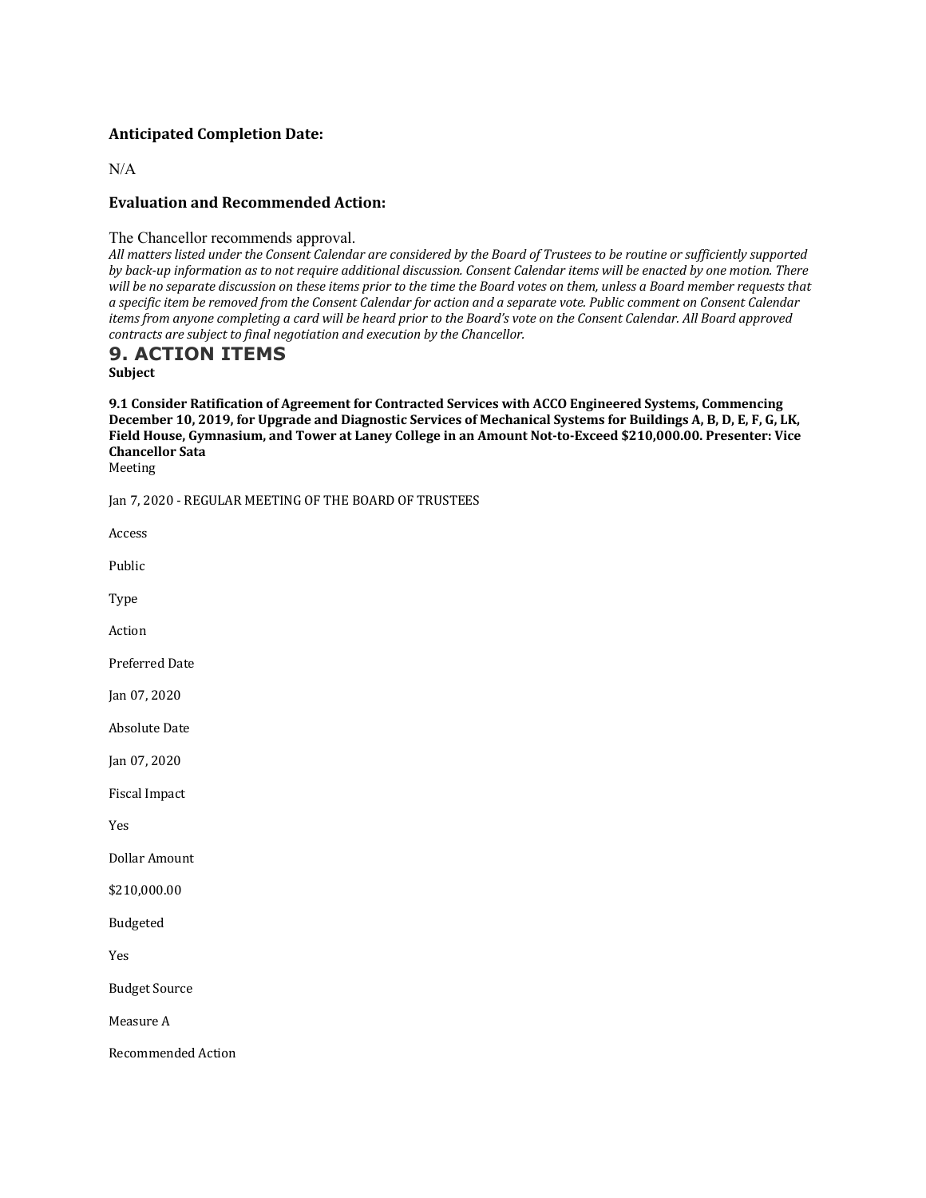### Anticipated Completion Date:

N/A

### Evaluation and Recommended Action:

The Chancellor recommends approval.

*All matters listed under the Consent Calendar are considered by the Board of Trustees to be routine or sufficiently supported by back-up information as to not require additional discussion. Consent Calendar items will be enacted by one motion. There will be no separate discussion on these items prior to the time the Board votes on them, unless a Board member requests that a specific item be removed from the Consent Calendar for action and a separate vote. Public comment on Consent Calendar items from anyone completing a card will be heard prior to the Board's vote on the Consent Calendar. All Board approved contracts are subject to final negotiation and execution by the Chancellor.*

## 9. ACTION ITEMS

**Subject**

**9.1 Consider Ratification of Agreement for Contracted Services with ACCO Engineered Systems, Commencing December 10, 2019, for Upgrade and Diagnostic Services of Mechanical Systems for Buildings A, B, D, E, F, G, LK, Field House, Gymnasium, and Tower at Laney College in an Amount Not-to-Exceed $210,000.00. Presenter: Vice Chancellor Sata**

Meeting

Jan 7, 2020 - REGULAR MEETING OF THE BOARD OF TRUSTEES

Access

Public

Type

Action

Preferred Date

Jan 07, 2020

Absolute Date

Jan 07, 2020

Fiscal Impact

Yes

Dollar Amount

$210,000.00

Budgeted

Yes

Budget Source

Measure A

Recommended Action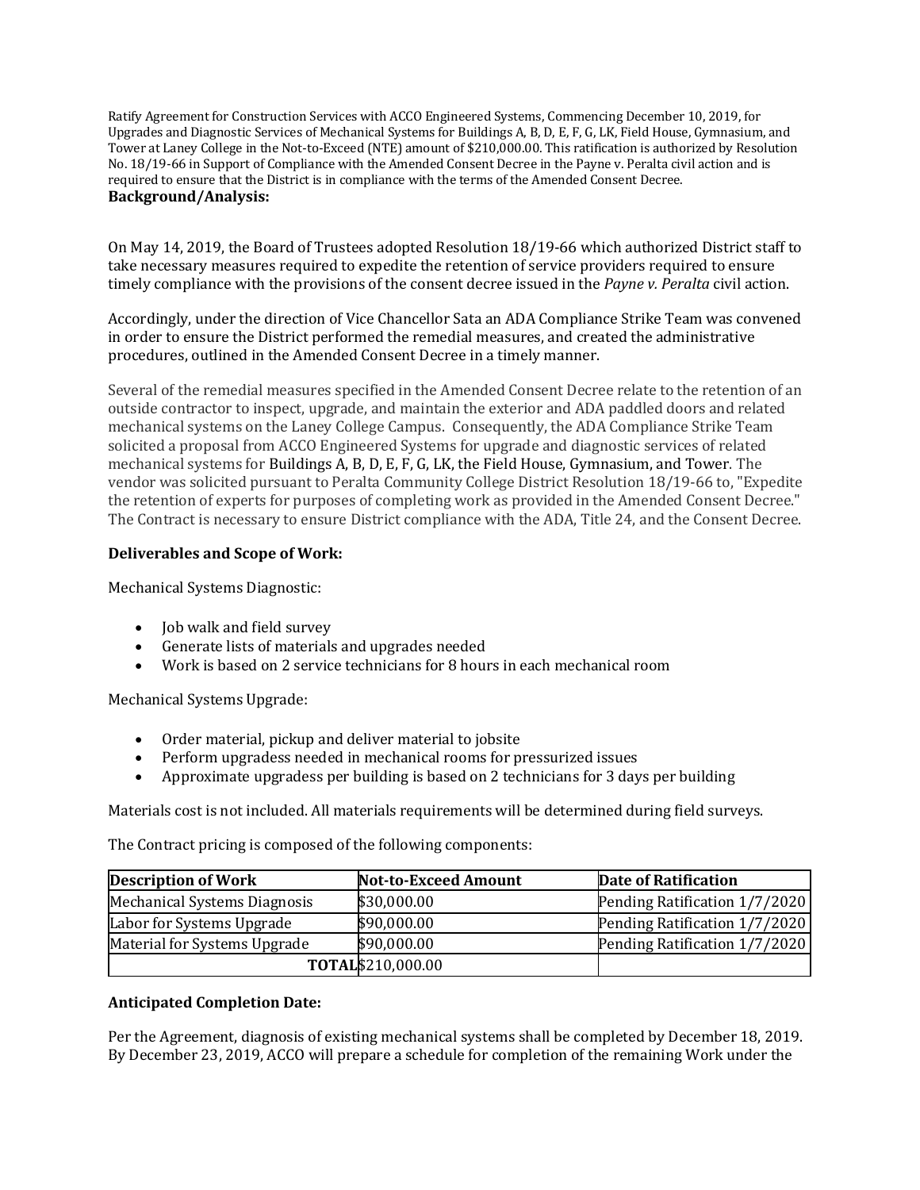Ratify Agreement for Construction Services with ACCO Engineered Systems, Commencing December 10, 2019, for Upgrades and Diagnostic Services of Mechanical Systems for Buildings A, B, D, E, F, G, LK, Field House, Gymnasium, and Tower at Laney College in the Not-to-Exceed (NTE) amount of $210,000.00. This ratification is authorized by Resolution No. 18/19-66 in Support of Compliance with the Amended Consent Decree in the Payne v. Peralta civil action and is required to ensure that the District is in compliance with the terms of the Amended Consent Decree.

**Background/Analysis:**

On May 14, 2019, the Board of Trustees adopted Resolution 18/19-66 which authorized District staff to take necessary measures required to expedite the retention of service providers required to ensure timely compliance with the provisions of the consent decree issued in the *Payne v. Peralta* civil action.

Accordingly, under the direction of Vice Chancellor Sata an ADA Compliance Strike Team was convened in order to ensure the District performed the remedial measures, and created the administrative procedures, outlined in the Amended Consent Decree in a timely manner.

Several of the remedial measures specified in the Amended Consent Decree relate to the retention of an outside contractor to inspect, upgrade, and maintain the exterior and ADA paddled doors and related mechanical systems on the Laney College Campus. Consequently, the ADA Compliance Strike Team solicited a proposal from ACCO Engineered Systems for upgrade and diagnostic services of related mechanical systems for Buildings A, B, D, E, F, G, LK, the Field House, Gymnasium, and Tower. The vendor was solicited pursuant to Peralta Community College District Resolution 18/19-66 to, "Expedite the retention of experts for purposes of completing work as provided in the Amended Consent Decree." The Contract is necessary to ensure District compliance with the ADA, Title 24, and the Consent Decree.

**Deliverables and Scope of Work:**

Mechanical Systems Diagnostic:

- Job walk and field survey
- Generate lists of materials and upgrades needed
- Work is based on 2 service technicians for 8 hours in each mechanical room

Mechanical Systems Upgrade:

- Order material, pickup and deliver material to jobsite
- Perform upgradess needed in mechanical rooms for pressurized issues
- Approximate upgradess per building is based on 2 technicians for 3 days per building

Materials cost is not included. All materials requirements will be determined during field surveys.

The Contract pricing is composed of the following components:

| Description of Work | Not-to-Exceed Amount | Date of Ratification |
|---|---|---|
| Mechanical Systems Diagnosis | $30,000.00 | Pending Ratification 1/7/2020 |
| Labor for Systems Upgrade | $90,000.00 | Pending Ratification 1/7/2020 |
| Material for Systems Upgrade | $90,000.00 | Pending Ratification 1/7/2020 |
| **TOTAL** | $210,000.00 | |

**Anticipated Completion Date:**

Per the Agreement, diagnosis of existing mechanical systems shall be completed by December 18, 2019. By December 23, 2019, ACCO will prepare a schedule for completion of the remaining Work under the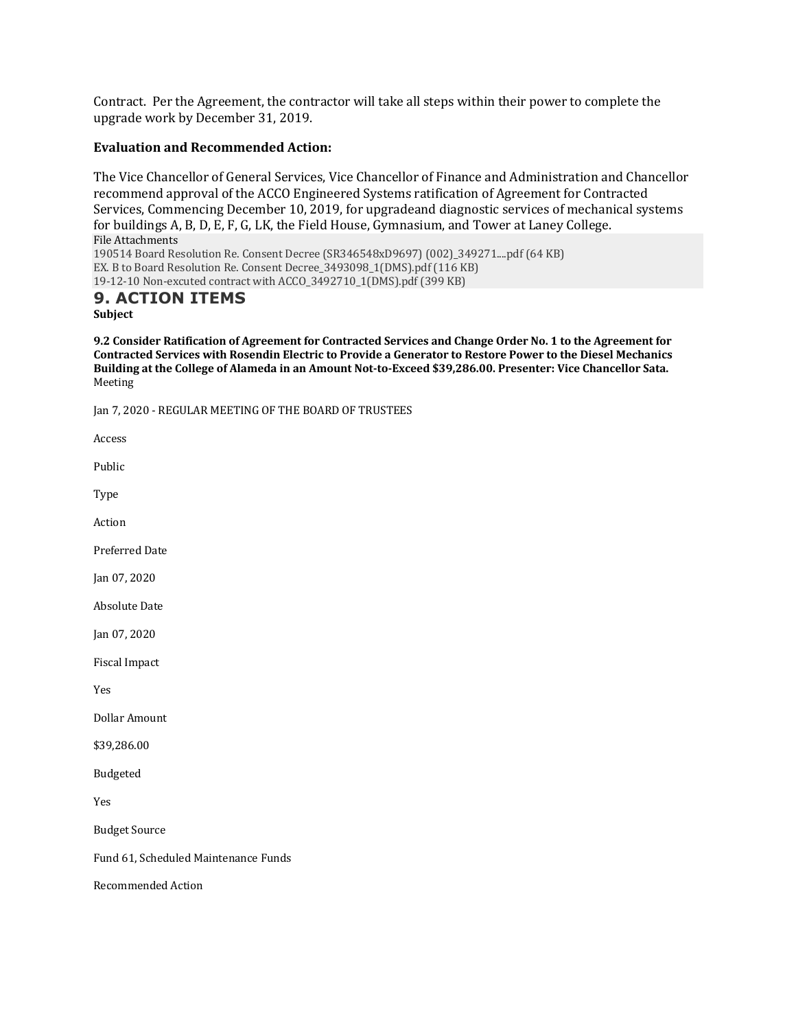Contract. Per the Agreement, the contractor will take all steps within their power to complete the upgrade work by December 31, 2019.

**Evaluation and Recommended Action:**

The Vice Chancellor of General Services, Vice Chancellor of Finance and Administration and Chancellor recommend approval of the ACCO Engineered Systems ratification of Agreement for Contracted Services, Commencing December 10, 2019, for upgradeand diagnostic services of mechanical systems for buildings A, B, D, E, F, G, LK, the Field House, Gymnasium, and Tower at Laney College.

File Attachments
190514 Board Resolution Re. Consent Decree (SR346548xD9697) (002)_349271....pdf (64 KB)
EX. B to Board Resolution Re. Consent Decree_3493098_1(DMS).pdf (116 KB)
19-12-10 Non-excuted contract with ACCO_3492710_1(DMS).pdf (399 KB)

## 9. ACTION ITEMS

**Subject**

**9.2 Consider Ratification of Agreement for Contracted Services and Change Order No. 1 to the Agreement for Contracted Services with Rosendin Electric to Provide a Generator to Restore Power to the Diesel Mechanics Building at the College of Alameda in an Amount Not-to-Exceed $39,286.00. Presenter: Vice Chancellor Sata.**

Meeting

Jan 7, 2020 - REGULAR MEETING OF THE BOARD OF TRUSTEES

Access

Public

Type

Action

Preferred Date

Jan 07, 2020

Absolute Date

Jan 07, 2020

Fiscal Impact

Yes

Dollar Amount

$39,286.00

Budgeted

Yes

Budget Source

Fund 61, Scheduled Maintenance Funds

Recommended Action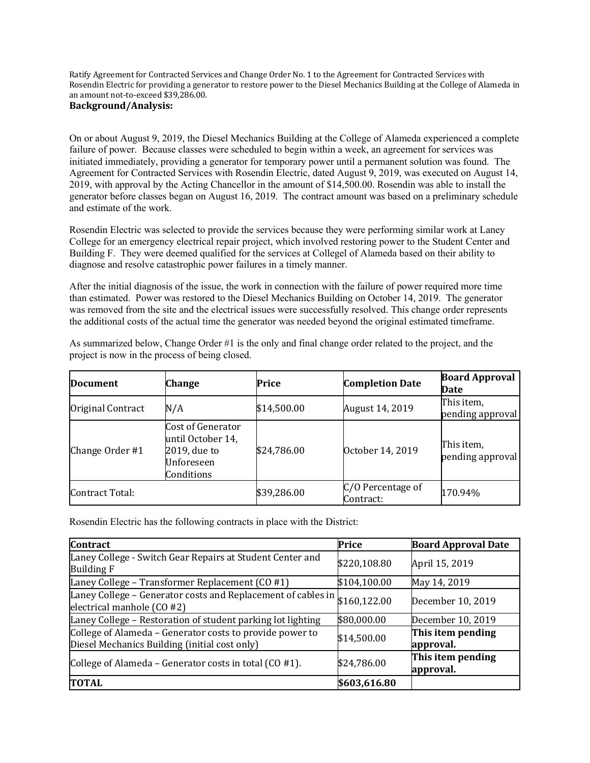Ratify Agreement for Contracted Services and Change Order No. 1 to the Agreement for Contracted Services with Rosendin Electric for providing a generator to restore power to the Diesel Mechanics Building at the College of Alameda in an amount not-to-exceed $39,286.00.

**Background/Analysis:**

On or about August 9, 2019, the Diesel Mechanics Building at the College of Alameda experienced a complete failure of power. Because classes were scheduled to begin within a week, an agreement for services was initiated immediately, providing a generator for temporary power until a permanent solution was found. The Agreement for Contracted Services with Rosendin Electric, dated August 9, 2019, was executed on August 14, 2019, with approval by the Acting Chancellor in the amount of $14,500.00. Rosendin was able to install the generator before classes began on August 16, 2019. The contract amount was based on a preliminary schedule and estimate of the work.

Rosendin Electric was selected to provide the services because they were performing similar work at Laney College for an emergency electrical repair project, which involved restoring power to the Student Center and Building F. They were deemed qualified for the services at Collegel of Alameda based on their ability to diagnose and resolve catastrophic power failures in a timely manner.

After the initial diagnosis of the issue, the work in connection with the failure of power required more time than estimated. Power was restored to the Diesel Mechanics Building on October 14, 2019. The generator was removed from the site and the electrical issues were successfully resolved. This change order represents the additional costs of the actual time the generator was needed beyond the original estimated timeframe.

As summarized below, Change Order #1 is the only and final change order related to the project, and the project is now in the process of being closed.

| Document | Change | Price | Completion Date | Board Approval Date |
|---|---|---|---|---|
| Original Contract | N/A | $14,500.00 | August 14, 2019 | This item, pending approval |
| Change Order #1 | Cost of Generator until October 14, 2019, due to Unforeseen Conditions | $24,786.00 | October 14, 2019 | This item, pending approval |
| Contract Total: | | $39,286.00 | C/O Percentage of Contract: | 170.94% |

Rosendin Electric has the following contracts in place with the District:

| Contract | Price | Board Approval Date |
|---|---|---|
| Laney College - Switch Gear Repairs at Student Center and Building F | $220,108.80 | April 15, 2019 |
| Laney College – Transformer Replacement (CO #1) | $104,100.00 | May 14, 2019 |
| Laney College – Generator costs and Replacement of cables in electrical manhole (CO #2) | $160,122.00 | December 10, 2019 |
| Laney College – Restoration of student parking lot lighting | $80,000.00 | December 10, 2019 |
| College of Alameda – Generator costs to provide power to Diesel Mechanics Building (initial cost only) | $14,500.00 | **This item pending approval.** |
| College of Alameda – Generator costs in total (CO #1). | $24,786.00 | **This item pending approval.** |
| **TOTAL** | **$603,616.80** | |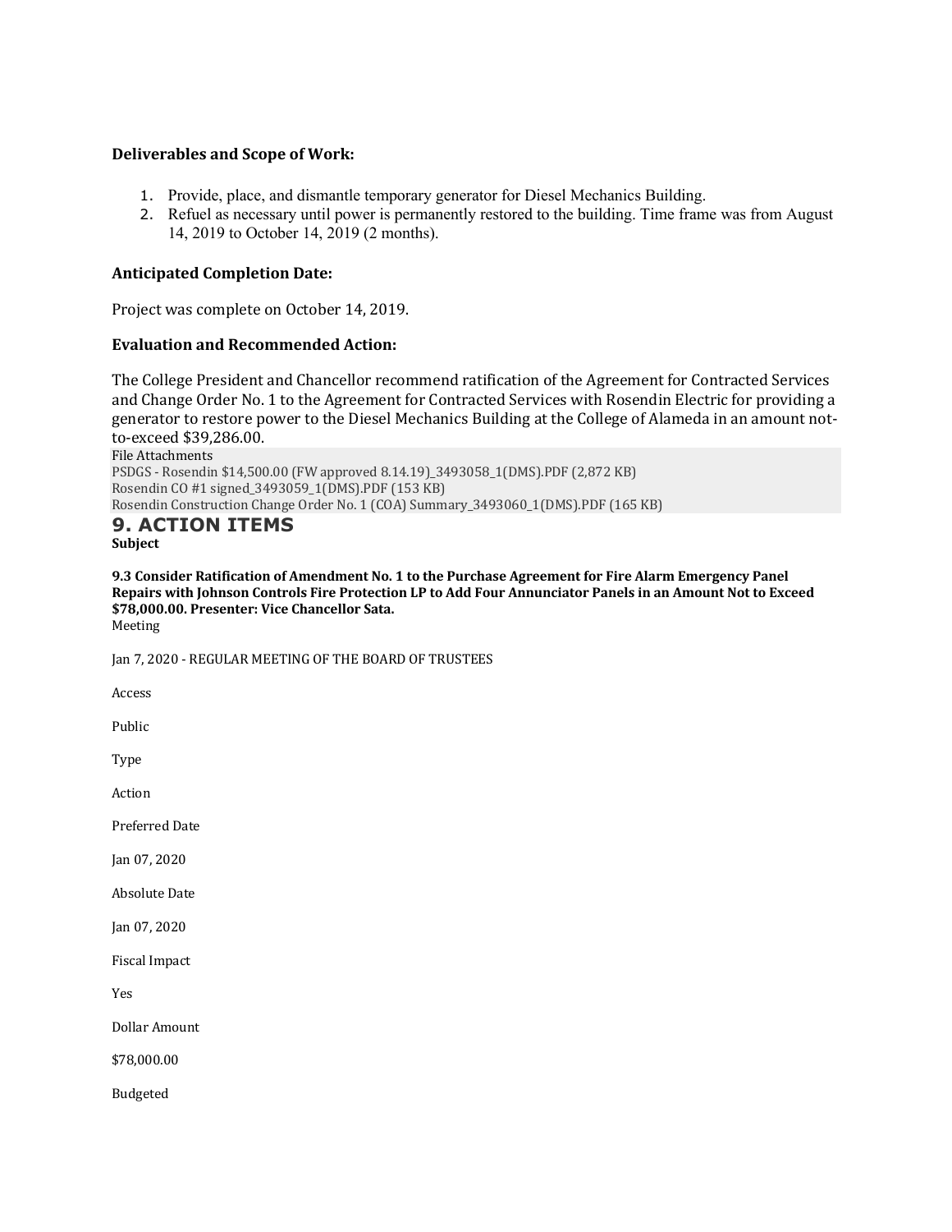**Deliverables and Scope of Work:**

1. Provide, place, and dismantle temporary generator for Diesel Mechanics Building.
2. Refuel as necessary until power is permanently restored to the building. Time frame was from August 14, 2019 to October 14, 2019 (2 months).

**Anticipated Completion Date:**

Project was complete on October 14, 2019.

**Evaluation and Recommended Action:**

The College President and Chancellor recommend ratification of the Agreement for Contracted Services and Change Order No. 1 to the Agreement for Contracted Services with Rosendin Electric for providing a generator to restore power to the Diesel Mechanics Building at the College of Alameda in an amount not-to-exceed $39,286.00.

File Attachments
PSDGS - Rosendin $14,500.00 (FW approved 8.14.19)_3493058_1(DMS).PDF (2,872 KB)
Rosendin CO #1 signed_3493059_1(DMS).PDF (153 KB)
Rosendin Construction Change Order No. 1 (COA) Summary_3493060_1(DMS).PDF (165 KB)

## 9. ACTION ITEMS

**Subject**

**9.3 Consider Ratification of Amendment No. 1 to the Purchase Agreement for Fire Alarm Emergency Panel Repairs with Johnson Controls Fire Protection LP to Add Four Annunciator Panels in an Amount Not to Exceed $78,000.00. Presenter: Vice Chancellor Sata.**

Meeting

Jan 7, 2020 - REGULAR MEETING OF THE BOARD OF TRUSTEES

Access

Public

Type

Action

Preferred Date

Jan 07, 2020

Absolute Date

Jan 07, 2020

Fiscal Impact

Yes

Dollar Amount

$78,000.00

Budgeted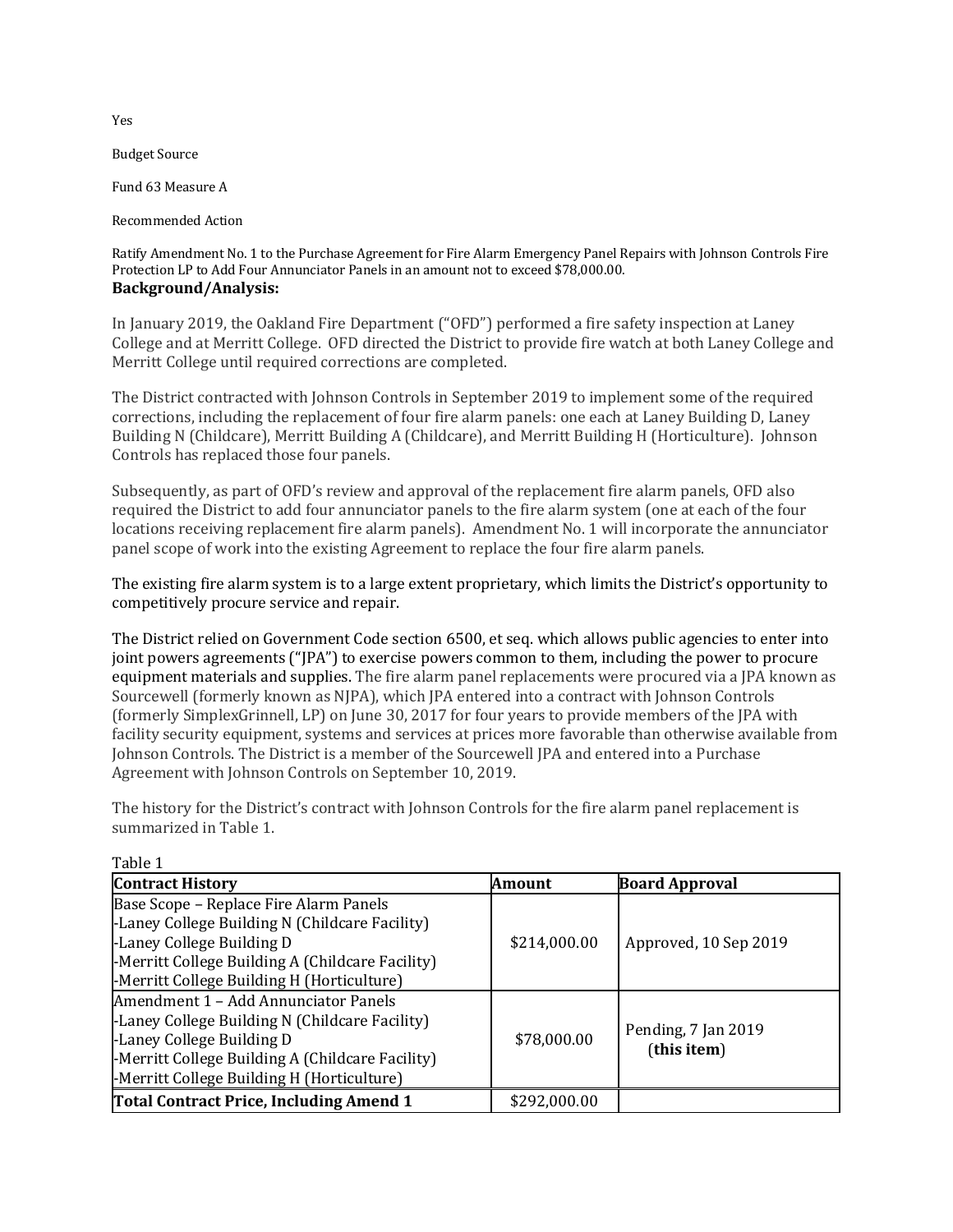Yes

Budget Source

Fund 63 Measure A

Recommended Action

Ratify Amendment No. 1 to the Purchase Agreement for Fire Alarm Emergency Panel Repairs with Johnson Controls Fire Protection LP to Add Four Annunciator Panels in an amount not to exceed $78,000.00.

**Background/Analysis:**

In January 2019, the Oakland Fire Department ("OFD") performed a fire safety inspection at Laney College and at Merritt College. OFD directed the District to provide fire watch at both Laney College and Merritt College until required corrections are completed.

The District contracted with Johnson Controls in September 2019 to implement some of the required corrections, including the replacement of four fire alarm panels: one each at Laney Building D, Laney Building N (Childcare), Merritt Building A (Childcare), and Merritt Building H (Horticulture). Johnson Controls has replaced those four panels.

Subsequently, as part of OFD's review and approval of the replacement fire alarm panels, OFD also required the District to add four annunciator panels to the fire alarm system (one at each of the four locations receiving replacement fire alarm panels). Amendment No. 1 will incorporate the annunciator panel scope of work into the existing Agreement to replace the four fire alarm panels.

The existing fire alarm system is to a large extent proprietary, which limits the District's opportunity to competitively procure service and repair.

The District relied on Government Code section 6500, et seq. which allows public agencies to enter into joint powers agreements ("JPA") to exercise powers common to them, including the power to procure equipment materials and supplies. The fire alarm panel replacements were procured via a JPA known as Sourcewell (formerly known as NJPA), which JPA entered into a contract with Johnson Controls (formerly SimplexGrinnell, LP) on June 30, 2017 for four years to provide members of the JPA with facility security equipment, systems and services at prices more favorable than otherwise available from Johnson Controls. The District is a member of the Sourcewell JPA and entered into a Purchase Agreement with Johnson Controls on September 10, 2019.

The history for the District's contract with Johnson Controls for the fire alarm panel replacement is summarized in Table 1.

Table 1

| **Contract History** | **Amount** | **Board Approval** |
|---|---|---|
| Base Scope – Replace Fire Alarm Panels<br>-Laney College Building N (Childcare Facility)<br>-Laney College Building D<br>-Merritt College Building A (Childcare Facility)<br>-Merritt College Building H (Horticulture) | $214,000.00 | Approved, 10 Sep 2019 |
| Amendment 1 – Add Annunciator Panels<br>-Laney College Building N (Childcare Facility)<br>-Laney College Building D<br>-Merritt College Building A (Childcare Facility)<br>-Merritt College Building H (Horticulture) | $78,000.00 | Pending, 7 Jan 2019 (**this item**) |
| **Total Contract Price, Including Amend 1** | $292,000.00 | |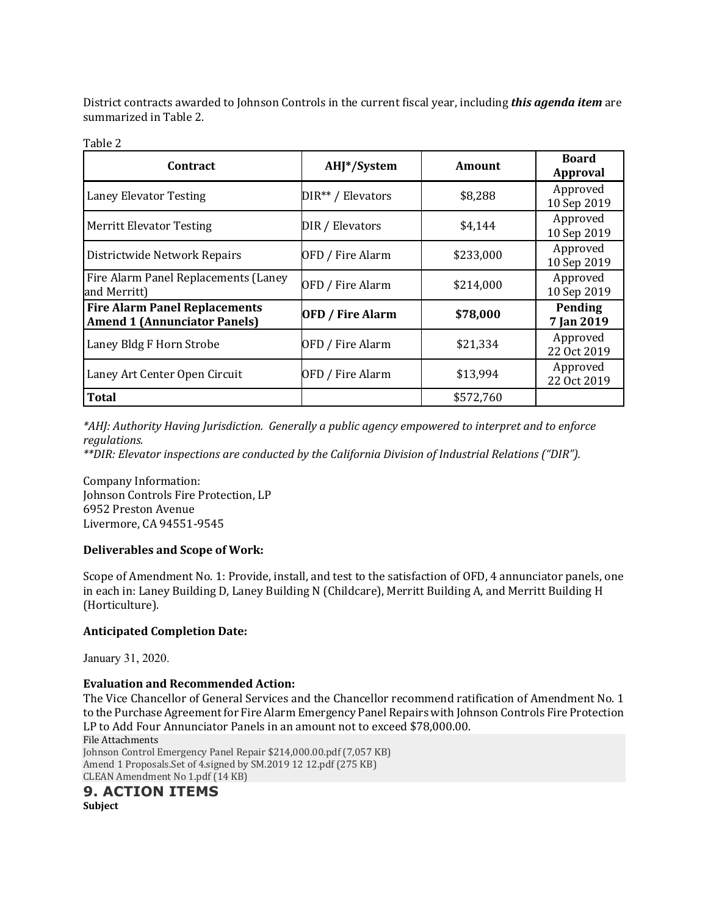District contracts awarded to Johnson Controls in the current fiscal year, including ***this agenda item*** are summarized in Table 2.

Table 2

| Contract | AHJ*/System | Amount | Board Approval |
|---|---|---|---|
| Laney Elevator Testing | DIR** / Elevators | $8,288 | Approved 10 Sep 2019 |
| Merritt Elevator Testing | DIR / Elevators | $4,144 | Approved 10 Sep 2019 |
| Districtwide Network Repairs | OFD / Fire Alarm | $233,000 | Approved 10 Sep 2019 |
| Fire Alarm Panel Replacements (Laney and Merritt) | OFD / Fire Alarm | $214,000 | Approved 10 Sep 2019 |
| **Fire Alarm Panel Replacements Amend 1 (Annunciator Panels)** | **OFD / Fire Alarm** | **$78,000** | **Pending 7 Jan 2019** |
| Laney Bldg F Horn Strobe | OFD / Fire Alarm | $21,334 | Approved 22 Oct 2019 |
| Laney Art Center Open Circuit | OFD / Fire Alarm | $13,994 | Approved 22 Oct 2019 |
| **Total** | | $572,760 | |

*\*AHJ: Authority Having Jurisdiction. Generally a public agency empowered to interpret and to enforce regulations.*
*\*\*DIR: Elevator inspections are conducted by the California Division of Industrial Relations ("DIR").*

Company Information:
Johnson Controls Fire Protection, LP
6952 Preston Avenue
Livermore, CA 94551-9545

**Deliverables and Scope of Work:**

Scope of Amendment No. 1: Provide, install, and test to the satisfaction of OFD, 4 annunciator panels, one in each in: Laney Building D, Laney Building N (Childcare), Merritt Building A, and Merritt Building H (Horticulture).

**Anticipated Completion Date:**

January 31, 2020.

**Evaluation and Recommended Action:**
The Vice Chancellor of General Services and the Chancellor recommend ratification of Amendment No. 1 to the Purchase Agreement for Fire Alarm Emergency Panel Repairs with Johnson Controls Fire Protection LP to Add Four Annunciator Panels in an amount not to exceed $78,000.00.

File Attachments
Johnson Control Emergency Panel Repair $214,000.00.pdf (7,057 KB)
Amend 1 Proposals.Set of 4.signed by SM.2019 12 12.pdf (275 KB)
CLEAN Amendment No 1.pdf (14 KB)

## 9. ACTION ITEMS

**Subject**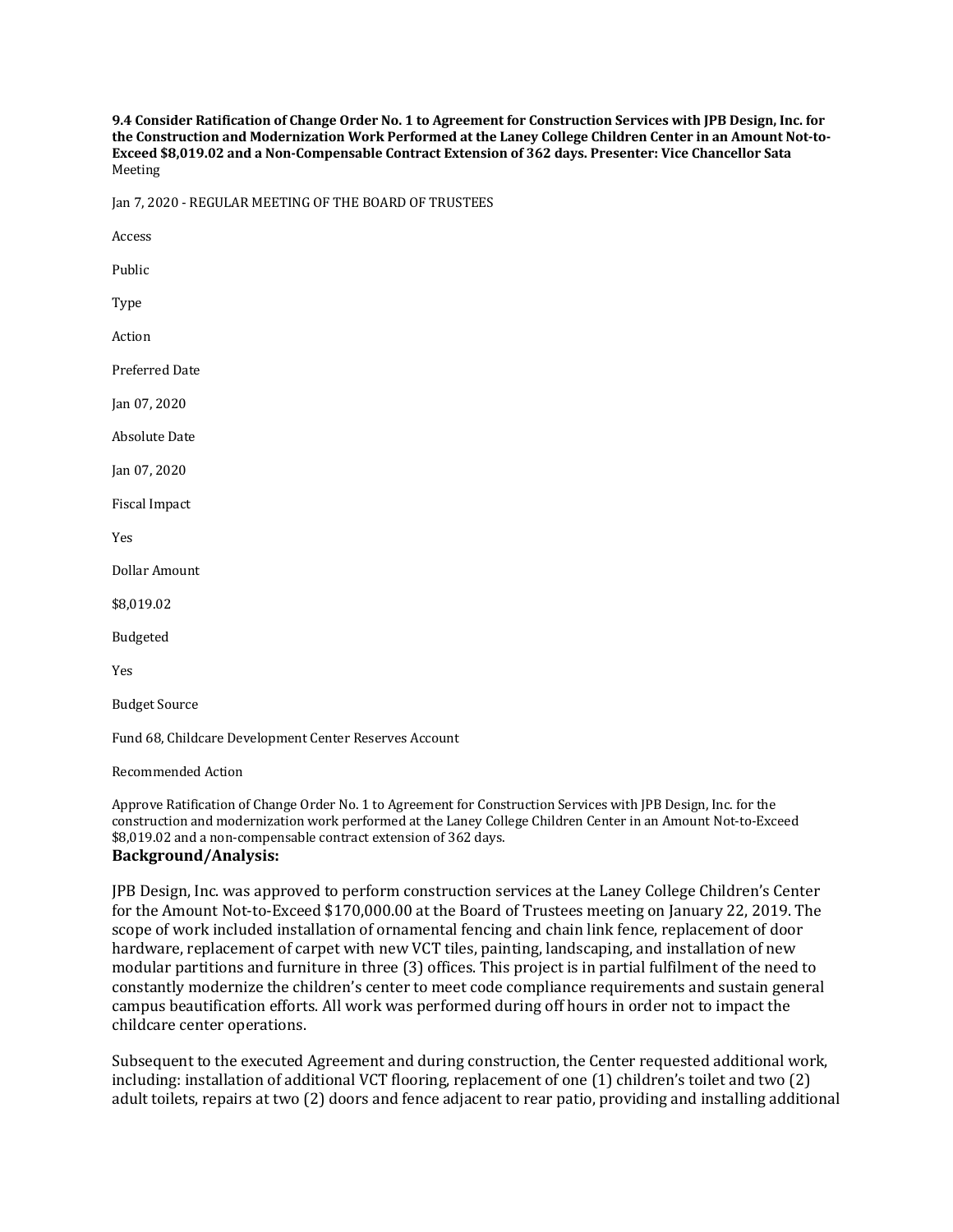**9.4 Consider Ratification of Change Order No. 1 to Agreement for Construction Services with JPB Design, Inc. for the Construction and Modernization Work Performed at the Laney College Children Center in an Amount Not-to-Exceed $8,019.02 and a Non-Compensable Contract Extension of 362 days. Presenter: Vice Chancellor Sata**

Meeting

Jan 7, 2020 - REGULAR MEETING OF THE BOARD OF TRUSTEES

Access

Public

Type

Action

Preferred Date

Jan 07, 2020

Absolute Date

Jan 07, 2020

Fiscal Impact

Yes

Dollar Amount

$8,019.02

Budgeted

Yes

Budget Source

Fund 68, Childcare Development Center Reserves Account

Recommended Action

Approve Ratification of Change Order No. 1 to Agreement for Construction Services with JPB Design, Inc. for the construction and modernization work performed at the Laney College Children Center in an Amount Not-to-Exceed $8,019.02 and a non-compensable contract extension of 362 days.

**Background/Analysis:**

JPB Design, Inc. was approved to perform construction services at the Laney College Children's Center for the Amount Not-to-Exceed $170,000.00 at the Board of Trustees meeting on January 22, 2019. The scope of work included installation of ornamental fencing and chain link fence, replacement of door hardware, replacement of carpet with new VCT tiles, painting, landscaping, and installation of new modular partitions and furniture in three (3) offices. This project is in partial fulfilment of the need to constantly modernize the children's center to meet code compliance requirements and sustain general campus beautification efforts. All work was performed during off hours in order not to impact the childcare center operations.

Subsequent to the executed Agreement and during construction, the Center requested additional work, including: installation of additional VCT flooring, replacement of one (1) children's toilet and two (2) adult toilets, repairs at two (2) doors and fence adjacent to rear patio, providing and installing additional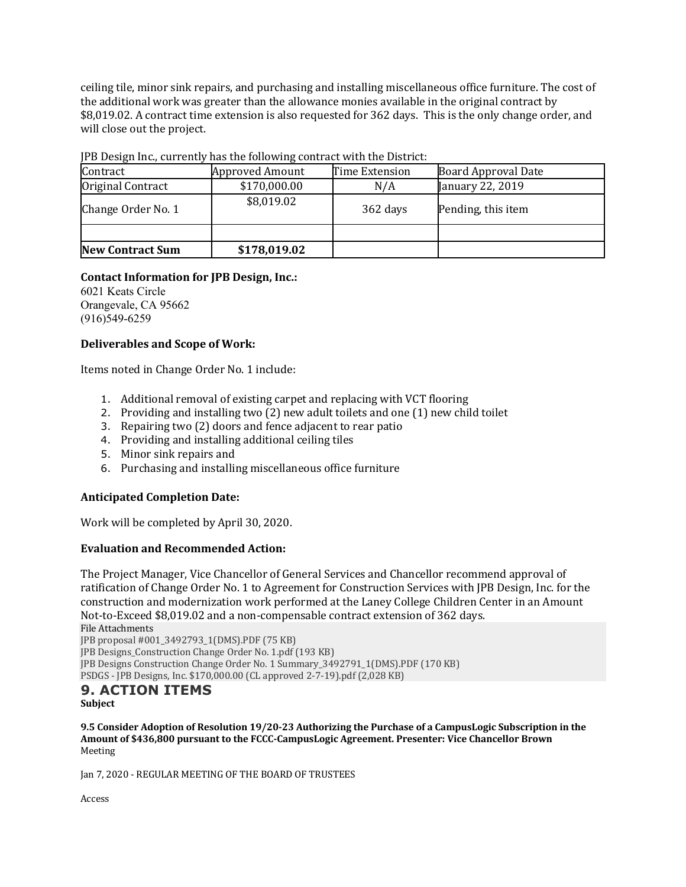ceiling tile, minor sink repairs, and purchasing and installing miscellaneous office furniture. The cost of the additional work was greater than the allowance monies available in the original contract by $8,019.02. A contract time extension is also requested for 362 days. This is the only change order, and will close out the project.

JPB Design Inc., currently has the following contract with the District:

| Contract | Approved Amount | Time Extension | Board Approval Date |
|---|---|---|---|
| Original Contract | $170,000.00 | N/A | January 22, 2019 |
| Change Order No. 1 | $8,019.02 | 362 days | Pending, this item |
| | | | |
| **New Contract Sum** | **$178,019.02** | | |

**Contact Information for JPB Design, Inc.:**
6021 Keats Circle
Orangevale, CA 95662
(916)549-6259

**Deliverables and Scope of Work:**

Items noted in Change Order No. 1 include:

1. Additional removal of existing carpet and replacing with VCT flooring
2. Providing and installing two (2) new adult toilets and one (1) new child toilet
3. Repairing two (2) doors and fence adjacent to rear patio
4. Providing and installing additional ceiling tiles
5. Minor sink repairs and
6. Purchasing and installing miscellaneous office furniture

**Anticipated Completion Date:**

Work will be completed by April 30, 2020.

**Evaluation and Recommended Action:**

The Project Manager, Vice Chancellor of General Services and Chancellor recommend approval of ratification of Change Order No. 1 to Agreement for Construction Services with JPB Design, Inc. for the construction and modernization work performed at the Laney College Children Center in an Amount Not-to-Exceed $8,019.02 and a non-compensable contract extension of 362 days.

File Attachments
JPB proposal #001_3492793_1(DMS).PDF (75 KB)
JPB Designs_Construction Change Order No. 1.pdf (193 KB)
JPB Designs Construction Change Order No. 1 Summary_3492791_1(DMS).PDF (170 KB)
PSDGS - JPB Designs, Inc. $170,000.00 (CL approved 2-7-19).pdf (2,028 KB)

## 9. ACTION ITEMS

**Subject**

**9.5 Consider Adoption of Resolution 19/20-23 Authorizing the Purchase of a CampusLogic Subscription in the Amount of $436,800 pursuant to the FCCC-CampusLogic Agreement. Presenter: Vice Chancellor Brown**

Meeting

Jan 7, 2020 - REGULAR MEETING OF THE BOARD OF TRUSTEES

Access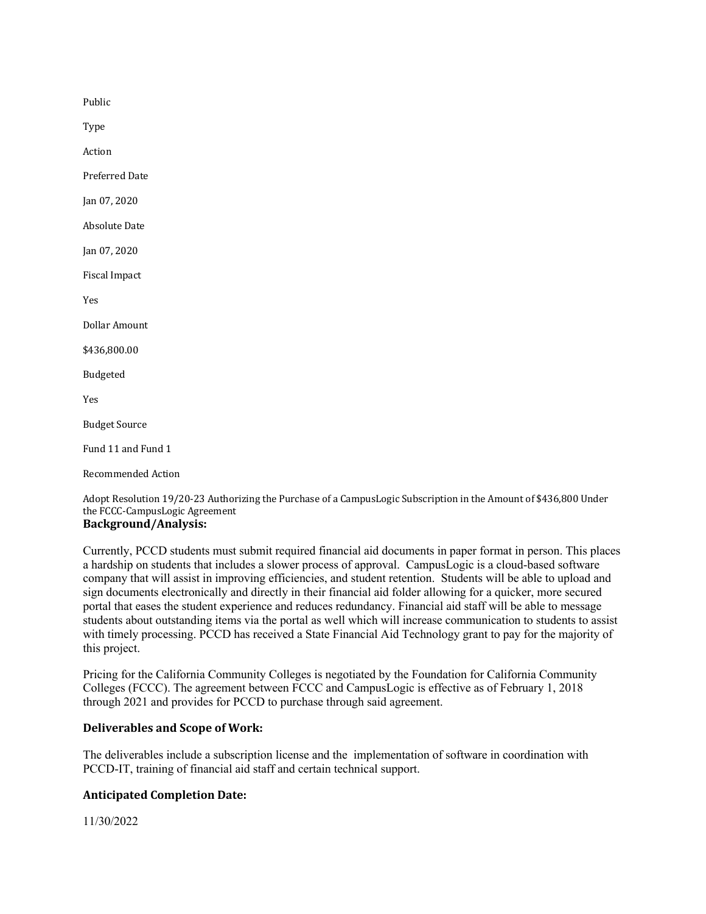Public

Type

Action

Preferred Date

Jan 07, 2020

Absolute Date

Jan 07, 2020

Fiscal Impact

Yes

Dollar Amount

$436,800.00

Budgeted

Yes

Budget Source

Fund 11 and Fund 1

Recommended Action

Adopt Resolution 19/20-23 Authorizing the Purchase of a CampusLogic Subscription in the Amount of $436,800 Under the FCCC-CampusLogic Agreement

**Background/Analysis:**

Currently, PCCD students must submit required financial aid documents in paper format in person. This places a hardship on students that includes a slower process of approval. CampusLogic is a cloud-based software company that will assist in improving efficiencies, and student retention. Students will be able to upload and sign documents electronically and directly in their financial aid folder allowing for a quicker, more secured portal that eases the student experience and reduces redundancy. Financial aid staff will be able to message students about outstanding items via the portal as well which will increase communication to students to assist with timely processing. PCCD has received a State Financial Aid Technology grant to pay for the majority of this project.

Pricing for the California Community Colleges is negotiated by the Foundation for California Community Colleges (FCCC). The agreement between FCCC and CampusLogic is effective as of February 1, 2018 through 2021 and provides for PCCD to purchase through said agreement.

**Deliverables and Scope of Work:**

The deliverables include a subscription license and the implementation of software in coordination with PCCD-IT, training of financial aid staff and certain technical support.

**Anticipated Completion Date:**

11/30/2022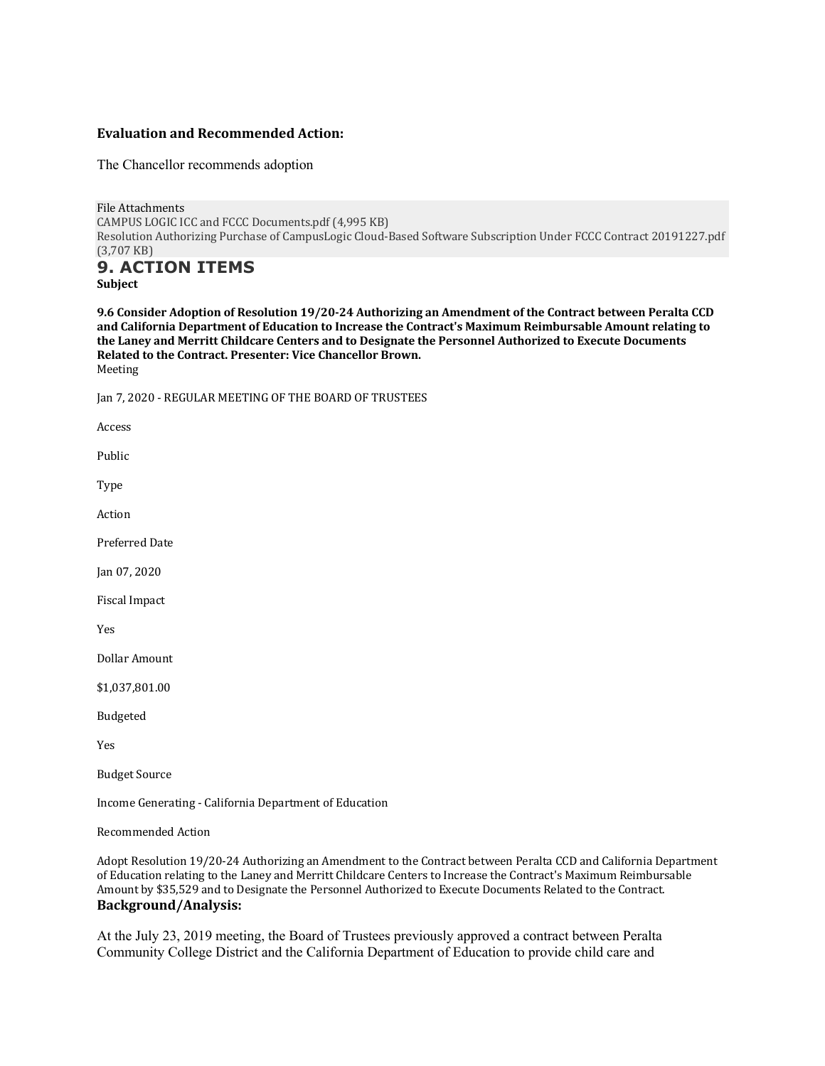### Evaluation and Recommended Action:

The Chancellor recommends adoption

File Attachments
CAMPUS LOGIC ICC and FCCC Documents.pdf (4,995 KB)
Resolution Authorizing Purchase of CampusLogic Cloud-Based Software Subscription Under FCCC Contract 20191227.pdf (3,707 KB)

## 9. ACTION ITEMS

**Subject**

**9.6 Consider Adoption of Resolution 19/20-24 Authorizing an Amendment of the Contract between Peralta CCD and California Department of Education to Increase the Contract's Maximum Reimbursable Amount relating to the Laney and Merritt Childcare Centers and to Designate the Personnel Authorized to Execute Documents Related to the Contract. Presenter: Vice Chancellor Brown.**

Meeting

Jan 7, 2020 - REGULAR MEETING OF THE BOARD OF TRUSTEES

Access

Public

Type

Action

Preferred Date

Jan 07, 2020

Fiscal Impact

Yes

Dollar Amount

$1,037,801.00

Budgeted

Yes

Budget Source

Income Generating - California Department of Education

Recommended Action

Adopt Resolution 19/20-24 Authorizing an Amendment to the Contract between Peralta CCD and California Department of Education relating to the Laney and Merritt Childcare Centers to Increase the Contract's Maximum Reimbursable Amount by $35,529 and to Designate the Personnel Authorized to Execute Documents Related to the Contract.

### Background/Analysis:

At the July 23, 2019 meeting, the Board of Trustees previously approved a contract between Peralta Community College District and the California Department of Education to provide child care and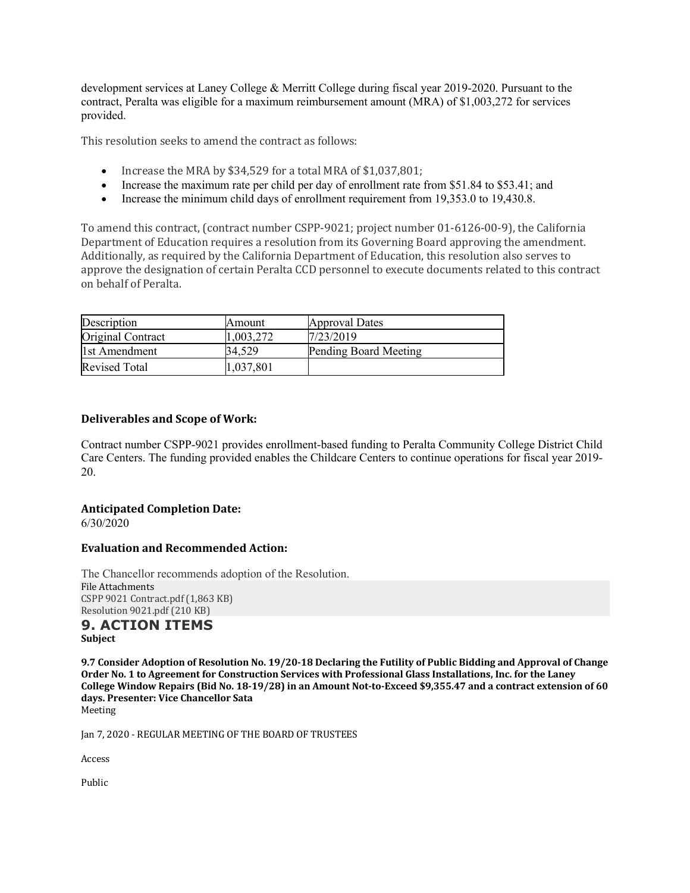development services at Laney College & Merritt College during fiscal year 2019-2020. Pursuant to the contract, Peralta was eligible for a maximum reimbursement amount (MRA) of $1,003,272 for services provided.

This resolution seeks to amend the contract as follows:

- Increase the MRA by $34,529 for a total MRA of $1,037,801;
- Increase the maximum rate per child per day of enrollment rate from $51.84 to $53.41; and
- Increase the minimum child days of enrollment requirement from 19,353.0 to 19,430.8.

To amend this contract, (contract number CSPP-9021; project number 01-6126-00-9), the California Department of Education requires a resolution from its Governing Board approving the amendment. Additionally, as required by the California Department of Education, this resolution also serves to approve the designation of certain Peralta CCD personnel to execute documents related to this contract on behalf of Peralta.

| Description | Amount | Approval Dates |
|---|---|---|
| Original Contract | 1,003,272 | 7/23/2019 |
| 1st Amendment | 34,529 | Pending Board Meeting |
| Revised Total | 1,037,801 | |

### Deliverables and Scope of Work:

Contract number CSPP-9021 provides enrollment-based funding to Peralta Community College District Child Care Centers. The funding provided enables the Childcare Centers to continue operations for fiscal year 2019-20.

### Anticipated Completion Date:

6/30/2020

### Evaluation and Recommended Action:

The Chancellor recommends adoption of the Resolution.

File Attachments
CSPP 9021 Contract.pdf (1,863 KB)
Resolution 9021.pdf (210 KB)

## 9. ACTION ITEMS

**Subject**

**9.7 Consider Adoption of Resolution No. 19/20-18 Declaring the Futility of Public Bidding and Approval of Change Order No. 1 to Agreement for Construction Services with Professional Glass Installations, Inc. for the Laney College Window Repairs (Bid No. 18-19/28) in an Amount Not-to-Exceed $9,355.47 and a contract extension of 60 days. Presenter: Vice Chancellor Sata**

Meeting

Jan 7, 2020 - REGULAR MEETING OF THE BOARD OF TRUSTEES

Access

Public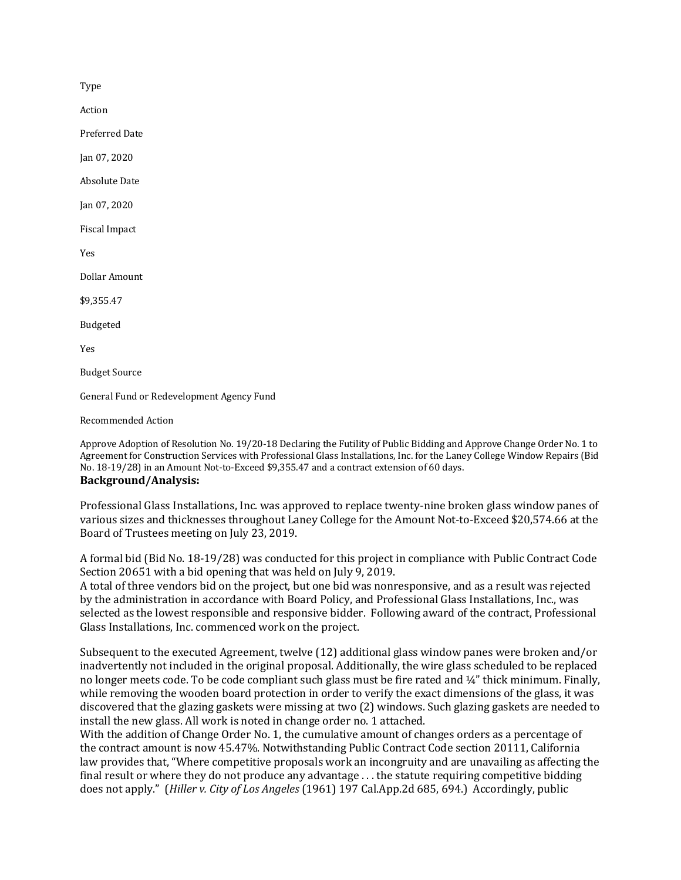Type

Action

Preferred Date

Jan 07, 2020

Absolute Date

Jan 07, 2020

Fiscal Impact

Yes

Dollar Amount

$9,355.47

Budgeted

Yes

Budget Source

General Fund or Redevelopment Agency Fund

Recommended Action

Approve Adoption of Resolution No. 19/20-18 Declaring the Futility of Public Bidding and Approve Change Order No. 1 to Agreement for Construction Services with Professional Glass Installations, Inc. for the Laney College Window Repairs (Bid No. 18-19/28) in an Amount Not-to-Exceed $9,355.47 and a contract extension of 60 days.

**Background/Analysis:**

Professional Glass Installations, Inc. was approved to replace twenty-nine broken glass window panes of various sizes and thicknesses throughout Laney College for the Amount Not-to-Exceed $20,574.66 at the Board of Trustees meeting on July 23, 2019.

A formal bid (Bid No. 18-19/28) was conducted for this project in compliance with Public Contract Code Section 20651 with a bid opening that was held on July 9, 2019.
A total of three vendors bid on the project, but one bid was nonresponsive, and as a result was rejected by the administration in accordance with Board Policy, and Professional Glass Installations, Inc., was selected as the lowest responsible and responsive bidder. Following award of the contract, Professional Glass Installations, Inc. commenced work on the project.

Subsequent to the executed Agreement, twelve (12) additional glass window panes were broken and/or inadvertently not included in the original proposal. Additionally, the wire glass scheduled to be replaced no longer meets code. To be code compliant such glass must be fire rated and ¼" thick minimum. Finally, while removing the wooden board protection in order to verify the exact dimensions of the glass, it was discovered that the glazing gaskets were missing at two (2) windows. Such glazing gaskets are needed to install the new glass. All work is noted in change order no. 1 attached.
With the addition of Change Order No. 1, the cumulative amount of changes orders as a percentage of the contract amount is now 45.47%. Notwithstanding Public Contract Code section 20111, California law provides that, "Where competitive proposals work an incongruity and are unavailing as affecting the final result or where they do not produce any advantage . . . the statute requiring competitive bidding does not apply." (*Hiller v. City of Los Angeles* (1961) 197 Cal.App.2d 685, 694.) Accordingly, public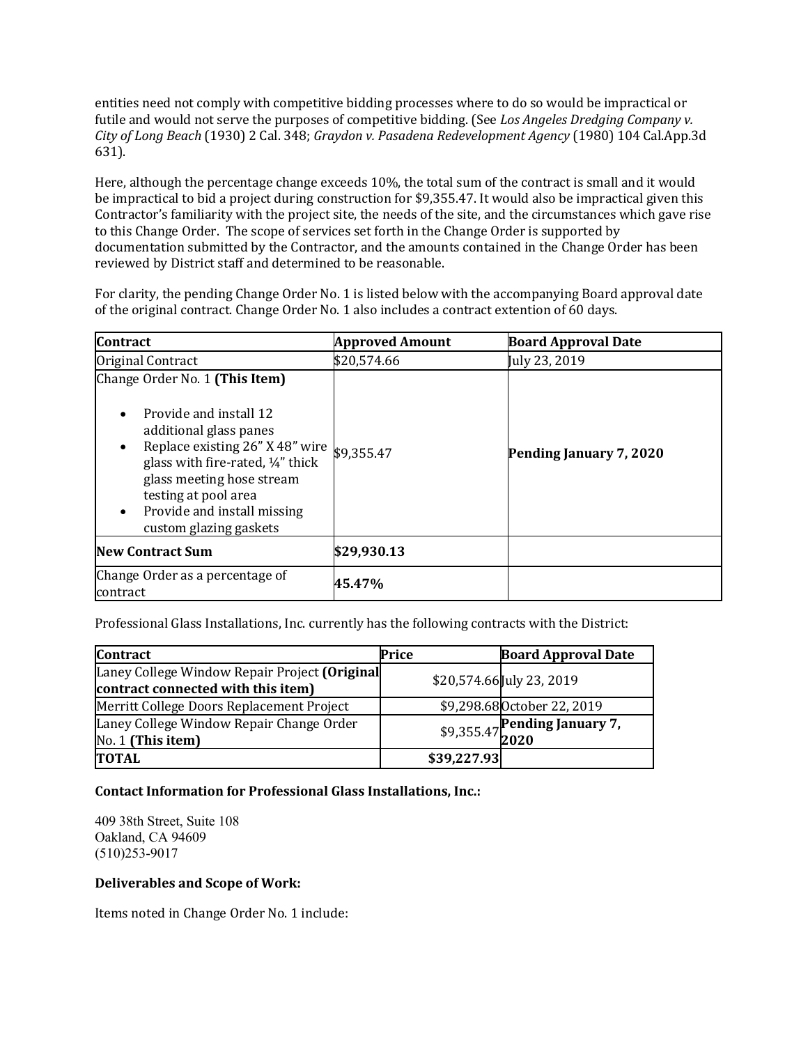entities need not comply with competitive bidding processes where to do so would be impractical or futile and would not serve the purposes of competitive bidding. (See *Los Angeles Dredging Company v. City of Long Beach* (1930) 2 Cal. 348; *Graydon v. Pasadena Redevelopment Agency* (1980) 104 Cal.App.3d 631).

Here, although the percentage change exceeds 10%, the total sum of the contract is small and it would be impractical to bid a project during construction for $9,355.47. It would also be impractical given this Contractor's familiarity with the project site, the needs of the site, and the circumstances which gave rise to this Change Order. The scope of services set forth in the Change Order is supported by documentation submitted by the Contractor, and the amounts contained in the Change Order has been reviewed by District staff and determined to be reasonable.

For clarity, the pending Change Order No. 1 is listed below with the accompanying Board approval date of the original contract. Change Order No. 1 also includes a contract extention of 60 days.

| **Contract** | **Approved Amount** | **Board Approval Date** |
|---|---|---|
| Original Contract | $20,574.66 | July 23, 2019 |
| Change Order No. 1 **(This Item)**<br>• Provide and install 12 additional glass panes<br>• Replace existing 26" X 48" wire glass with fire-rated, ¼" thick glass meeting hose stream testing at pool area<br>• Provide and install missing custom glazing gaskets | $9,355.47 | **Pending January 7, 2020** |
| **New Contract Sum** | **$29,930.13** | |
| Change Order as a percentage of contract | **45.47%** | |

Professional Glass Installations, Inc. currently has the following contracts with the District:

| **Contract** | **Price** | **Board Approval Date** |
|---|---|---|
| Laney College Window Repair Project **(Original contract connected with this item)** | $20,574.66 | July 23, 2019 |
| Merritt College Doors Replacement Project | $9,298.68 | October 22, 2019 |
| Laney College Window Repair Change Order No. 1 **(This item)** | $9,355.47 | **Pending January 7, 2020** |
| **TOTAL** | **$39,227.93** | |

**Contact Information for Professional Glass Installations, Inc.:**

409 38th Street, Suite 108
Oakland, CA 94609
(510)253-9017

**Deliverables and Scope of Work:**

Items noted in Change Order No. 1 include: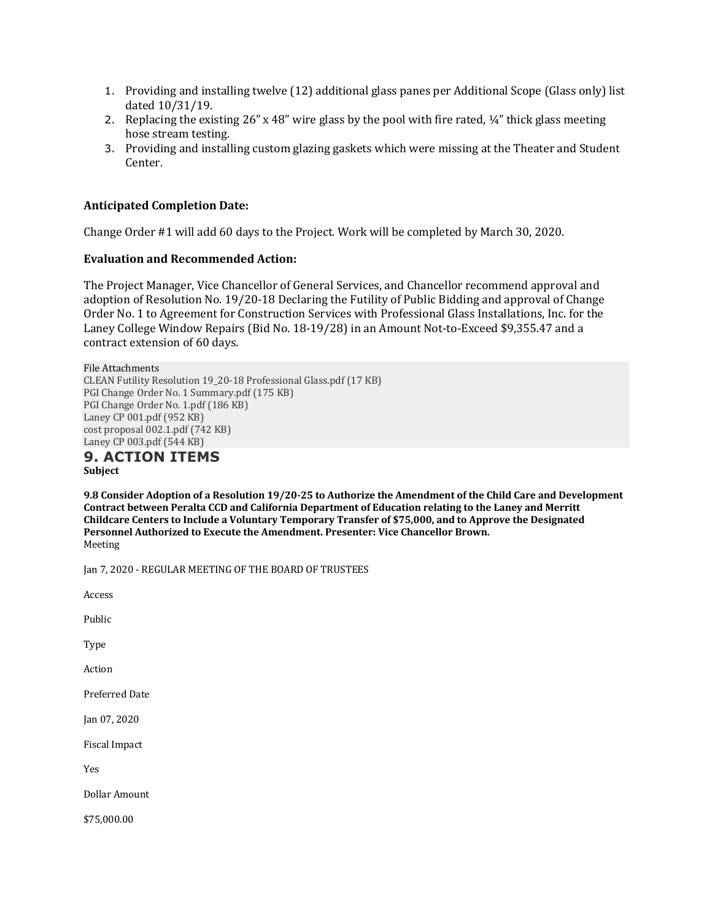1. Providing and installing twelve (12) additional glass panes per Additional Scope (Glass only) list dated 10/31/19.
2. Replacing the existing 26" x 48" wire glass by the pool with fire rated, ¼" thick glass meeting hose stream testing.
3. Providing and installing custom glazing gaskets which were missing at the Theater and Student Center.

**Anticipated Completion Date:**

Change Order #1 will add 60 days to the Project. Work will be completed by March 30, 2020.

**Evaluation and Recommended Action:**

The Project Manager, Vice Chancellor of General Services, and Chancellor recommend approval and adoption of Resolution No. 19/20-18 Declaring the Futility of Public Bidding and approval of Change Order No. 1 to Agreement for Construction Services with Professional Glass Installations, Inc. for the Laney College Window Repairs (Bid No. 18-19/28) in an Amount Not-to-Exceed $9,355.47 and a contract extension of 60 days.

File Attachments
CLEAN Futility Resolution 19_20-18 Professional Glass.pdf (17 KB)
PGI Change Order No. 1 Summary.pdf (175 KB)
PGI Change Order No. 1.pdf (186 KB)
Laney CP 001.pdf (952 KB)
cost proposal 002.1.pdf (742 KB)
Laney CP 003.pdf (544 KB)

## 9. ACTION ITEMS

**Subject**

**9.8 Consider Adoption of a Resolution 19/20-25 to Authorize the Amendment of the Child Care and Development Contract between Peralta CCD and California Department of Education relating to the Laney and Merritt Childcare Centers to Include a Voluntary Temporary Transfer of $75,000, and to Approve the Designated Personnel Authorized to Execute the Amendment. Presenter: Vice Chancellor Brown.**

Meeting

Jan 7, 2020 - REGULAR MEETING OF THE BOARD OF TRUSTEES

Access

Public

Type

Action

Preferred Date

Jan 07, 2020

Fiscal Impact

Yes

Dollar Amount

$75,000.00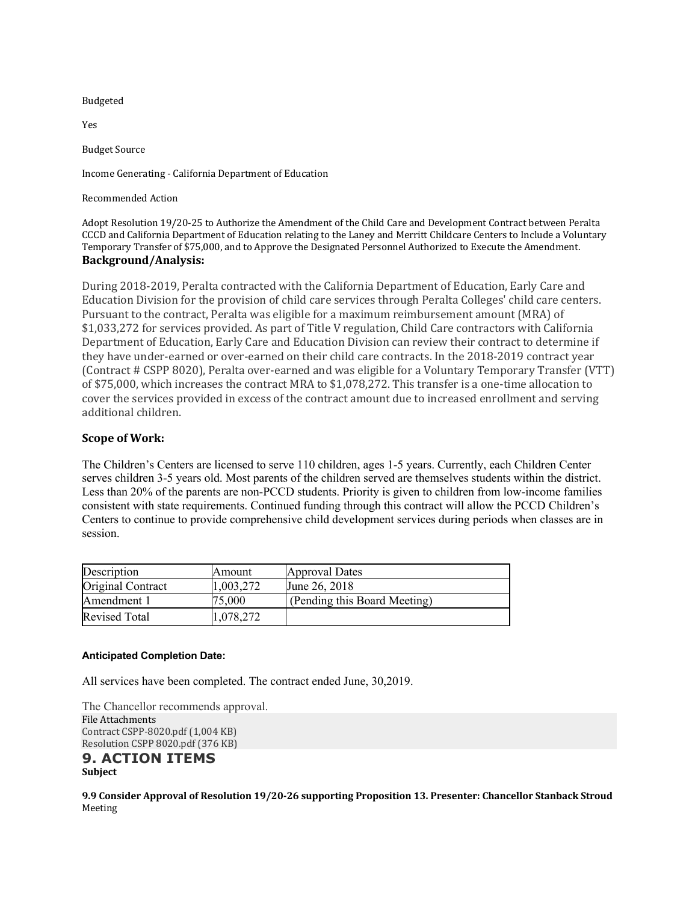Budgeted

Yes

Budget Source

Income Generating - California Department of Education

Recommended Action

Adopt Resolution 19/20-25 to Authorize the Amendment of the Child Care and Development Contract between Peralta CCCD and California Department of Education relating to the Laney and Merritt Childcare Centers to Include a Voluntary Temporary Transfer of $75,000, and to Approve the Designated Personnel Authorized to Execute the Amendment.

**Background/Analysis:**

During 2018-2019, Peralta contracted with the California Department of Education, Early Care and Education Division for the provision of child care services through Peralta Colleges' child care centers. Pursuant to the contract, Peralta was eligible for a maximum reimbursement amount (MRA) of $1,033,272 for services provided. As part of Title V regulation, Child Care contractors with California Department of Education, Early Care and Education Division can review their contract to determine if they have under-earned or over-earned on their child care contracts. In the 2018-2019 contract year (Contract # CSPP 8020), Peralta over-earned and was eligible for a Voluntary Temporary Transfer (VTT) of $75,000, which increases the contract MRA to $1,078,272. This transfer is a one-time allocation to cover the services provided in excess of the contract amount due to increased enrollment and serving additional children.

**Scope of Work:**

The Children's Centers are licensed to serve 110 children, ages 1-5 years. Currently, each Children Center serves children 3-5 years old. Most parents of the children served are themselves students within the district. Less than 20% of the parents are non-PCCD students. Priority is given to children from low-income families consistent with state requirements. Continued funding through this contract will allow the PCCD Children's Centers to continue to provide comprehensive child development services during periods when classes are in session.

| Description | Amount | Approval Dates |
|---|---|---|
| Original Contract | 1,003,272 | June 26, 2018 |
| Amendment 1 | 75,000 | (Pending this Board Meeting) |
| Revised Total | 1,078,272 | |

**Anticipated Completion Date:**

All services have been completed. The contract ended June, 30,2019.

The Chancellor recommends approval.

File Attachments

Contract CSPP-8020.pdf (1,004 KB)

Resolution CSPP 8020.pdf (376 KB)

## 9. ACTION ITEMS

**Subject**

**9.9 Consider Approval of Resolution 19/20-26 supporting Proposition 13. Presenter: Chancellor Stanback Stroud**

Meeting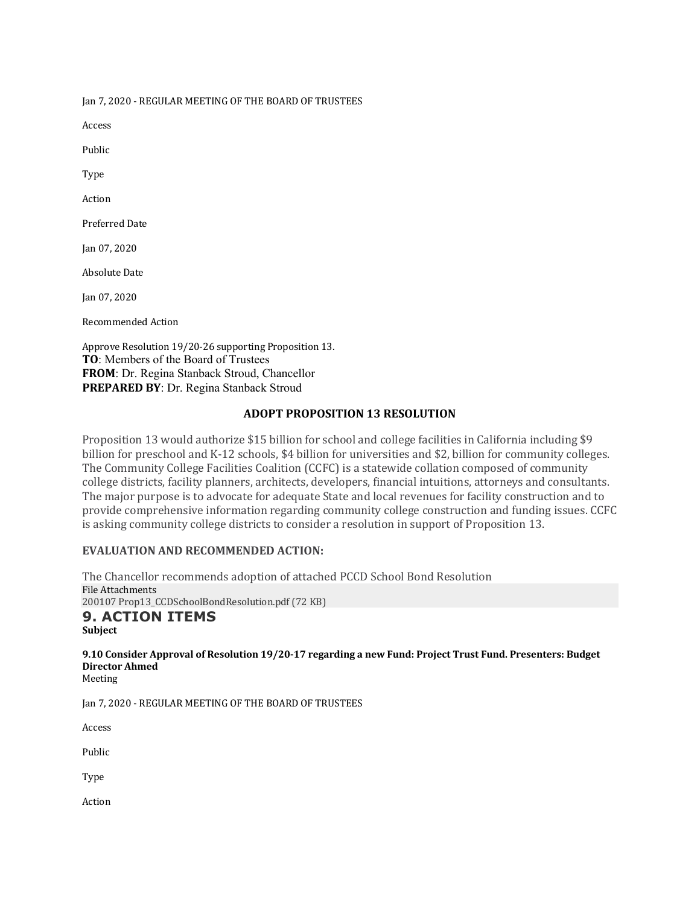Jan 7, 2020 - REGULAR MEETING OF THE BOARD OF TRUSTEES

Access

Public

Type

Action

Preferred Date

Jan 07, 2020

Absolute Date

Jan 07, 2020

Recommended Action

Approve Resolution 19/20-26 supporting Proposition 13.

**TO**: Members of the Board of Trustees
**FROM**: Dr. Regina Stanback Stroud, Chancellor
**PREPARED BY**: Dr. Regina Stanback Stroud

**ADOPT PROPOSITION 13 RESOLUTION**

Proposition 13 would authorize $15 billion for school and college facilities in California including $9 billion for preschool and K-12 schools, $4 billion for universities and $2, billion for community colleges. The Community College Facilities Coalition (CCFC) is a statewide collation composed of community college districts, facility planners, architects, developers, financial intuitions, attorneys and consultants. The major purpose is to advocate for adequate State and local revenues for facility construction and to provide comprehensive information regarding community college construction and funding issues. CCFC is asking community college districts to consider a resolution in support of Proposition 13.

**EVALUATION AND RECOMMENDED ACTION:**

The Chancellor recommends adoption of attached PCCD School Bond Resolution

File Attachments
200107 Prop13_CCDSchoolBondResolution.pdf (72 KB)

## 9. ACTION ITEMS

**Subject**

**9.10 Consider Approval of Resolution 19/20-17 regarding a new Fund: Project Trust Fund. Presenters: Budget Director Ahmed**

Meeting

Jan 7, 2020 - REGULAR MEETING OF THE BOARD OF TRUSTEES

Access

Public

Type

Action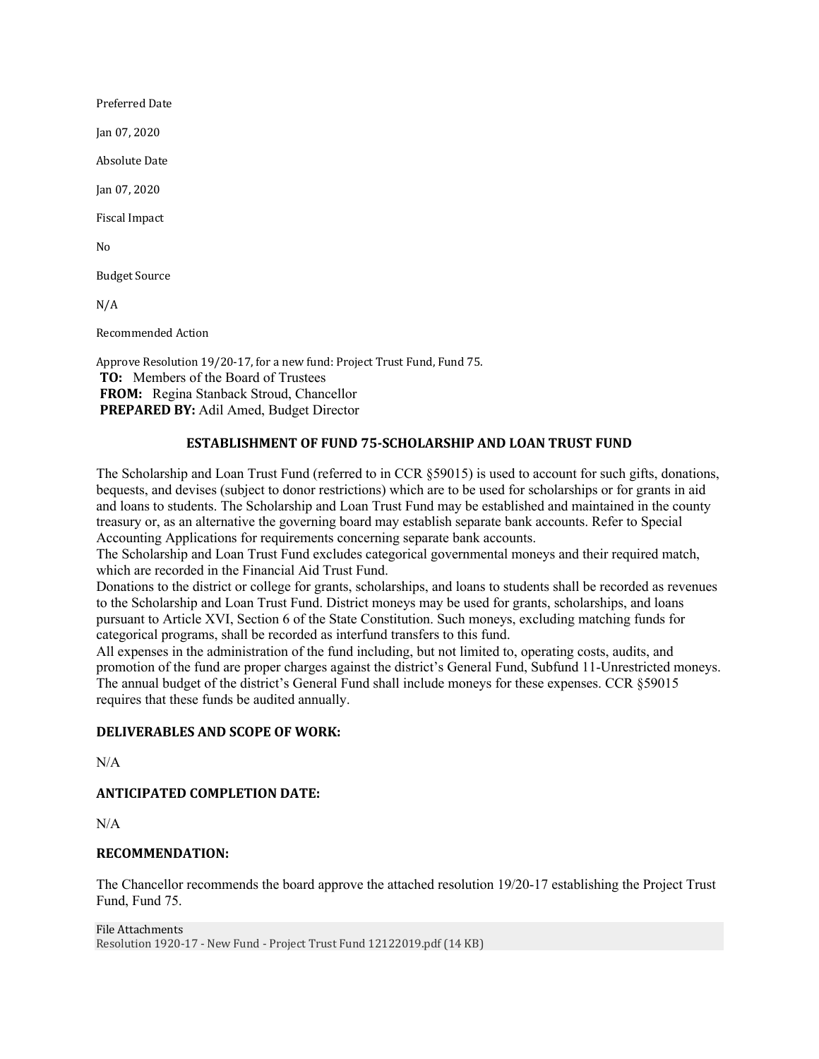Preferred Date

Jan 07, 2020

Absolute Date

Jan 07, 2020

Fiscal Impact

No

Budget Source

N/A

Recommended Action

Approve Resolution 19/20-17, for a new fund: Project Trust Fund, Fund 75.

**TO:** Members of the Board of Trustees
**FROM:** Regina Stanback Stroud, Chancellor
**PREPARED BY:** Adil Amed, Budget Director

## ESTABLISHMENT OF FUND 75-SCHOLARSHIP AND LOAN TRUST FUND

The Scholarship and Loan Trust Fund (referred to in CCR §59015) is used to account for such gifts, donations, bequests, and devises (subject to donor restrictions) which are to be used for scholarships or for grants in aid and loans to students. The Scholarship and Loan Trust Fund may be established and maintained in the county treasury or, as an alternative the governing board may establish separate bank accounts. Refer to Special Accounting Applications for requirements concerning separate bank accounts.

The Scholarship and Loan Trust Fund excludes categorical governmental moneys and their required match, which are recorded in the Financial Aid Trust Fund.

Donations to the district or college for grants, scholarships, and loans to students shall be recorded as revenues to the Scholarship and Loan Trust Fund. District moneys may be used for grants, scholarships, and loans pursuant to Article XVI, Section 6 of the State Constitution. Such moneys, excluding matching funds for categorical programs, shall be recorded as interfund transfers to this fund.

All expenses in the administration of the fund including, but not limited to, operating costs, audits, and promotion of the fund are proper charges against the district's General Fund, Subfund 11-Unrestricted moneys. The annual budget of the district's General Fund shall include moneys for these expenses. CCR §59015 requires that these funds be audited annually.

### DELIVERABLES AND SCOPE OF WORK:

N/A

### ANTICIPATED COMPLETION DATE:

N/A

### RECOMMENDATION:

The Chancellor recommends the board approve the attached resolution 19/20-17 establishing the Project Trust Fund, Fund 75.

File Attachments
Resolution 1920-17 - New Fund - Project Trust Fund 12122019.pdf (14 KB)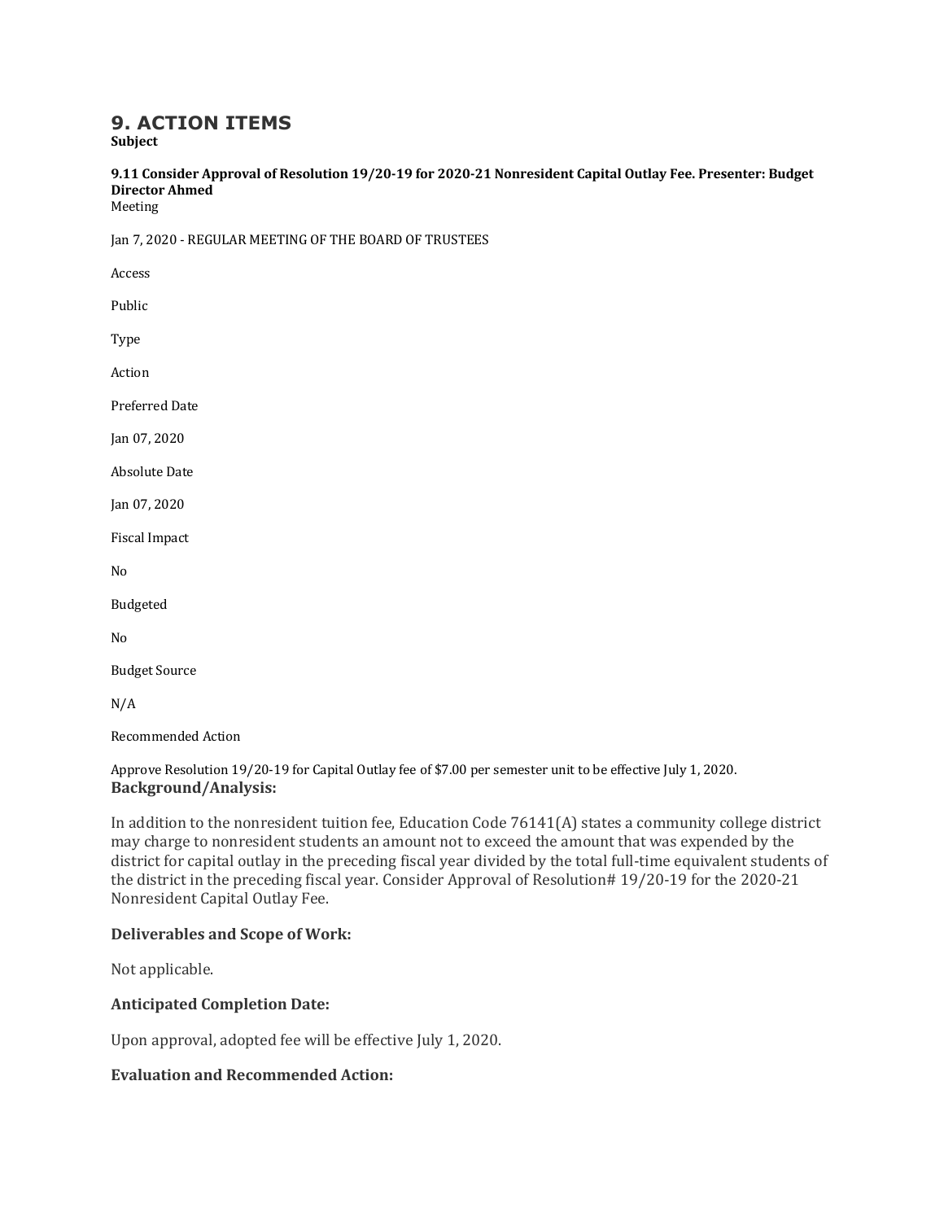## 9. ACTION ITEMS

**Subject**

**9.11 Consider Approval of Resolution 19/20-19 for 2020-21 Nonresident Capital Outlay Fee. Presenter: Budget Director Ahmed**

Meeting

Jan 7, 2020 - REGULAR MEETING OF THE BOARD OF TRUSTEES

Access

Public

Type

Action

Preferred Date

Jan 07, 2020

Absolute Date

Jan 07, 2020

Fiscal Impact

No

Budgeted

No

Budget Source

N/A

Recommended Action

Approve Resolution 19/20-19 for Capital Outlay fee of $7.00 per semester unit to be effective July 1, 2020.

### Background/Analysis:

In addition to the nonresident tuition fee, Education Code 76141(A) states a community college district may charge to nonresident students an amount not to exceed the amount that was expended by the district for capital outlay in the preceding fiscal year divided by the total full-time equivalent students of the district in the preceding fiscal year. Consider Approval of Resolution# 19/20-19 for the 2020-21 Nonresident Capital Outlay Fee.

### Deliverables and Scope of Work:

Not applicable.

### Anticipated Completion Date:

Upon approval, adopted fee will be effective July 1, 2020.

### Evaluation and Recommended Action: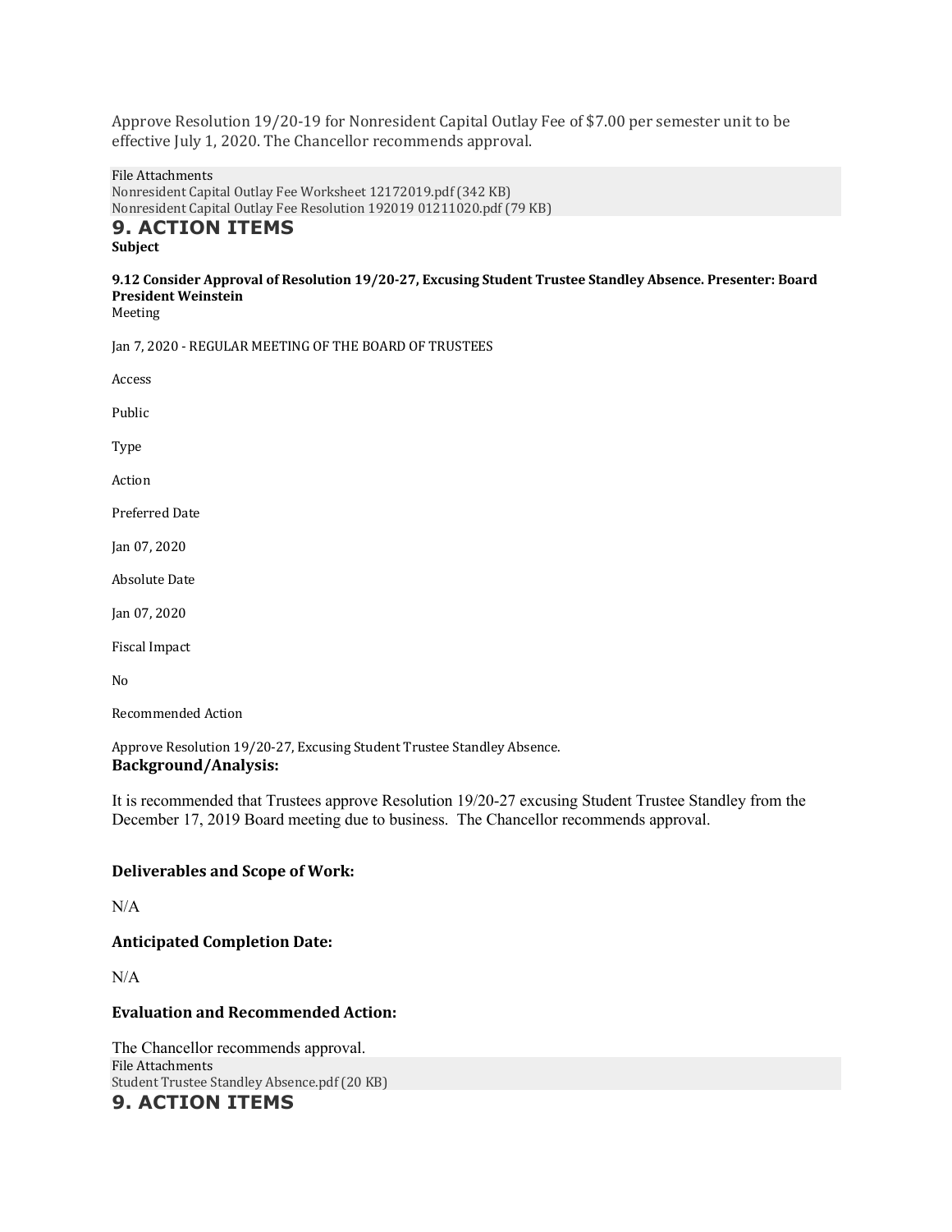Approve Resolution 19/20-19 for Nonresident Capital Outlay Fee of $7.00 per semester unit to be effective July 1, 2020. The Chancellor recommends approval.

File Attachments
Nonresident Capital Outlay Fee Worksheet 12172019.pdf (342 KB)
Nonresident Capital Outlay Fee Resolution 192019 01211020.pdf (79 KB)

## 9. ACTION ITEMS

**Subject**

**9.12 Consider Approval of Resolution 19/20-27, Excusing Student Trustee Standley Absence. Presenter: Board President Weinstein**

Meeting

Jan 7, 2020 - REGULAR MEETING OF THE BOARD OF TRUSTEES

Access

Public

Type

Action

Preferred Date

Jan 07, 2020

Absolute Date

Jan 07, 2020

Fiscal Impact

No

Recommended Action

Approve Resolution 19/20-27, Excusing Student Trustee Standley Absence.

### Background/Analysis:

It is recommended that Trustees approve Resolution 19/20-27 excusing Student Trustee Standley from the December 17, 2019 Board meeting due to business. The Chancellor recommends approval.

### Deliverables and Scope of Work:

N/A

### Anticipated Completion Date:

N/A

### Evaluation and Recommended Action:

The Chancellor recommends approval.

File Attachments
Student Trustee Standley Absence.pdf (20 KB)

## 9. ACTION ITEMS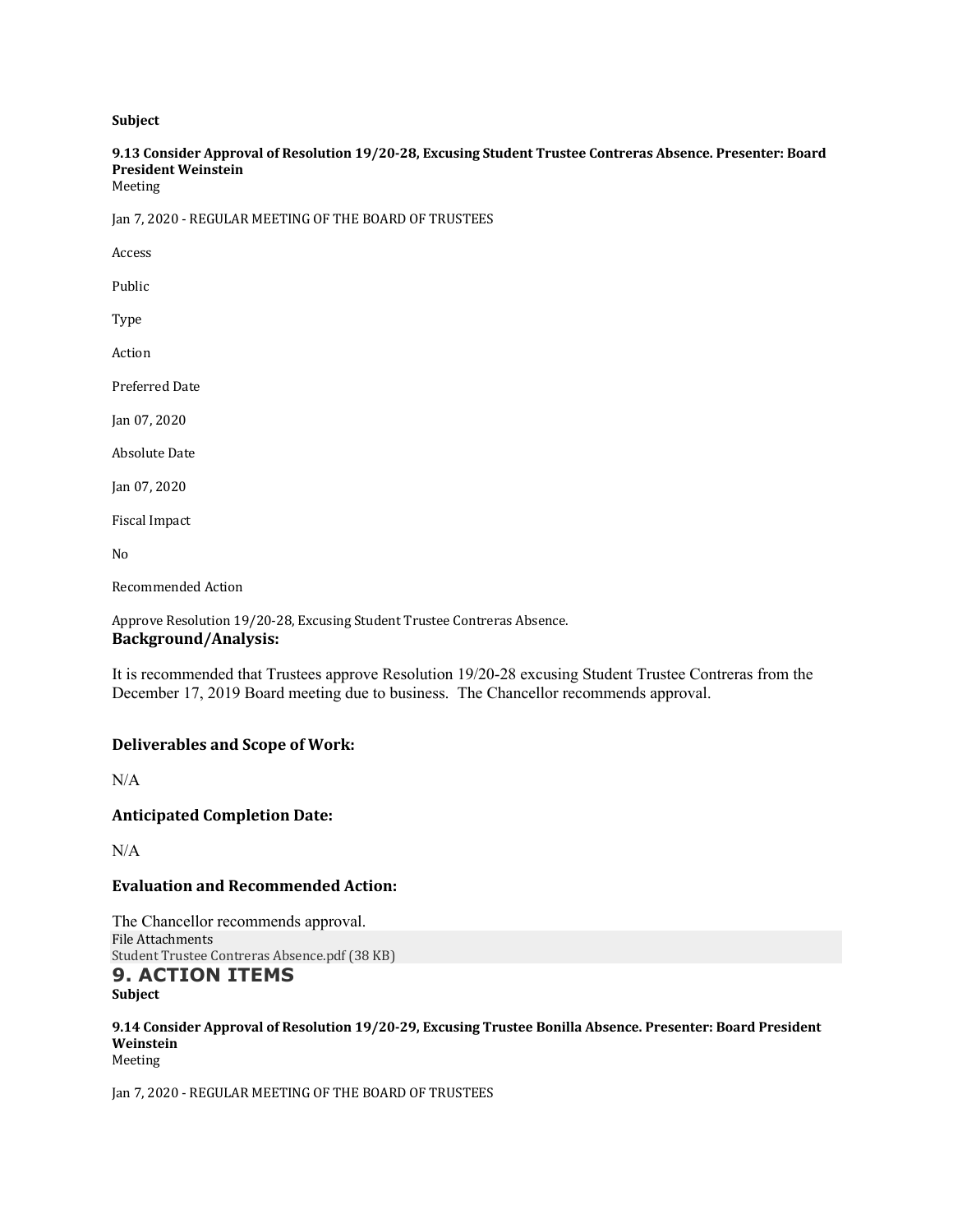**Subject**

**9.13 Consider Approval of Resolution 19/20-28, Excusing Student Trustee Contreras Absence. Presenter: Board President Weinstein**

Meeting

Jan 7, 2020 - REGULAR MEETING OF THE BOARD OF TRUSTEES

Access

Public

Type

Action

Preferred Date

Jan 07, 2020

Absolute Date

Jan 07, 2020

Fiscal Impact

No

Recommended Action

Approve Resolution 19/20-28, Excusing Student Trustee Contreras Absence.

### Background/Analysis:

It is recommended that Trustees approve Resolution 19/20-28 excusing Student Trustee Contreras from the December 17, 2019 Board meeting due to business. The Chancellor recommends approval.

### Deliverables and Scope of Work:

N/A

### Anticipated Completion Date:

N/A

### Evaluation and Recommended Action:

The Chancellor recommends approval.

File Attachments

Student Trustee Contreras Absence.pdf (38 KB)

## 9. ACTION ITEMS

**Subject**

**9.14 Consider Approval of Resolution 19/20-29, Excusing Trustee Bonilla Absence. Presenter: Board President Weinstein**

Meeting

Jan 7, 2020 - REGULAR MEETING OF THE BOARD OF TRUSTEES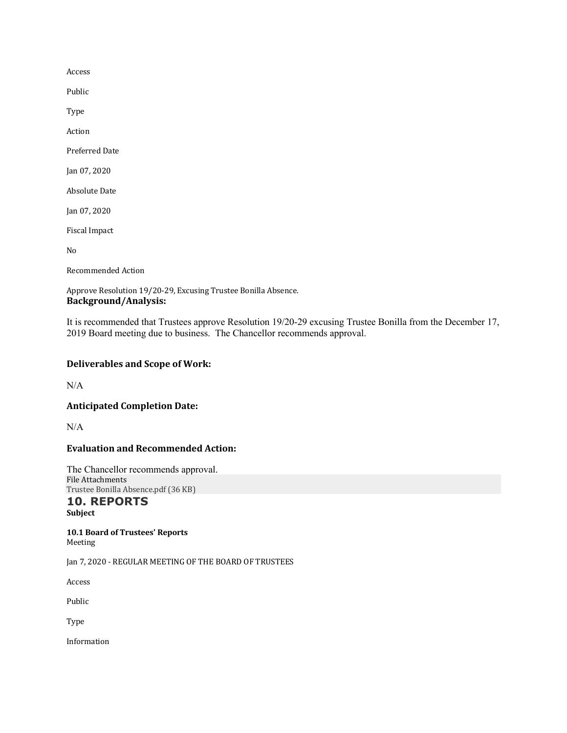Access

Public

Type

Action

Preferred Date

Jan 07, 2020

Absolute Date

Jan 07, 2020

Fiscal Impact

No

Recommended Action

Approve Resolution 19/20-29, Excusing Trustee Bonilla Absence.

**Background/Analysis:**

It is recommended that Trustees approve Resolution 19/20-29 excusing Trustee Bonilla from the December 17, 2019 Board meeting due to business. The Chancellor recommends approval.

**Deliverables and Scope of Work:**

N/A

**Anticipated Completion Date:**

N/A

**Evaluation and Recommended Action:**

The Chancellor recommends approval.

File Attachments

Trustee Bonilla Absence.pdf (36 KB)

## 10. REPORTS

**Subject**

**10.1 Board of Trustees' Reports**

Meeting

Jan 7, 2020 - REGULAR MEETING OF THE BOARD OF TRUSTEES

Access

Public

Type

Information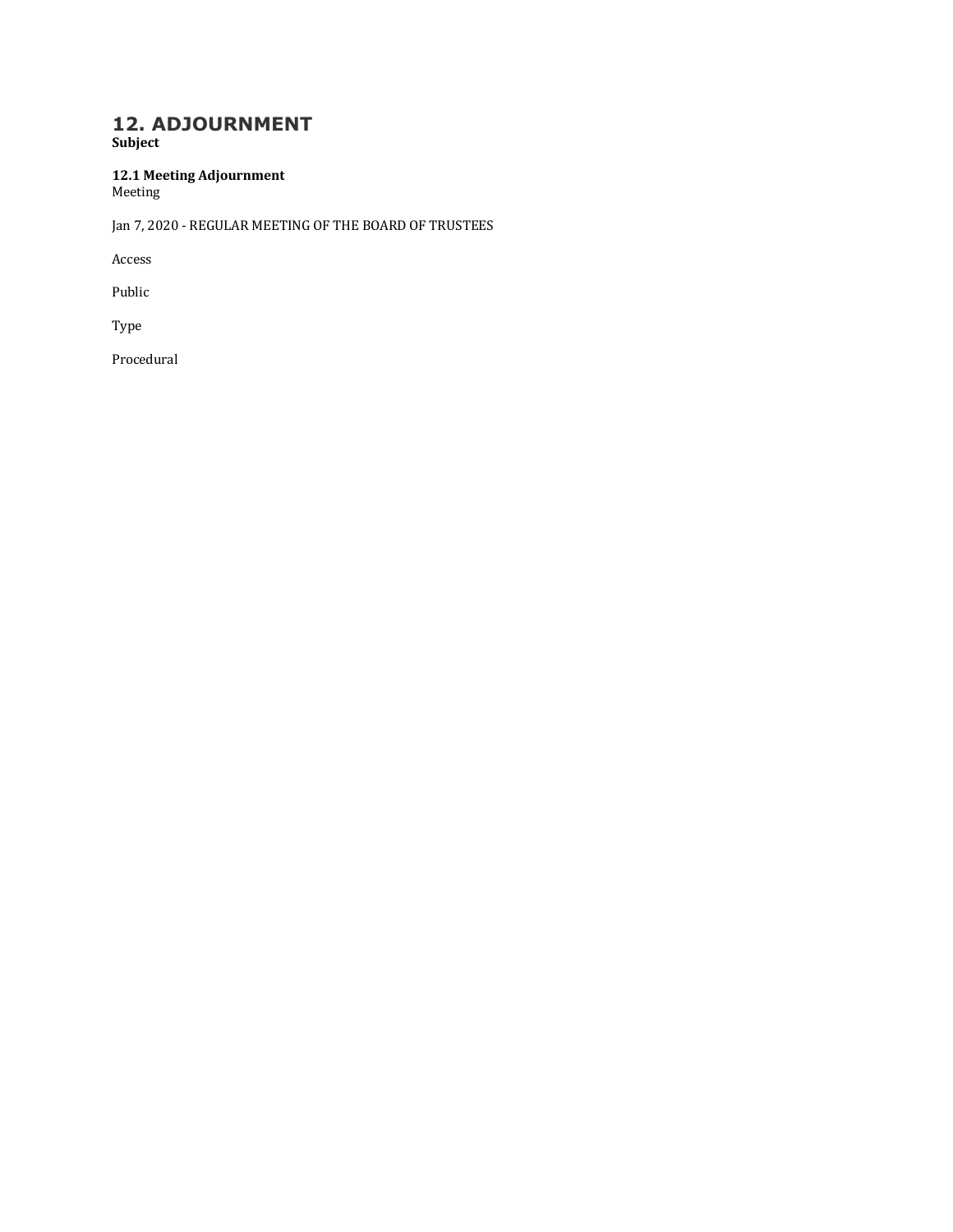## 12. ADJOURNMENT

**Subject**

**12.1 Meeting Adjournment**

Meeting

Jan 7, 2020 - REGULAR MEETING OF THE BOARD OF TRUSTEES

Access

Public

Type

Procedural